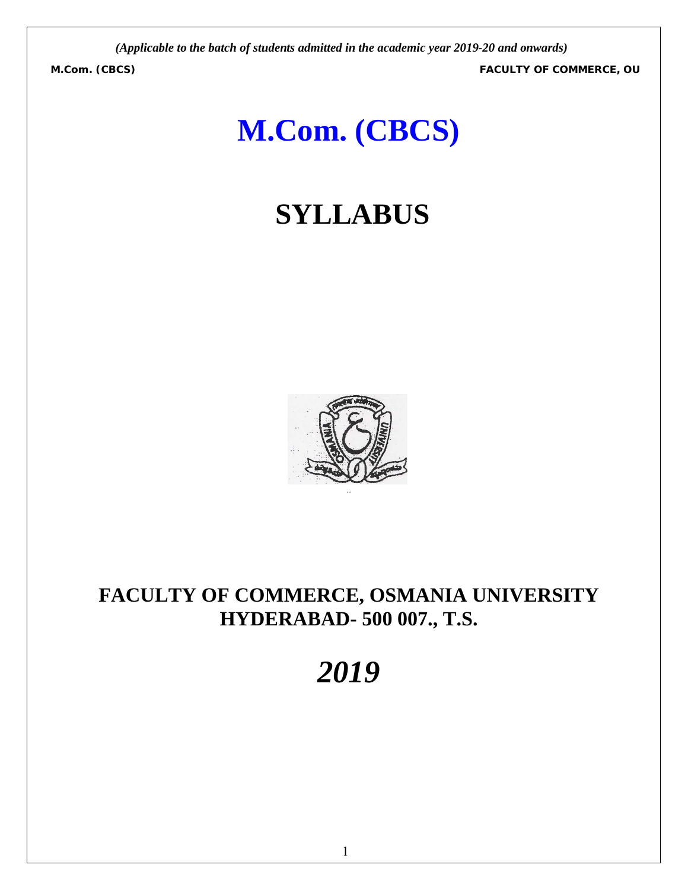*(Applicable to the batch of students admitted in the academic year 2019-20 and onwards)*

# M.Com. (CBCS)

# SYLLABUS

## FACULTY OF COMMERCE, OSMANIA UNIVERSITY
## HYDERABAD- 500 007., T.S.

# *2019*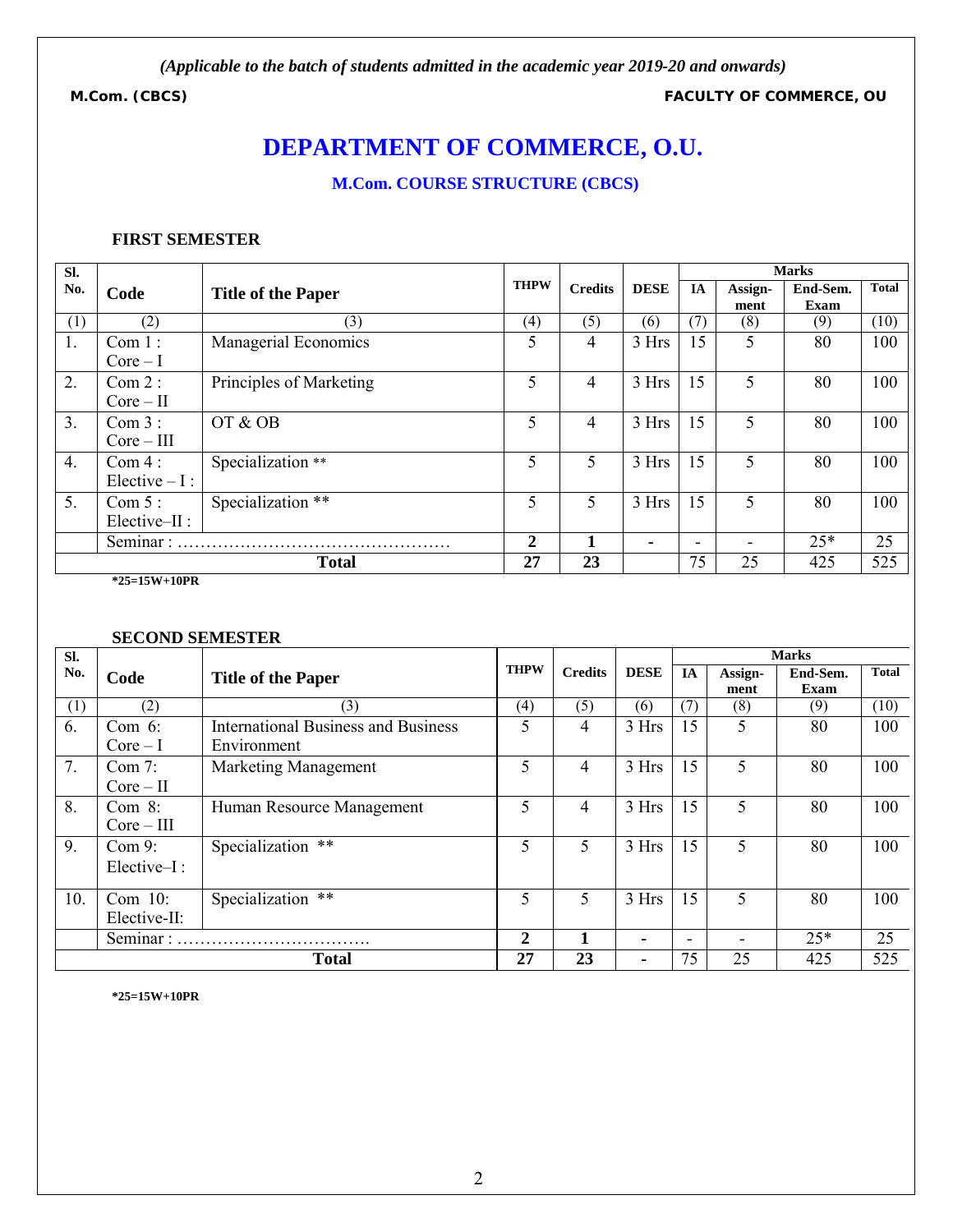*(Applicable to the batch of students admitted in the academic year 2019-20 and onwards)*

**M.Com. (CBCS)** **FACULTY OF COMMERCE, OU**

# DEPARTMENT OF COMMERCE, O.U.

## M.Com. COURSE STRUCTURE (CBCS)

### FIRST SEMESTER

| Sl. No. | Code | Title of the Paper | THPW | Credits | DESE | Marks | | | |
|---|---|---|---|---|---|---|---|---|---|
| | | | | | | IA | Assign-ment | End-Sem. Exam | Total |
| (1) | (2) | (3) | (4) | (5) | (6) | (7) | (8) | (9) | (10) |
| 1. | Com 1 : Core – I | Managerial Economics | 5 | 4 | 3 Hrs | 15 | 5 | 80 | 100 |
| 2. | Com 2 : Core – II | Principles of Marketing | 5 | 4 | 3 Hrs | 15 | 5 | 80 | 100 |
| 3. | Com 3 : Core – III | OT & OB | 5 | 4 | 3 Hrs | 15 | 5 | 80 | 100 |
| 4. | Com 4 : Elective – I : | Specialization ** | 5 | 5 | 3 Hrs | 15 | 5 | 80 | 100 |
| 5. | Com 5 : Elective–II : | Specialization ** | 5 | 5 | 3 Hrs | 15 | 5 | 80 | 100 |
| | Seminar : ………………………………………… | | **2** | **1** | **-** | - | - | 25* | 25 |
| | **Total** | | **27** | **23** | | 75 | 25 | 425 | 525 |

**\*25=15W+10PR**

### SECOND SEMESTER

| Sl. No. | Code | Title of the Paper | THPW | Credits | DESE | Marks | | | |
|---|---|---|---|---|---|---|---|---|---|
| | | | | | | IA | Assign-ment | End-Sem. Exam | Total |
| (1) | (2) | (3) | (4) | (5) | (6) | (7) | (8) | (9) | (10) |
| 6. | Com 6: Core – I | International Business and Business Environment | 5 | 4 | 3 Hrs | 15 | 5 | 80 | 100 |
| 7. | Com 7: Core – II | Marketing Management | 5 | 4 | 3 Hrs | 15 | 5 | 80 | 100 |
| 8. | Com 8: Core – III | Human Resource Management | 5 | 4 | 3 Hrs | 15 | 5 | 80 | 100 |
| 9. | Com 9: Elective–I : | Specialization ** | 5 | 5 | 3 Hrs | 15 | 5 | 80 | 100 |
| 10. | Com 10: Elective-II: | Specialization ** | 5 | 5 | 3 Hrs | 15 | 5 | 80 | 100 |
| | Seminar : ……………………………. | | **2** | **1** | **-** | - | - | 25* | 25 |
| | **Total** | | **27** | **23** | **-** | 75 | 25 | 425 | 525 |

**\*25=15W+10PR**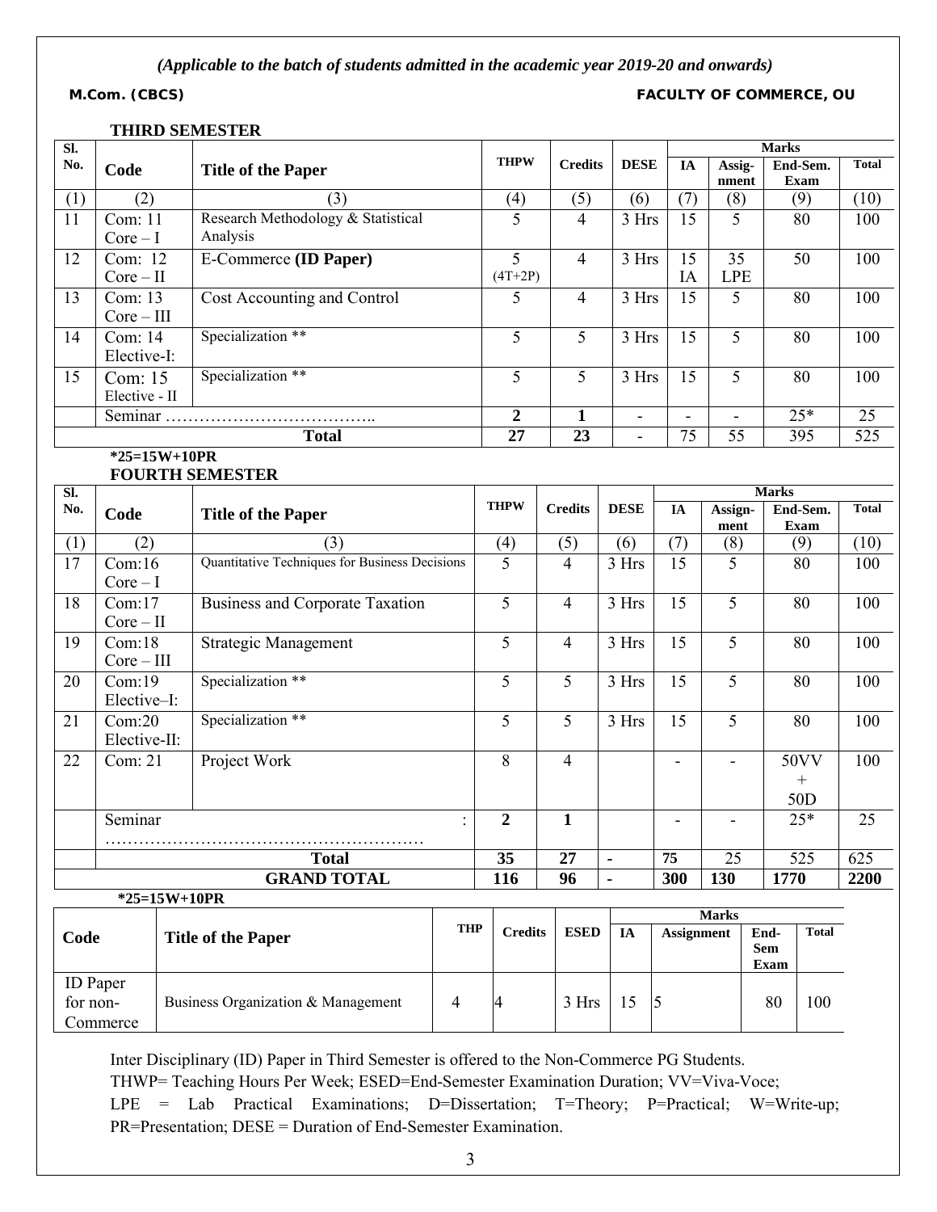*(Applicable to the batch of students admitted in the academic year 2019-20 and onwards)*

**M.Com. (CBCS)** **FACULTY OF COMMERCE, OU**

### THIRD SEMESTER

| Sl. No. | Code | Title of the Paper | THPW | Credits | DESE | Marks | | | |
|---|---|---|---|---|---|---|---|---|---|
| | | | | | | IA | Assig-nment | End-Sem. Exam | Total |
| (1) | (2) | (3) | (4) | (5) | (6) | (7) | (8) | (9) | (10) |
| 11 | Com: 11 Core – I | Research Methodology & Statistical Analysis | 5 | 4 | 3 Hrs | 15 | 5 | 80 | 100 |
| 12 | Com: 12 Core – II | E-Commerce **(ID Paper)** | 5 (4T+2P) | 4 | 3 Hrs | 15 IA | 35 LPE | 50 | 100 |
| 13 | Com: 13 Core – III | Cost Accounting and Control | 5 | 4 | 3 Hrs | 15 | 5 | 80 | 100 |
| 14 | Com: 14 Elective-I: | Specialization ** | 5 | 5 | 3 Hrs | 15 | 5 | 80 | 100 |
| 15 | Com: 15 Elective - II | Specialization ** | 5 | 5 | 3 Hrs | 15 | 5 | 80 | 100 |
| | Seminar ……………………………….. | | **2** | **1** | - | - | - | 25* | 25 |
| | **Total** | | **27** | **23** | - | 75 | 55 | 395 | 525 |

***25=15W+10PR**

### FOURTH SEMESTER

| Sl. No. | Code | Title of the Paper | THPW | Credits | DESE | Marks | | | |
|---|---|---|---|---|---|---|---|---|---|
| | | | | | | IA | Assign-ment | End-Sem. Exam | Total |
| (1) | (2) | (3) | (4) | (5) | (6) | (7) | (8) | (9) | (10) |
| 17 | Com:16 Core – I | Quantitative Techniques for Business Decisions | 5 | 4 | 3 Hrs | 15 | 5 | 80 | 100 |
| 18 | Com:17 Core – II | Business and Corporate Taxation | 5 | 4 | 3 Hrs | 15 | 5 | 80 | 100 |
| 19 | Com:18 Core – III | Strategic Management | 5 | 4 | 3 Hrs | 15 | 5 | 80 | 100 |
| 20 | Com:19 Elective–I: | Specialization ** | 5 | 5 | 3 Hrs | 15 | 5 | 80 | 100 |
| 21 | Com:20 Elective-II: | Specialization ** | 5 | 5 | 3 Hrs | 15 | 5 | 80 | 100 |
| 22 | Com: 21 | Project Work | 8 | 4 | | - | - | 50VV + 50D | 100 |
| | Seminar : ……………………………………………… | | **2** | **1** | | - | - | 25* | 25 |
| | **Total** | | **35** | **27** | **-** | **75** | 25 | 525 | 625 |
| | **GRAND TOTAL** | | **116** | **96** | **-** | **300** | **130** | **1770** | **2200** |

***25=15W+10PR**

| Code | Title of the Paper | THP | Credits | ESED | Marks | | | |
|---|---|---|---|---|---|---|---|---|
| | | | | | IA | Assignment | End-Sem Exam | Total |
| ID Paper for non-Commerce | Business Organization & Management | 4 | 4 | 3 Hrs | 15 | 5 | 80 | 100 |

Inter Disciplinary (ID) Paper in Third Semester is offered to the Non-Commerce PG Students.
THWP= Teaching Hours Per Week; ESED=End-Semester Examination Duration; VV=Viva-Voce;
LPE = Lab Practical Examinations; D=Dissertation; T=Theory; P=Practical; W=Write-up;
PR=Presentation; DESE = Duration of End-Semester Examination.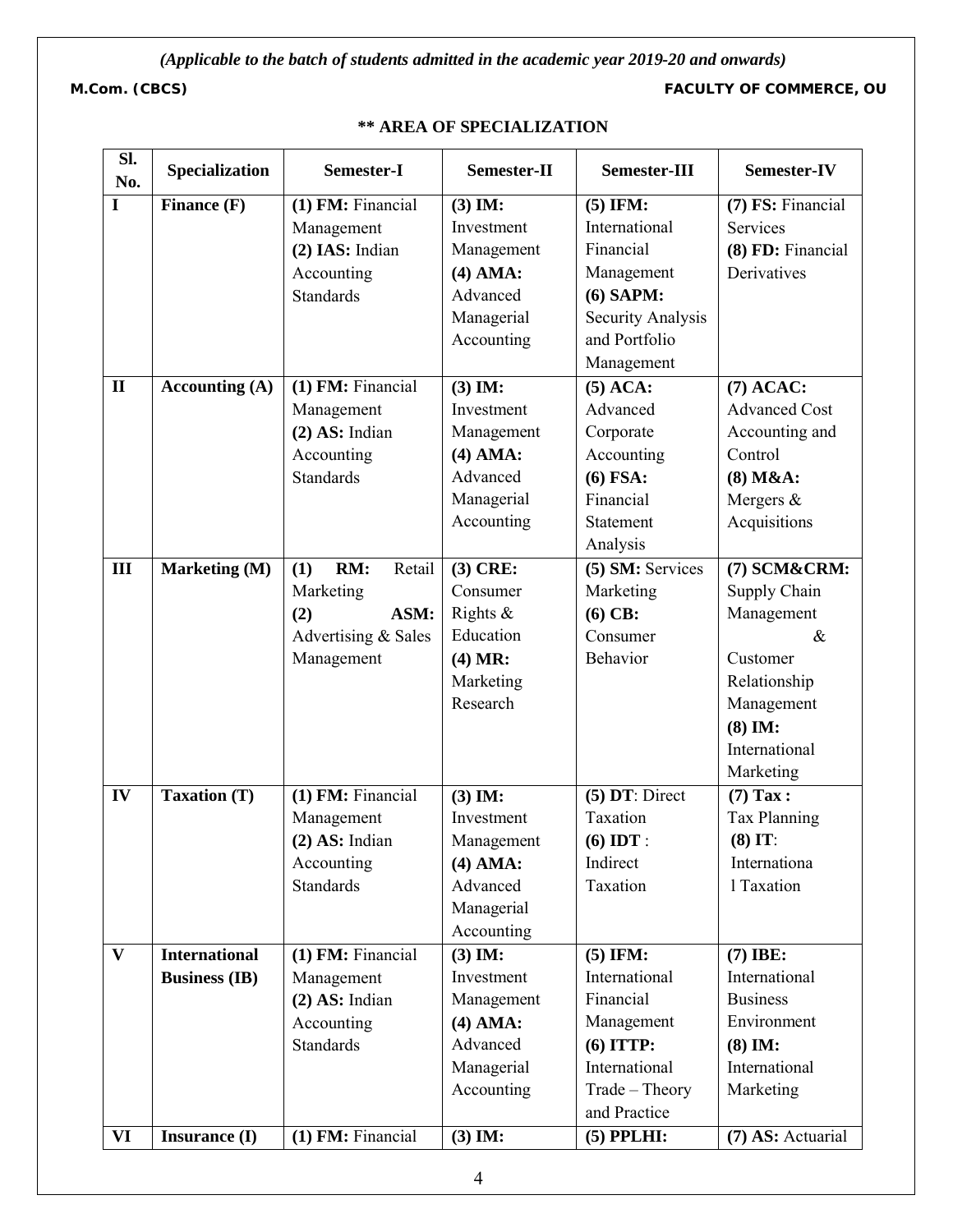*(Applicable to the batch of students admitted in the academic year 2019-20 and onwards)*

**M.Com. (CBCS)** **FACULTY OF COMMERCE, OU**

## ** AREA OF SPECIALIZATION

| Sl. No. | Specialization | Semester-I | Semester-II | Semester-III | Semester-IV |
|---|---|---|---|---|---|
| I | **Finance (F)** | **(1) FM:** Financial Management **(2) IAS:** Indian Accounting Standards | **(3) IM:** Investment Management **(4) AMA:** Advanced Managerial Accounting | **(5) IFM:** International Financial Management **(6) SAPM:** Security Analysis and Portfolio Management | **(7) FS:** Financial Services **(8) FD:** Financial Derivatives |
| II | **Accounting (A)** | **(1) FM:** Financial Management **(2) AS:** Indian Accounting Standards | **(3) IM:** Investment Management **(4) AMA:** Advanced Managerial Accounting | **(5) ACA:** Advanced Corporate Accounting **(6) FSA:** Financial Statement Analysis | **(7) ACAC:** Advanced Cost Accounting and Control **(8) M&A:** Mergers & Acquisitions |
| III | **Marketing (M)** | **(1) RM:** Retail Marketing **(2) ASM:** Advertising & Sales Management | **(3) CRE:** Consumer Rights & Education **(4) MR:** Marketing Research | **(5) SM:** Services Marketing **(6) CB:** Consumer Behavior | **(7) SCM&CRM:** Supply Chain Management & Customer Relationship Management **(8) IM:** International Marketing |
| IV | **Taxation (T)** | **(1) FM:** Financial Management **(2) AS:** Indian Accounting Standards | **(3) IM:** Investment Management **(4) AMA:** Advanced Managerial Accounting | **(5) DT**: Direct Taxation **(6) IDT** : Indirect Taxation | **(7) Tax :** Tax Planning **(8) IT**: International Taxation |
| V | **International Business (IB)** | **(1) FM:** Financial Management **(2) AS:** Indian Accounting Standards | **(3) IM:** Investment Management **(4) AMA:** Advanced Managerial Accounting | **(5) IFM:** International Financial Management **(6) ITTP:** International Trade – Theory and Practice | **(7) IBE:** International Business Environment **(8) IM:** International Marketing |
| VI | **Insurance (I)** | **(1) FM:** Financial | **(3) IM:** | **(5) PPLHI:** | **(7) AS:** Actuarial |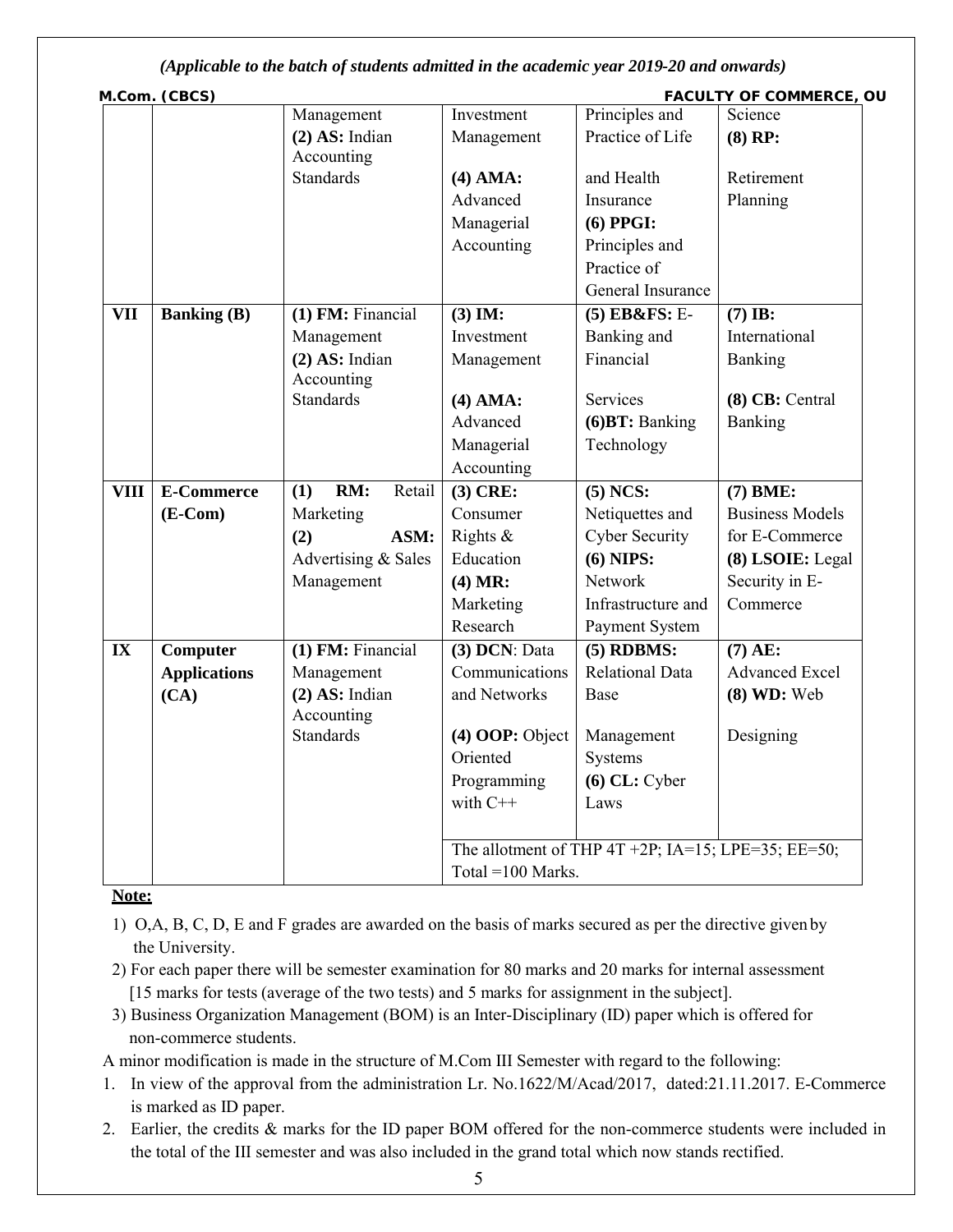*(Applicable to the batch of students admitted in the academic year 2019-20 and onwards)*

| | | | | | |
|---|---|---|---|---|---|
| | | Management **(2) AS:** Indian Accounting Standards | Investment Management **(4) AMA:** Advanced Managerial Accounting | Principles and Practice of Life and Health Insurance **(6) PPGI:** Principles and Practice of General Insurance | Science **(8) RP:** Retirement Planning |
| **VII** | **Banking (B)** | **(1) FM:** Financial Management **(2) AS:** Indian Accounting Standards | **(3) IM:** Investment Management **(4) AMA:** Advanced Managerial Accounting | **(5) EB&FS:** E-Banking and Financial Services **(6)BT:** Banking Technology | **(7) IB:** International Banking **(8) CB:** Central Banking |
| **VIII** | **E-Commerce (E-Com)** | **(1) RM:** Retail Marketing **(2) ASM:** Advertising & Sales Management | **(3) CRE:** Consumer Rights & Education **(4) MR:** Marketing Research | **(5) NCS:** Netiquettes and Cyber Security **(6) NIPS:** Network Infrastructure and Payment System | **(7) BME:** Business Models for E-Commerce **(8) LSOIE:** Legal Security in E-Commerce |
| **IX** | **Computer Applications (CA)** | **(1) FM:** Financial Management **(2) AS:** Indian Accounting Standards | **(3) DCN**: Data Communications and Networks **(4) OOP:** Object Oriented Programming with C++ | **(5) RDBMS:** Relational Data Base Management Systems **(6) CL:** Cyber Laws | **(7) AE:** Advanced Excel **(8) WD:** Web Designing |
| | | | The allotment of THP 4T +2P; IA=15; LPE=35; EE=50; Total =100 Marks. | | |

**Note:**

1) O,A, B, C, D, E and F grades are awarded on the basis of marks secured as per the directive given by the University.
2) For each paper there will be semester examination for 80 marks and 20 marks for internal assessment [15 marks for tests (average of the two tests) and 5 marks for assignment in the subject].
3) Business Organization Management (BOM) is an Inter-Disciplinary (ID) paper which is offered for non-commerce students.

A minor modification is made in the structure of M.Com III Semester with regard to the following:

1. In view of the approval from the administration Lr. No.1622/M/Acad/2017, dated:21.11.2017. E-Commerce is marked as ID paper.
2. Earlier, the credits & marks for the ID paper BOM offered for the non-commerce students were included in the total of the III semester and was also included in the grand total which now stands rectified.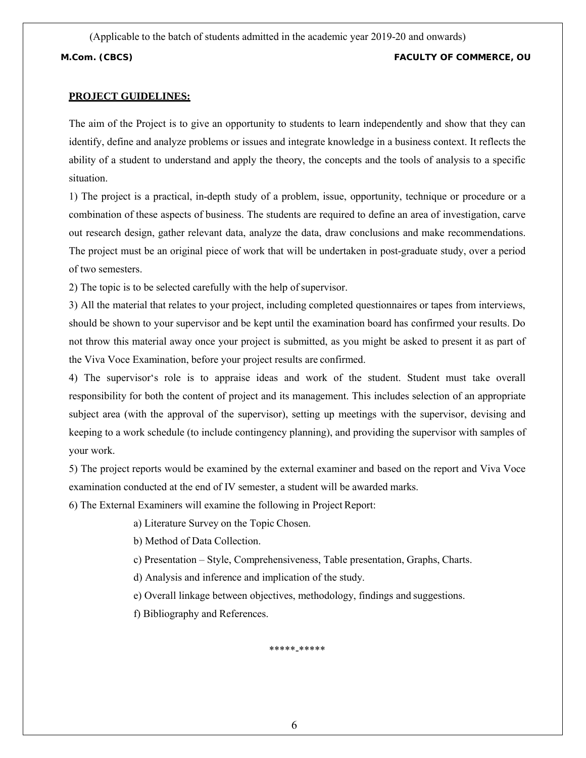## PROJECT GUIDELINES:

The aim of the Project is to give an opportunity to students to learn independently and show that they can identify, define and analyze problems or issues and integrate knowledge in a business context. It reflects the ability of a student to understand and apply the theory, the concepts and the tools of analysis to a specific situation.

1) The project is a practical, in-depth study of a problem, issue, opportunity, technique or procedure or a combination of these aspects of business. The students are required to define an area of investigation, carve out research design, gather relevant data, analyze the data, draw conclusions and make recommendations. The project must be an original piece of work that will be undertaken in post-graduate study, over a period of two semesters.

2) The topic is to be selected carefully with the help of supervisor.

3) All the material that relates to your project, including completed questionnaires or tapes from interviews, should be shown to your supervisor and be kept until the examination board has confirmed your results. Do not throw this material away once your project is submitted, as you might be asked to present it as part of the Viva Voce Examination, before your project results are confirmed.

4) The supervisor's role is to appraise ideas and work of the student. Student must take overall responsibility for both the content of project and its management. This includes selection of an appropriate subject area (with the approval of the supervisor), setting up meetings with the supervisor, devising and keeping to a work schedule (to include contingency planning), and providing the supervisor with samples of your work.

5) The project reports would be examined by the external examiner and based on the report and Viva Voce examination conducted at the end of IV semester, a student will be awarded marks.

6) The External Examiners will examine the following in Project Report:

a) Literature Survey on the Topic Chosen.

b) Method of Data Collection.

c) Presentation – Style, Comprehensiveness, Table presentation, Graphs, Charts.

d) Analysis and inference and implication of the study.

e) Overall linkage between objectives, methodology, findings and suggestions.

f) Bibliography and References.

*****_*****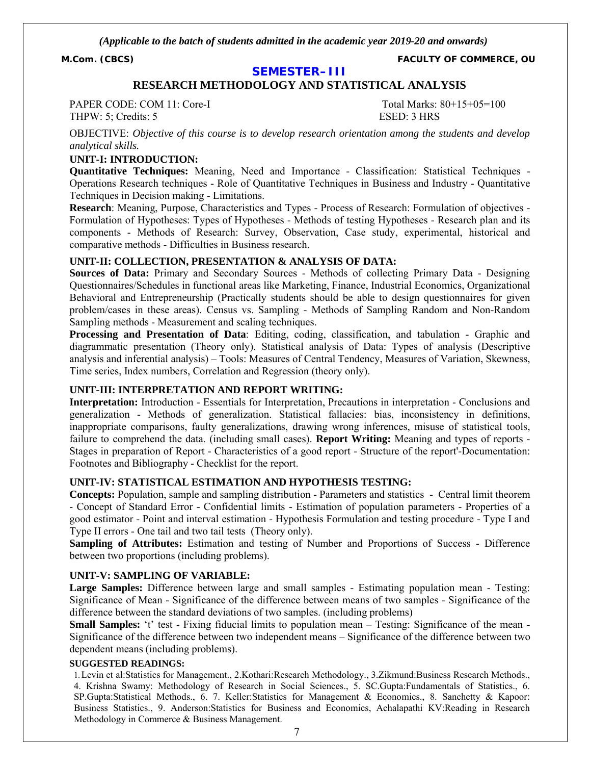*(Applicable to the batch of students admitted in the academic year 2019-20 and onwards)*

**M.Com. (CBCS)** **FACULTY OF COMMERCE, OU**

## SEMESTER–III

## RESEARCH METHODOLOGY AND STATISTICAL ANALYSIS

PAPER CODE: COM 11: Core-I Total Marks: 80+15+05=100
THPW: 5; Credits: 5 ESED: 3 HRS

OBJECTIVE: *Objective of this course is to develop research orientation among the students and develop analytical skills.*

### UNIT-I: INTRODUCTION:

**Quantitative Techniques:** Meaning, Need and Importance - Classification: Statistical Techniques - Operations Research techniques - Role of Quantitative Techniques in Business and Industry - Quantitative Techniques in Decision making - Limitations.

**Research**: Meaning, Purpose, Characteristics and Types - Process of Research: Formulation of objectives - Formulation of Hypotheses: Types of Hypotheses - Methods of testing Hypotheses - Research plan and its components - Methods of Research: Survey, Observation, Case study, experimental, historical and comparative methods - Difficulties in Business research.

### UNIT-II: COLLECTION, PRESENTATION & ANALYSIS OF DATA:

**Sources of Data:** Primary and Secondary Sources - Methods of collecting Primary Data - Designing Questionnaires/Schedules in functional areas like Marketing, Finance, Industrial Economics, Organizational Behavioral and Entrepreneurship (Practically students should be able to design questionnaires for given problem/cases in these areas). Census vs. Sampling - Methods of Sampling Random and Non-Random Sampling methods - Measurement and scaling techniques.

**Processing and Presentation of Data**: Editing, coding, classification, and tabulation - Graphic and diagrammatic presentation (Theory only). Statistical analysis of Data: Types of analysis (Descriptive analysis and inferential analysis) – Tools: Measures of Central Tendency, Measures of Variation, Skewness, Time series, Index numbers, Correlation and Regression (theory only).

### UNIT-III: INTERPRETATION AND REPORT WRITING:

**Interpretation:** Introduction - Essentials for Interpretation, Precautions in interpretation - Conclusions and generalization - Methods of generalization. Statistical fallacies: bias, inconsistency in definitions, inappropriate comparisons, faulty generalizations, drawing wrong inferences, misuse of statistical tools, failure to comprehend the data. (including small cases). **Report Writing:** Meaning and types of reports - Stages in preparation of Report - Characteristics of a good report - Structure of the report'-Documentation: Footnotes and Bibliography - Checklist for the report.

### UNIT-IV: STATISTICAL ESTIMATION AND HYPOTHESIS TESTING:

**Concepts:** Population, sample and sampling distribution - Parameters and statistics - Central limit theorem - Concept of Standard Error - Confidential limits - Estimation of population parameters - Properties of a good estimator - Point and interval estimation - Hypothesis Formulation and testing procedure - Type I and Type II errors - One tail and two tail tests (Theory only).

**Sampling of Attributes:** Estimation and testing of Number and Proportions of Success - Difference between two proportions (including problems).

### UNIT-V: SAMPLING OF VARIABLE:

**Large Samples:** Difference between large and small samples - Estimating population mean - Testing: Significance of Mean - Significance of the difference between means of two samples - Significance of the difference between the standard deviations of two samples. (including problems)

**Small Samples:** 't' test - Fixing fiducial limits to population mean – Testing: Significance of the mean - Significance of the difference between two independent means – Significance of the difference between two dependent means (including problems).

**SUGGESTED READINGS:**

1. Levin et al:Statistics for Management., 2.Kothari:Research Methodology., 3.Zikmund:Business Research Methods., 4. Krishna Swamy: Methodology of Research in Social Sciences., 5. SC.Gupta:Fundamentals of Statistics., 6. SP.Gupta:Statistical Methods., 6. 7. Keller:Statistics for Management & Economics., 8. Sanchetty & Kapoor: Business Statistics., 9. Anderson:Statistics for Business and Economics, Achalapathi KV:Reading in Research Methodology in Commerce & Business Management.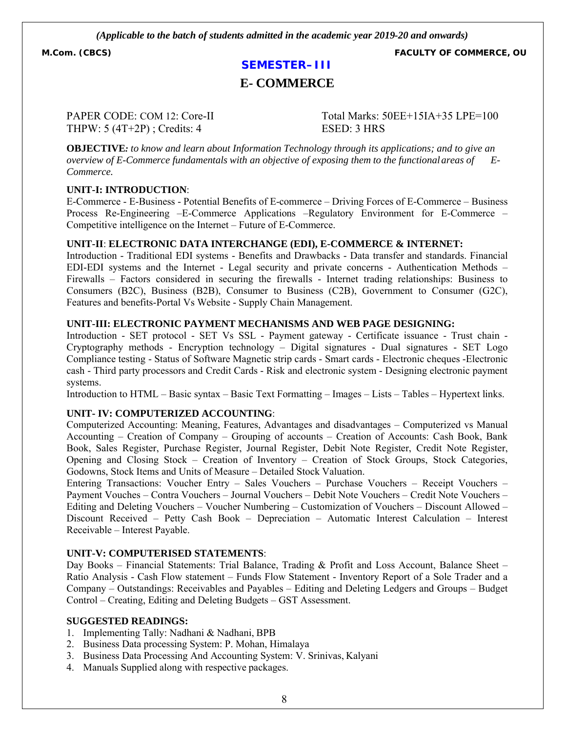*(Applicable to the batch of students admitted in the academic year 2019-20 and onwards)*

**M.Com. (CBCS)** **FACULTY OF COMMERCE, OU**

## SEMESTER–III

# E- COMMERCE

PAPER CODE: COM 12: Core-II
THPW: 5 (4T+2P) ; Credits: 4

Total Marks: 50EE+15IA+35 LPE=100
ESED: 3 HRS

**OBJECTIVE***: to know and learn about Information Technology through its applications; and to give an overview of E-Commerce fundamentals with an objective of exposing them to the functional areas of E-Commerce.*

**UNIT-I: INTRODUCTION**:

E-Commerce - E-Business - Potential Benefits of E-commerce – Driving Forces of E-Commerce – Business Process Re-Engineering –E-Commerce Applications –Regulatory Environment for E-Commerce – Competitive intelligence on the Internet – Future of E-Commerce.

**UNIT-II**: **ELECTRONIC DATA INTERCHANGE (EDI), E-COMMERCE & INTERNET:**

Introduction - Traditional EDI systems - Benefits and Drawbacks - Data transfer and standards. Financial EDI-EDI systems and the Internet - Legal security and private concerns - Authentication Methods – Firewalls – Factors considered in securing the firewalls - Internet trading relationships: Business to Consumers (B2C), Business (B2B), Consumer to Business (C2B), Government to Consumer (G2C), Features and benefits-Portal Vs Website - Supply Chain Management.

**UNIT-III: ELECTRONIC PAYMENT MECHANISMS AND WEB PAGE DESIGNING:**

Introduction - SET protocol - SET Vs SSL - Payment gateway - Certificate issuance - Trust chain - Cryptography methods - Encryption technology – Digital signatures - Dual signatures - SET Logo Compliance testing - Status of Software Magnetic strip cards - Smart cards - Electronic cheques -Electronic cash - Third party processors and Credit Cards - Risk and electronic system - Designing electronic payment systems.

Introduction to HTML – Basic syntax – Basic Text Formatting – Images – Lists – Tables – Hypertext links.

**UNIT- IV: COMPUTERIZED ACCOUNTING**:

Computerized Accounting: Meaning, Features, Advantages and disadvantages – Computerized vs Manual Accounting – Creation of Company – Grouping of accounts – Creation of Accounts: Cash Book, Bank Book, Sales Register, Purchase Register, Journal Register, Debit Note Register, Credit Note Register, Opening and Closing Stock – Creation of Inventory – Creation of Stock Groups, Stock Categories, Godowns, Stock Items and Units of Measure – Detailed Stock Valuation.

Entering Transactions: Voucher Entry – Sales Vouchers – Purchase Vouchers – Receipt Vouchers – Payment Vouches – Contra Vouchers – Journal Vouchers – Debit Note Vouchers – Credit Note Vouchers – Editing and Deleting Vouchers – Voucher Numbering – Customization of Vouchers – Discount Allowed – Discount Received – Petty Cash Book – Depreciation – Automatic Interest Calculation – Interest Receivable – Interest Payable.

**UNIT-V: COMPUTERISED STATEMENTS**:

Day Books – Financial Statements: Trial Balance, Trading & Profit and Loss Account, Balance Sheet – Ratio Analysis - Cash Flow statement – Funds Flow Statement - Inventory Report of a Sole Trader and a Company – Outstandings: Receivables and Payables – Editing and Deleting Ledgers and Groups – Budget Control – Creating, Editing and Deleting Budgets – GST Assessment.

**SUGGESTED READINGS:**

1. Implementing Tally: Nadhani & Nadhani, BPB
2. Business Data processing System: P. Mohan, Himalaya
3. Business Data Processing And Accounting System: V. Srinivas, Kalyani
4. Manuals Supplied along with respective packages.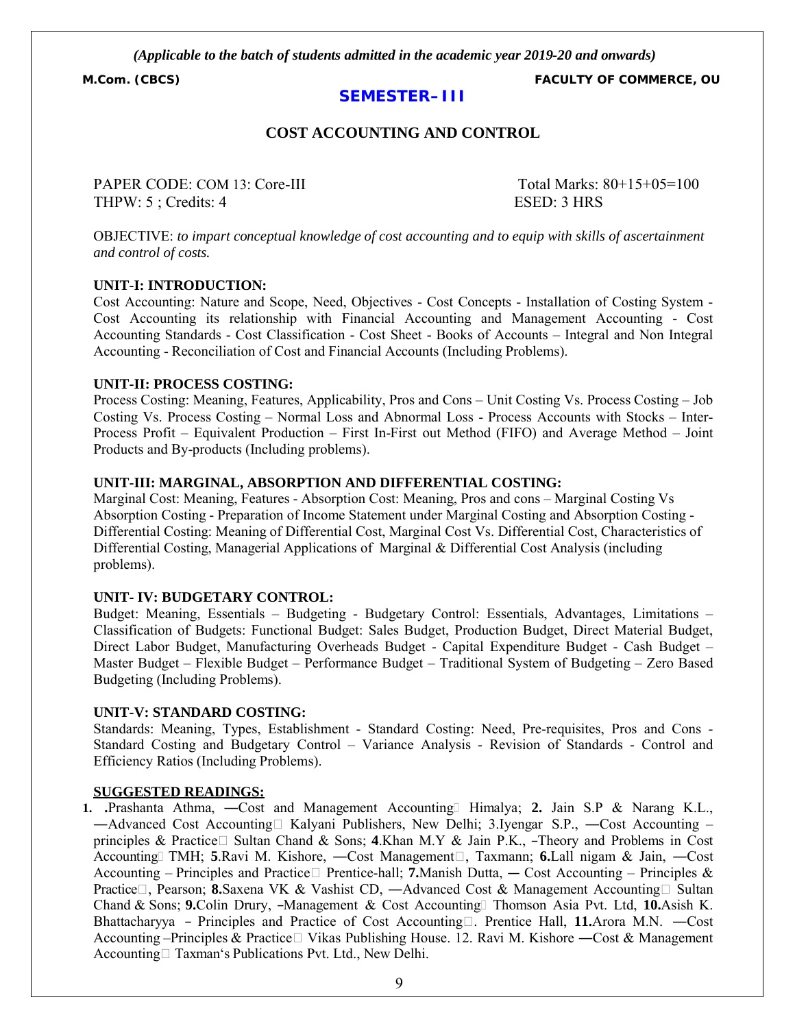*(Applicable to the batch of students admitted in the academic year 2019-20 and onwards)*

**M.Com. (CBCS)** **FACULTY OF COMMERCE, OU**

## SEMESTER–III

## COST ACCOUNTING AND CONTROL

PAPER CODE: COM 13: Core-III Total Marks: 80+15+05=100
THPW: 5 ; Credits: 4 ESED: 3 HRS

OBJECTIVE: *to impart conceptual knowledge of cost accounting and to equip with skills of ascertainment and control of costs.*

**UNIT-I: INTRODUCTION:**
Cost Accounting: Nature and Scope, Need, Objectives - Cost Concepts - Installation of Costing System - Cost Accounting its relationship with Financial Accounting and Management Accounting - Cost Accounting Standards - Cost Classification - Cost Sheet - Books of Accounts – Integral and Non Integral Accounting - Reconciliation of Cost and Financial Accounts (Including Problems).

**UNIT-II: PROCESS COSTING:**
Process Costing: Meaning, Features, Applicability, Pros and Cons – Unit Costing Vs. Process Costing – Job Costing Vs. Process Costing – Normal Loss and Abnormal Loss - Process Accounts with Stocks – Inter-Process Profit – Equivalent Production – First In-First out Method (FIFO) and Average Method – Joint Products and By-products (Including problems).

**UNIT-III: MARGINAL, ABSORPTION AND DIFFERENTIAL COSTING:**
Marginal Cost: Meaning, Features - Absorption Cost: Meaning, Pros and cons – Marginal Costing Vs Absorption Costing - Preparation of Income Statement under Marginal Costing and Absorption Costing - Differential Costing: Meaning of Differential Cost, Marginal Cost Vs. Differential Cost, Characteristics of Differential Costing, Managerial Applications of Marginal & Differential Cost Analysis (including problems).

**UNIT- IV: BUDGETARY CONTROL:**
Budget: Meaning, Essentials – Budgeting - Budgetary Control: Essentials, Advantages, Limitations – Classification of Budgets: Functional Budget: Sales Budget, Production Budget, Direct Material Budget, Direct Labor Budget, Manufacturing Overheads Budget - Capital Expenditure Budget - Cash Budget – Master Budget – Flexible Budget – Performance Budget – Traditional System of Budgeting – Zero Based Budgeting (Including Problems).

**UNIT-V: STANDARD COSTING:**
Standards: Meaning, Types, Establishment - Standard Costing: Need, Pre-requisites, Pros and Cons - Standard Costing and Budgetary Control – Variance Analysis - Revision of Standards - Control and Efficiency Ratios (Including Problems).

**SUGGESTED READINGS:**

**1. .**Prashanta Athma, ―Cost and Management Accounting Himalya; **2.** Jain S.P & Narang K.L., ―Advanced Cost Accounting Kalyani Publishers, New Delhi; 3.Iyengar S.P., ―Cost Accounting – principles & Practice Sultan Chand & Sons; **4**.Khan M.Y & Jain P.K., –Theory and Problems in Cost Accounting TMH; **5**.Ravi M. Kishore, ―Cost Management, Taxmann; **6.**Lall nigam & Jain, ―Cost Accounting – Principles and Practice Prentice-hall; **7.**Manish Dutta, ― Cost Accounting – Principles & Practice, Pearson; **8.**Saxena VK & Vashist CD, ―Advanced Cost & Management Accounting Sultan Chand & Sons; **9.**Colin Drury, –Management & Cost Accounting Thomson Asia Pvt. Ltd, **10.**Asish K. Bhattacharyya – Principles and Practice of Cost Accounting. Prentice Hall, **11.**Arora M.N. ―Cost Accounting –Principles & Practice Vikas Publishing House. 12. Ravi M. Kishore ―Cost & Management Accounting Taxman's Publications Pvt. Ltd., New Delhi.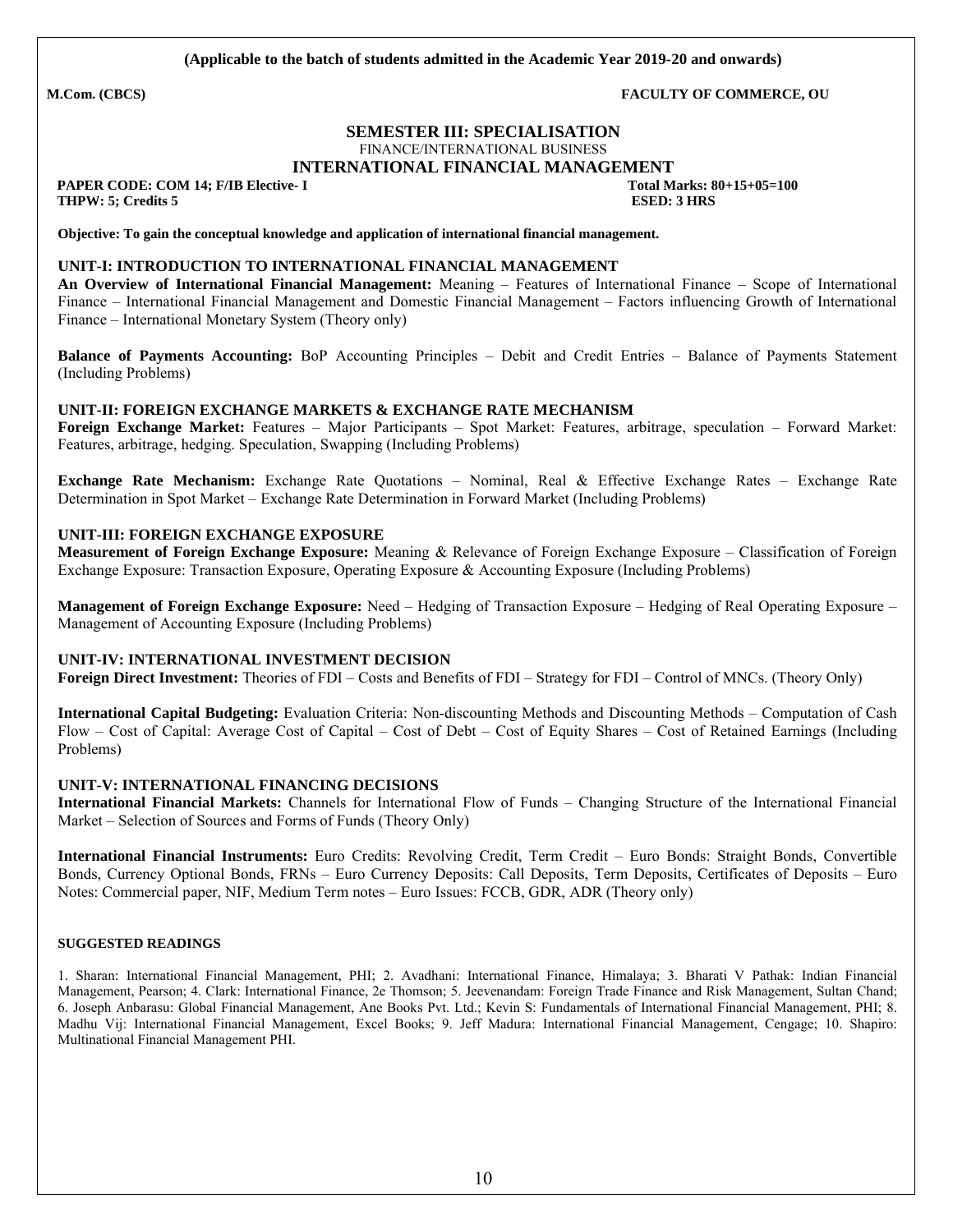**(Applicable to the batch of students admitted in the Academic Year 2019-20 and onwards)**

**M.Com. (CBCS)** **FACULTY OF COMMERCE, OU**

## SEMESTER III: SPECIALISATION

FINANCE/INTERNATIONAL BUSINESS

## INTERNATIONAL FINANCIAL MANAGEMENT

**PAPER CODE: COM 14; F/IB Elective- I** **Total Marks: 80+15+05=100**
**THPW: 5; Credits 5** **ESED: 3 HRS**

**Objective: To gain the conceptual knowledge and application of international financial management.**

### UNIT-I: INTRODUCTION TO INTERNATIONAL FINANCIAL MANAGEMENT

**An Overview of International Financial Management:** Meaning – Features of International Finance – Scope of International Finance – International Financial Management and Domestic Financial Management – Factors influencing Growth of International Finance – International Monetary System (Theory only)

**Balance of Payments Accounting:** BoP Accounting Principles – Debit and Credit Entries – Balance of Payments Statement (Including Problems)

### UNIT-II: FOREIGN EXCHANGE MARKETS & EXCHANGE RATE MECHANISM

**Foreign Exchange Market:** Features – Major Participants – Spot Market: Features, arbitrage, speculation – Forward Market: Features, arbitrage, hedging. Speculation, Swapping (Including Problems)

**Exchange Rate Mechanism:** Exchange Rate Quotations – Nominal, Real & Effective Exchange Rates – Exchange Rate Determination in Spot Market – Exchange Rate Determination in Forward Market (Including Problems)

### UNIT-III: FOREIGN EXCHANGE EXPOSURE

**Measurement of Foreign Exchange Exposure:** Meaning & Relevance of Foreign Exchange Exposure – Classification of Foreign Exchange Exposure: Transaction Exposure, Operating Exposure & Accounting Exposure (Including Problems)

**Management of Foreign Exchange Exposure:** Need – Hedging of Transaction Exposure – Hedging of Real Operating Exposure – Management of Accounting Exposure (Including Problems)

### UNIT-IV: INTERNATIONAL INVESTMENT DECISION

**Foreign Direct Investment:** Theories of FDI – Costs and Benefits of FDI – Strategy for FDI – Control of MNCs. (Theory Only)

**International Capital Budgeting:** Evaluation Criteria: Non-discounting Methods and Discounting Methods – Computation of Cash Flow – Cost of Capital: Average Cost of Capital – Cost of Debt – Cost of Equity Shares – Cost of Retained Earnings (Including Problems)

### UNIT-V: INTERNATIONAL FINANCING DECISIONS

**International Financial Markets:** Channels for International Flow of Funds – Changing Structure of the International Financial Market – Selection of Sources and Forms of Funds (Theory Only)

**International Financial Instruments:** Euro Credits: Revolving Credit, Term Credit – Euro Bonds: Straight Bonds, Convertible Bonds, Currency Optional Bonds, FRNs – Euro Currency Deposits: Call Deposits, Term Deposits, Certificates of Deposits – Euro Notes: Commercial paper, NIF, Medium Term notes – Euro Issues: FCCB, GDR, ADR (Theory only)

#### SUGGESTED READINGS

1. Sharan: International Financial Management, PHI; 2. Avadhani: International Finance, Himalaya; 3. Bharati V Pathak: Indian Financial Management, Pearson; 4. Clark: International Finance, 2e Thomson; 5. Jeevenandam: Foreign Trade Finance and Risk Management, Sultan Chand; 6. Joseph Anbarasu: Global Financial Management, Ane Books Pvt. Ltd.; Kevin S: Fundamentals of International Financial Management, PHI; 8. Madhu Vij: International Financial Management, Excel Books; 9. Jeff Madura: International Financial Management, Cengage; 10. Shapiro: Multinational Financial Management PHI.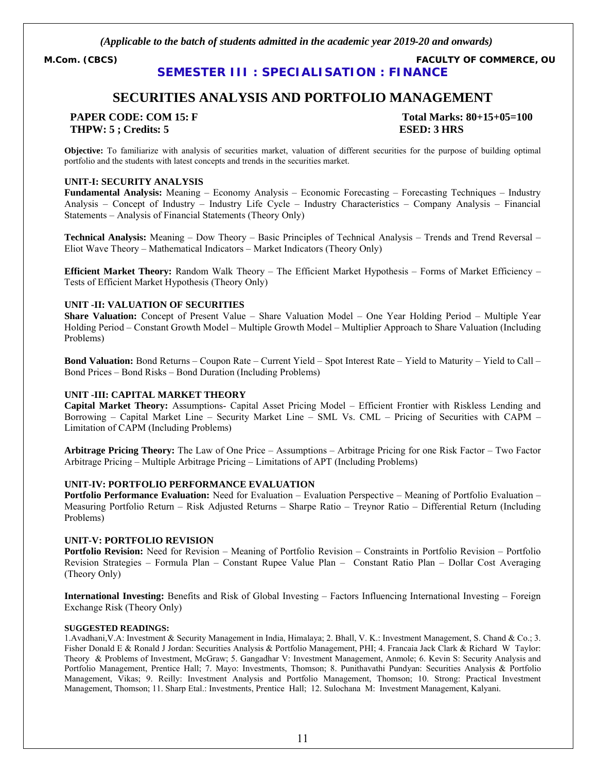*(Applicable to the batch of students admitted in the academic year 2019-20 and onwards)*

**M.Com. (CBCS)** **FACULTY OF COMMERCE, OU**

## SEMESTER III : SPECIALISATION : FINANCE

# SECURITIES ANALYSIS AND PORTFOLIO MANAGEMENT

**PAPER CODE: COM 15: F** **Total Marks: 80+15+05=100**
**THPW: 5 ; Credits: 5** **ESED: 3 HRS**

**Objective:** To familiarize with analysis of securities market, valuation of different securities for the purpose of building optimal portfolio and the students with latest concepts and trends in the securities market.

### UNIT-I: SECURITY ANALYSIS

**Fundamental Analysis:** Meaning – Economy Analysis – Economic Forecasting – Forecasting Techniques – Industry Analysis – Concept of Industry – Industry Life Cycle – Industry Characteristics – Company Analysis – Financial Statements – Analysis of Financial Statements (Theory Only)

**Technical Analysis:** Meaning – Dow Theory – Basic Principles of Technical Analysis – Trends and Trend Reversal – Eliot Wave Theory – Mathematical Indicators – Market Indicators (Theory Only)

**Efficient Market Theory:** Random Walk Theory – The Efficient Market Hypothesis – Forms of Market Efficiency – Tests of Efficient Market Hypothesis (Theory Only)

### UNIT -II: VALUATION OF SECURITIES

**Share Valuation:** Concept of Present Value – Share Valuation Model – One Year Holding Period – Multiple Year Holding Period – Constant Growth Model – Multiple Growth Model – Multiplier Approach to Share Valuation (Including Problems)

**Bond Valuation:** Bond Returns – Coupon Rate – Current Yield – Spot Interest Rate – Yield to Maturity – Yield to Call – Bond Prices – Bond Risks – Bond Duration (Including Problems)

### UNIT -III: CAPITAL MARKET THEORY

**Capital Market Theory:** Assumptions- Capital Asset Pricing Model – Efficient Frontier with Riskless Lending and Borrowing – Capital Market Line – Security Market Line – SML Vs. CML – Pricing of Securities with CAPM – Limitation of CAPM (Including Problems)

**Arbitrage Pricing Theory:** The Law of One Price – Assumptions – Arbitrage Pricing for one Risk Factor – Two Factor Arbitrage Pricing – Multiple Arbitrage Pricing – Limitations of APT (Including Problems)

### UNIT-IV: PORTFOLIO PERFORMANCE EVALUATION

**Portfolio Performance Evaluation:** Need for Evaluation – Evaluation Perspective – Meaning of Portfolio Evaluation – Measuring Portfolio Return – Risk Adjusted Returns – Sharpe Ratio – Treynor Ratio – Differential Return (Including Problems)

### UNIT-V: PORTFOLIO REVISION

**Portfolio Revision:** Need for Revision – Meaning of Portfolio Revision – Constraints in Portfolio Revision – Portfolio Revision Strategies – Formula Plan – Constant Rupee Value Plan – Constant Ratio Plan – Dollar Cost Averaging (Theory Only)

**International Investing:** Benefits and Risk of Global Investing – Factors Influencing International Investing – Foreign Exchange Risk (Theory Only)

**SUGGESTED READINGS:**

1.Avadhani,V.A: Investment & Security Management in India, Himalaya; 2. Bhall, V. K.: Investment Management, S. Chand & Co.; 3. Fisher Donald E & Ronald J Jordan: Securities Analysis & Portfolio Management, PHI; 4. Francaia Jack Clark & Richard W Taylor: Theory & Problems of Investment, McGraw; 5. Gangadhar V: Investment Management, Anmole; 6. Kevin S: Security Analysis and Portfolio Management, Prentice Hall; 7. Mayo: Investments, Thomson; 8. Punithavathi Pundyan: Securities Analysis & Portfolio Management, Vikas; 9. Reilly: Investment Analysis and Portfolio Management, Thomson; 10. Strong: Practical Investment Management, Thomson; 11. Sharp Etal.: Investments, Prentice Hall; 12. Sulochana M: Investment Management, Kalyani.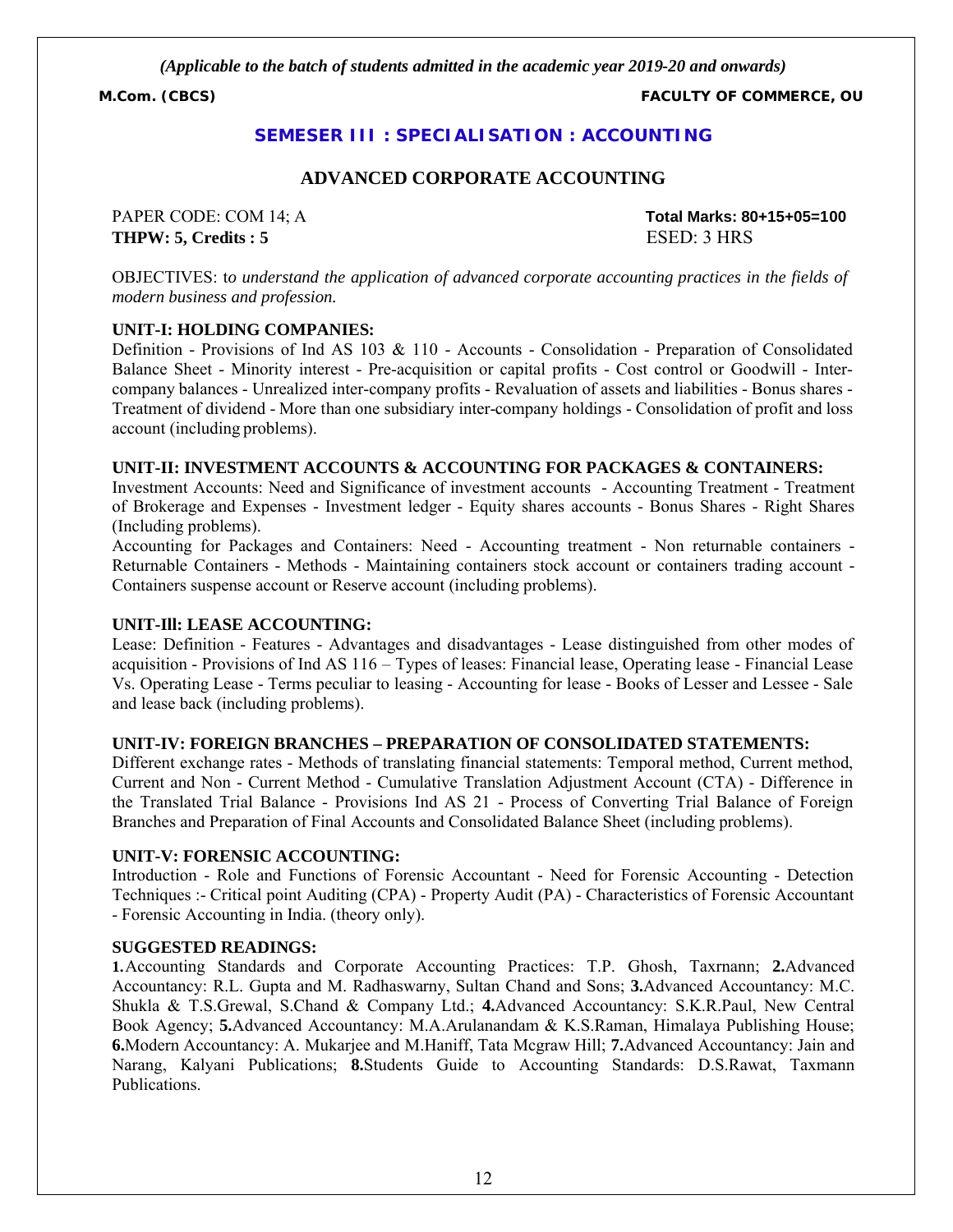*(Applicable to the batch of students admitted in the academic year 2019-20 and onwards)*

**M.Com. (CBCS)** **FACULTY OF COMMERCE, OU**

## SEMESER III : SPECIALISATION : ACCOUNTING

## ADVANCED CORPORATE ACCOUNTING

PAPER CODE: COM 14; A **Total Marks: 80+15+05=100**
**THPW: 5, Credits : 5** ESED: 3 HRS

OBJECTIVES: t*o understand the application of advanced corporate accounting practices in the fields of modern business and profession.*

**UNIT-I: HOLDING COMPANIES:**
Definition - Provisions of Ind AS 103 & 110 - Accounts - Consolidation - Preparation of Consolidated Balance Sheet - Minority interest - Pre-acquisition or capital profits - Cost control or Goodwill - Inter-company balances - Unrealized inter-company profits - Revaluation of assets and liabilities - Bonus shares - Treatment of dividend - More than one subsidiary inter-company holdings - Consolidation of profit and loss account (including problems).

**UNIT-II: INVESTMENT ACCOUNTS & ACCOUNTING FOR PACKAGES & CONTAINERS:**
Investment Accounts: Need and Significance of investment accounts - Accounting Treatment - Treatment of Brokerage and Expenses - Investment ledger - Equity shares accounts - Bonus Shares - Right Shares (Including problems).
Accounting for Packages and Containers: Need - Accounting treatment - Non returnable containers - Returnable Containers - Methods - Maintaining containers stock account or containers trading account - Containers suspense account or Reserve account (including problems).

**UNIT-Ill: LEASE ACCOUNTING:**
Lease: Definition - Features - Advantages and disadvantages - Lease distinguished from other modes of acquisition - Provisions of Ind AS 116 – Types of leases: Financial lease, Operating lease - Financial Lease Vs. Operating Lease - Terms peculiar to leasing - Accounting for lease - Books of Lesser and Lessee - Sale and lease back (including problems).

**UNIT-IV: FOREIGN BRANCHES – PREPARATION OF CONSOLIDATED STATEMENTS:**
Different exchange rates - Methods of translating financial statements: Temporal method, Current method, Current and Non - Current Method - Cumulative Translation Adjustment Account (CTA) - Difference in the Translated Trial Balance - Provisions Ind AS 21 - Process of Converting Trial Balance of Foreign Branches and Preparation of Final Accounts and Consolidated Balance Sheet (including problems).

**UNIT-V: FORENSIC ACCOUNTING:**
Introduction - Role and Functions of Forensic Accountant - Need for Forensic Accounting - Detection Techniques :- Critical point Auditing (CPA) - Property Audit (PA) - Characteristics of Forensic Accountant - Forensic Accounting in India. (theory only).

**SUGGESTED READINGS:**
**1.**Accounting Standards and Corporate Accounting Practices: T.P. Ghosh, Taxrnann; **2.**Advanced Accountancy: R.L. Gupta and M. Radhaswarny, Sultan Chand and Sons; **3.**Advanced Accountancy: M.C. Shukla & T.S.Grewal, S.Chand & Company Ltd.; **4.**Advanced Accountancy: S.K.R.Paul, New Central Book Agency; **5.**Advanced Accountancy: M.A.Arulanandam & K.S.Raman, Himalaya Publishing House; **6.**Modern Accountancy: A. Mukarjee and M.Haniff, Tata Mcgraw Hill; **7.**Advanced Accountancy: Jain and Narang, Kalyani Publications; **8.**Students Guide to Accounting Standards: D.S.Rawat, Taxmann Publications.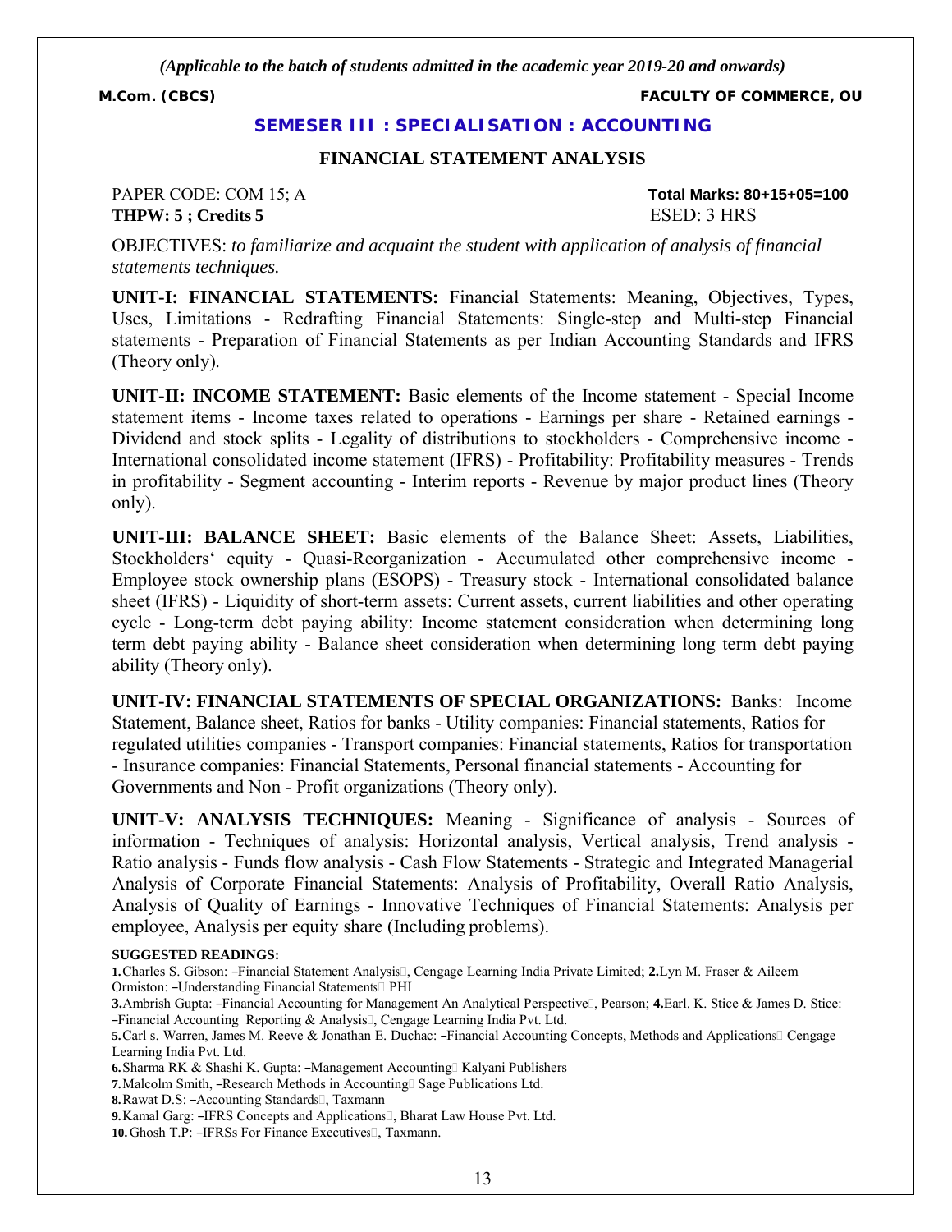*(Applicable to the batch of students admitted in the academic year 2019-20 and onwards)*

**M.Com. (CBCS)** **FACULTY OF COMMERCE, OU**

## SEMESER III : SPECIALISATION : ACCOUNTING

### FINANCIAL STATEMENT ANALYSIS

PAPER CODE: COM 15; A **Total Marks: 80+15+05=100**
**THPW: 5 ; Credits 5** ESED: 3 HRS

OBJECTIVES: *to familiarize and acquaint the student with application of analysis of financial statements techniques.*

**UNIT-I: FINANCIAL STATEMENTS:** Financial Statements: Meaning, Objectives, Types, Uses, Limitations - Redrafting Financial Statements: Single-step and Multi-step Financial statements - Preparation of Financial Statements as per Indian Accounting Standards and IFRS (Theory only).

**UNIT-II: INCOME STATEMENT:** Basic elements of the Income statement - Special Income statement items - Income taxes related to operations - Earnings per share - Retained earnings - Dividend and stock splits - Legality of distributions to stockholders - Comprehensive income - International consolidated income statement (IFRS) - Profitability: Profitability measures - Trends in profitability - Segment accounting - Interim reports - Revenue by major product lines (Theory only).

**UNIT-III: BALANCE SHEET:** Basic elements of the Balance Sheet: Assets, Liabilities, Stockholders' equity - Quasi-Reorganization - Accumulated other comprehensive income - Employee stock ownership plans (ESOPS) - Treasury stock - International consolidated balance sheet (IFRS) - Liquidity of short-term assets: Current assets, current liabilities and other operating cycle - Long-term debt paying ability: Income statement consideration when determining long term debt paying ability - Balance sheet consideration when determining long term debt paying ability (Theory only).

**UNIT-IV: FINANCIAL STATEMENTS OF SPECIAL ORGANIZATIONS:** Banks: Income Statement, Balance sheet, Ratios for banks - Utility companies: Financial statements, Ratios for regulated utilities companies - Transport companies: Financial statements, Ratios for transportation - Insurance companies: Financial Statements, Personal financial statements - Accounting for Governments and Non - Profit organizations (Theory only).

**UNIT-V: ANALYSIS TECHNIQUES:** Meaning - Significance of analysis - Sources of information - Techniques of analysis: Horizontal analysis, Vertical analysis, Trend analysis - Ratio analysis - Funds flow analysis - Cash Flow Statements - Strategic and Integrated Managerial Analysis of Corporate Financial Statements: Analysis of Profitability, Overall Ratio Analysis, Analysis of Quality of Earnings - Innovative Techniques of Financial Statements: Analysis per employee, Analysis per equity share (Including problems).

**SUGGESTED READINGS:**

**1.** Charles S. Gibson: –Financial Statement Analysis, Cengage Learning India Private Limited; **2.** Lyn M. Fraser & Aileem Ormiston: –Understanding Financial Statements PHI

**3.** Ambrish Gupta: –Financial Accounting for Management An Analytical Perspective, Pearson; **4.** Earl. K. Stice & James D. Stice: –Financial Accounting Reporting & Analysis, Cengage Learning India Pvt. Ltd.

**5.** Carl s. Warren, James M. Reeve & Jonathan E. Duchac: –Financial Accounting Concepts, Methods and Applications Cengage Learning India Pvt. Ltd.

**6.** Sharma RK & Shashi K. Gupta: –Management Accounting Kalyani Publishers

**7.** Malcolm Smith, –Research Methods in Accounting Sage Publications Ltd.

**8.** Rawat D.S: –Accounting Standards, Taxmann

**9.** Kamal Garg: –IFRS Concepts and Applications, Bharat Law House Pvt. Ltd.

**10.** Ghosh T.P: –IFRSs For Finance Executives, Taxmann.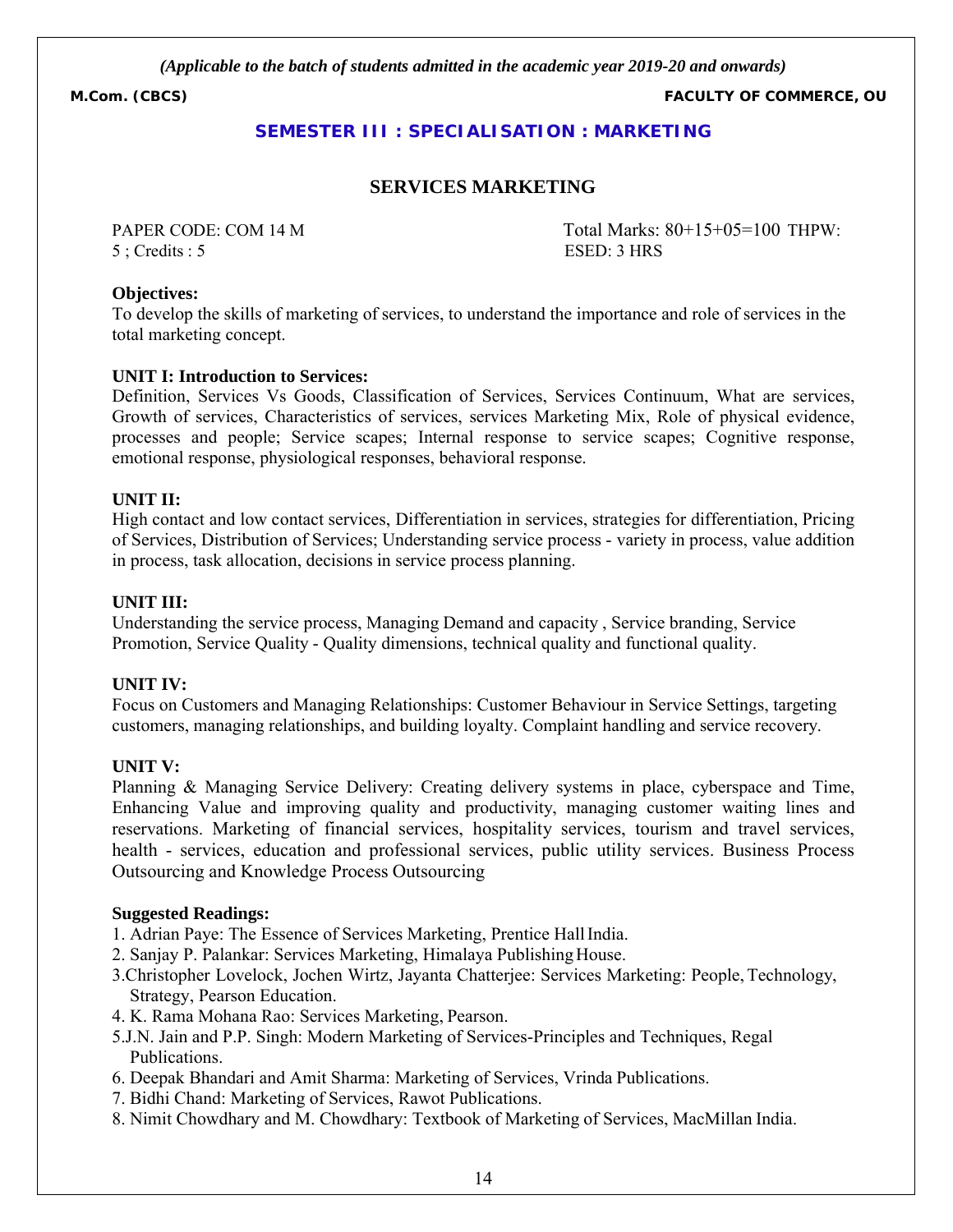*(Applicable to the batch of students admitted in the academic year 2019-20 and onwards)*

**M.Com. (CBCS)** **FACULTY OF COMMERCE, OU**

## SEMESTER III : SPECIALISATION : MARKETING

# SERVICES MARKETING

PAPER CODE: COM 14 M  
Total Marks: 80+15+05=100 THPW: 5 ; Credits : 5  
ESED: 3 HRS

**Objectives:**

To develop the skills of marketing of services, to understand the importance and role of services in the total marketing concept.

**UNIT I: Introduction to Services:**

Definition, Services Vs Goods, Classification of Services, Services Continuum, What are services, Growth of services, Characteristics of services, services Marketing Mix, Role of physical evidence, processes and people; Service scapes; Internal response to service scapes; Cognitive response, emotional response, physiological responses, behavioral response.

**UNIT II:**

High contact and low contact services, Differentiation in services, strategies for differentiation, Pricing of Services, Distribution of Services; Understanding service process - variety in process, value addition in process, task allocation, decisions in service process planning.

**UNIT III:**

Understanding the service process, Managing Demand and capacity , Service branding, Service Promotion, Service Quality - Quality dimensions, technical quality and functional quality.

**UNIT IV:**

Focus on Customers and Managing Relationships: Customer Behaviour in Service Settings, targeting customers, managing relationships, and building loyalty. Complaint handling and service recovery.

**UNIT V:**

Planning & Managing Service Delivery: Creating delivery systems in place, cyberspace and Time, Enhancing Value and improving quality and productivity, managing customer waiting lines and reservations. Marketing of financial services, hospitality services, tourism and travel services, health - services, education and professional services, public utility services. Business Process Outsourcing and Knowledge Process Outsourcing

**Suggested Readings:**

1. Adrian Paye: The Essence of Services Marketing, Prentice Hall India.
2. Sanjay P. Palankar: Services Marketing, Himalaya Publishing House.
3. Christopher Lovelock, Jochen Wirtz, Jayanta Chatterjee: Services Marketing: People, Technology, Strategy, Pearson Education.
4. K. Rama Mohana Rao: Services Marketing, Pearson.
5. J.N. Jain and P.P. Singh: Modern Marketing of Services-Principles and Techniques, Regal Publications.
6. Deepak Bhandari and Amit Sharma: Marketing of Services, Vrinda Publications.
7. Bidhi Chand: Marketing of Services, Rawot Publications.
8. Nimit Chowdhary and M. Chowdhary: Textbook of Marketing of Services, MacMillan India.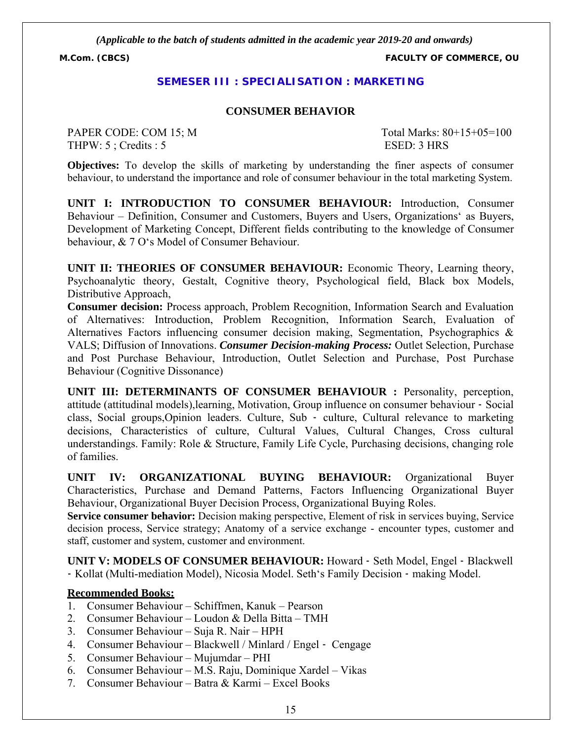*(Applicable to the batch of students admitted in the academic year 2019-20 and onwards)*

**M.Com. (CBCS)** **FACULTY OF COMMERCE, OU**

## SEMESER III : SPECIALISATION : MARKETING

### CONSUMER BEHAVIOR

PAPER CODE: COM 15; M Total Marks: 80+15+05=100
THPW: 5 ; Credits : 5 ESED: 3 HRS

**Objectives:** To develop the skills of marketing by understanding the finer aspects of consumer behaviour, to understand the importance and role of consumer behaviour in the total marketing System.

**UNIT I: INTRODUCTION TO CONSUMER BEHAVIOUR:** Introduction, Consumer Behaviour – Definition, Consumer and Customers, Buyers and Users, Organizations' as Buyers, Development of Marketing Concept, Different fields contributing to the knowledge of Consumer behaviour, & 7 O's Model of Consumer Behaviour.

**UNIT II: THEORIES OF CONSUMER BEHAVIOUR:** Economic Theory, Learning theory, Psychoanalytic theory, Gestalt, Cognitive theory, Psychological field, Black box Models, Distributive Approach,

**Consumer decision:** Process approach, Problem Recognition, Information Search and Evaluation of Alternatives: Introduction, Problem Recognition, Information Search, Evaluation of Alternatives Factors influencing consumer decision making, Segmentation, Psychographics & VALS; Diffusion of Innovations. ***Consumer Decision-making Process:*** Outlet Selection, Purchase and Post Purchase Behaviour, Introduction, Outlet Selection and Purchase, Post Purchase Behaviour (Cognitive Dissonance)

**UNIT III: DETERMINANTS OF CONSUMER BEHAVIOUR :** Personality, perception, attitude (attitudinal models),learning, Motivation, Group influence on consumer behaviour ‐ Social class, Social groups,Opinion leaders. Culture, Sub ‐ culture, Cultural relevance to marketing decisions, Characteristics of culture, Cultural Values, Cultural Changes, Cross cultural understandings. Family: Role & Structure, Family Life Cycle, Purchasing decisions, changing role of families.

**UNIT IV: ORGANIZATIONAL BUYING BEHAVIOUR:** Organizational Buyer Characteristics, Purchase and Demand Patterns, Factors Influencing Organizational Buyer Behaviour, Organizational Buyer Decision Process, Organizational Buying Roles.

**Service consumer behavior:** Decision making perspective, Element of risk in services buying, Service decision process, Service strategy; Anatomy of a service exchange - encounter types, customer and staff, customer and system, customer and environment.

**UNIT V: MODELS OF CONSUMER BEHAVIOUR:** Howard ‐ Seth Model, Engel ‐ Blackwell ‐ Kollat (Multi-mediation Model), Nicosia Model. Seth's Family Decision ‐ making Model.

**Recommended Books:**

1. Consumer Behaviour – Schiffmen, Kanuk – Pearson
2. Consumer Behaviour – Loudon & Della Bitta – TMH
3. Consumer Behaviour – Suja R. Nair – HPH
4. Consumer Behaviour – Blackwell / Minlard / Engel ‐ Cengage
5. Consumer Behaviour – Mujumdar – PHI
6. Consumer Behaviour – M.S. Raju, Dominique Xardel – Vikas
7. Consumer Behaviour – Batra & Karmi – Excel Books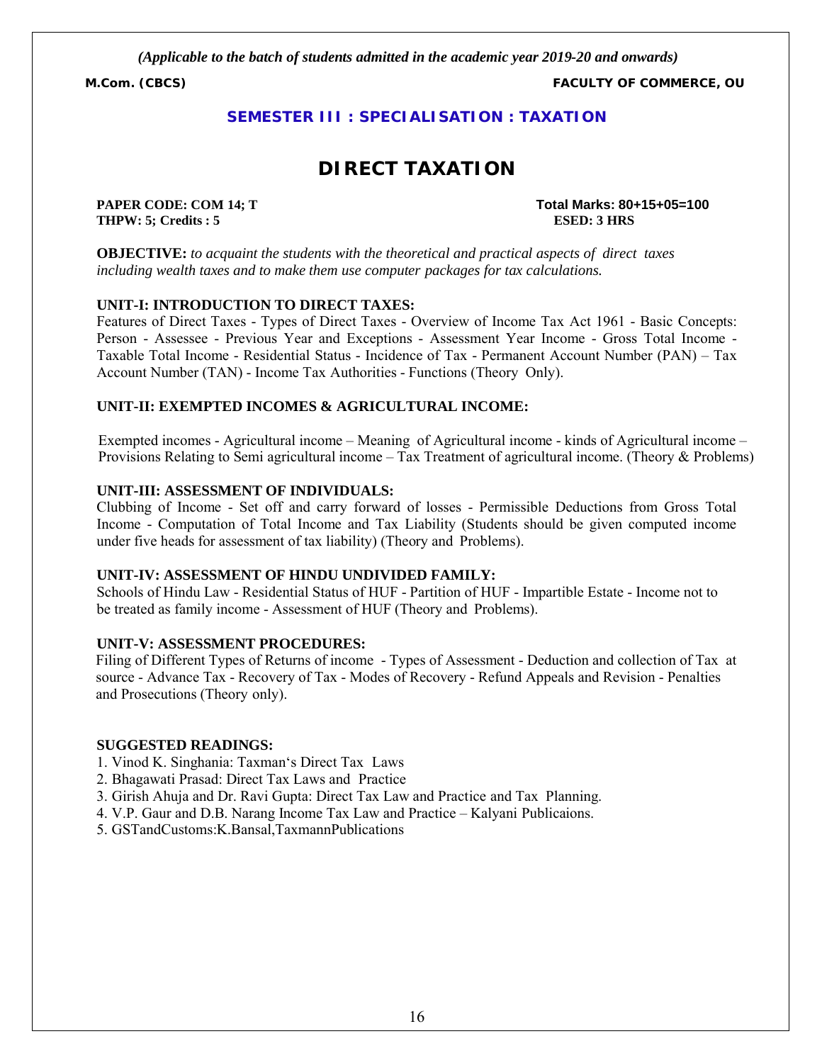*(Applicable to the batch of students admitted in the academic year 2019-20 and onwards)*

**M.Com. (CBCS)** **FACULTY OF COMMERCE, OU**

## SEMESTER III : SPECIALISATION : TAXATION

# DIRECT TAXATION

**PAPER CODE: COM 14; T** **Total Marks: 80+15+05=100**
**THPW: 5; Credits : 5** **ESED: 3 HRS**

**OBJECTIVE:** *to acquaint the students with the theoretical and practical aspects of direct taxes including wealth taxes and to make them use computer packages for tax calculations.*

**UNIT-I: INTRODUCTION TO DIRECT TAXES:**

Features of Direct Taxes - Types of Direct Taxes - Overview of Income Tax Act 1961 - Basic Concepts: Person - Assessee - Previous Year and Exceptions - Assessment Year Income - Gross Total Income - Taxable Total Income - Residential Status - Incidence of Tax - Permanent Account Number (PAN) – Tax Account Number (TAN) - Income Tax Authorities - Functions (Theory Only).

**UNIT-II: EXEMPTED INCOMES & AGRICULTURAL INCOME:**

Exempted incomes - Agricultural income – Meaning of Agricultural income - kinds of Agricultural income – Provisions Relating to Semi agricultural income – Tax Treatment of agricultural income. (Theory & Problems)

**UNIT-III: ASSESSMENT OF INDIVIDUALS:**

Clubbing of Income - Set off and carry forward of losses - Permissible Deductions from Gross Total Income - Computation of Total Income and Tax Liability (Students should be given computed income under five heads for assessment of tax liability) (Theory and Problems).

**UNIT-IV: ASSESSMENT OF HINDU UNDIVIDED FAMILY:**

Schools of Hindu Law - Residential Status of HUF - Partition of HUF - Impartible Estate - Income not to be treated as family income - Assessment of HUF (Theory and Problems).

**UNIT-V: ASSESSMENT PROCEDURES:**

Filing of Different Types of Returns of income - Types of Assessment - Deduction and collection of Tax at source - Advance Tax - Recovery of Tax - Modes of Recovery - Refund Appeals and Revision - Penalties and Prosecutions (Theory only).

**SUGGESTED READINGS:**

1. Vinod K. Singhania: Taxman‘s Direct Tax Laws
2. Bhagawati Prasad: Direct Tax Laws and Practice
3. Girish Ahuja and Dr. Ravi Gupta: Direct Tax Law and Practice and Tax Planning.
4. V.P. Gaur and D.B. Narang Income Tax Law and Practice – Kalyani Publicaions.
5. GSTandCustoms:K.Bansal,TaxmannPublications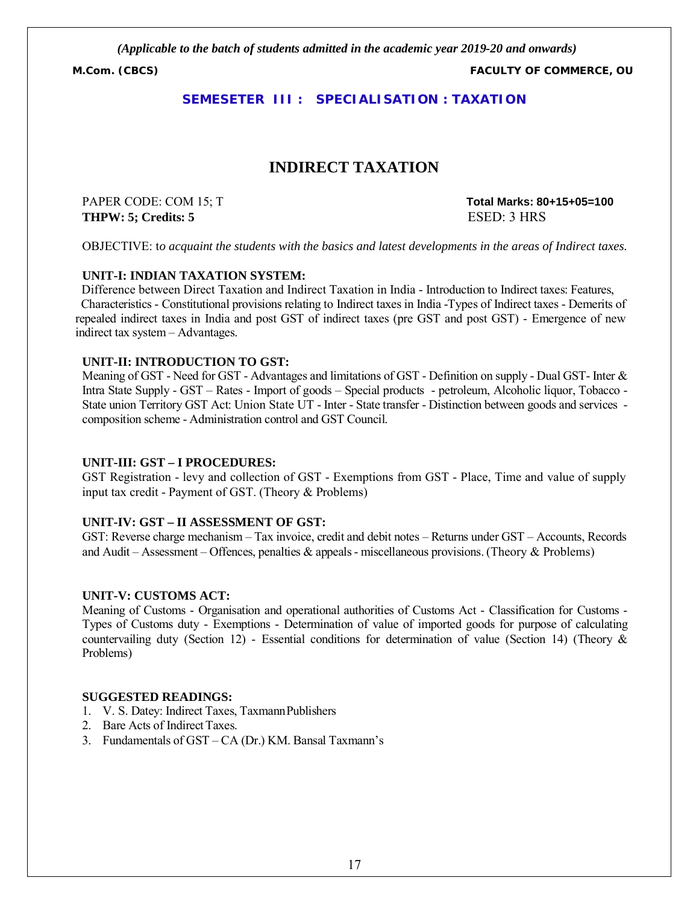*(Applicable to the batch of students admitted in the academic year 2019-20 and onwards)*

**M.Com. (CBCS)** **FACULTY OF COMMERCE, OU**

**SEMESETER III : SPECIALISATION : TAXATION**

# INDIRECT TAXATION

PAPER CODE: COM 15; T **Total Marks: 80+15+05=100**
**THPW: 5; Credits: 5** ESED: 3 HRS

OBJECTIVE: t*o acquaint the students with the basics and latest developments in the areas of Indirect taxes.*

**UNIT-I: INDIAN TAXATION SYSTEM:**
Difference between Direct Taxation and Indirect Taxation in India - Introduction to Indirect taxes: Features, Characteristics - Constitutional provisions relating to Indirect taxes in India -Types of Indirect taxes - Demerits of repealed indirect taxes in India and post GST of indirect taxes (pre GST and post GST) - Emergence of new indirect tax system – Advantages.

**UNIT-II: INTRODUCTION TO GST:**
Meaning of GST - Need for GST - Advantages and limitations of GST - Definition on supply - Dual GST- Inter & Intra State Supply - GST – Rates - Import of goods – Special products - petroleum, Alcoholic liquor, Tobacco - State union Territory GST Act: Union State UT - Inter - State transfer - Distinction between goods and services - composition scheme - Administration control and GST Council.

**UNIT-III: GST – I PROCEDURES:**
GST Registration - levy and collection of GST - Exemptions from GST - Place, Time and value of supply input tax credit - Payment of GST. (Theory & Problems)

**UNIT-IV: GST – II ASSESSMENT OF GST:**
GST: Reverse charge mechanism – Tax invoice, credit and debit notes – Returns under GST – Accounts, Records and Audit – Assessment – Offences, penalties & appeals - miscellaneous provisions. (Theory & Problems)

**UNIT-V: CUSTOMS ACT:**
Meaning of Customs - Organisation and operational authorities of Customs Act - Classification for Customs - Types of Customs duty - Exemptions - Determination of value of imported goods for purpose of calculating countervailing duty (Section 12) - Essential conditions for determination of value (Section 14) (Theory & Problems)

**SUGGESTED READINGS:**
1. V. S. Datey: Indirect Taxes, Taxmann Publishers
2. Bare Acts of Indirect Taxes.
3. Fundamentals of GST – CA (Dr.) KM. Bansal Taxmann's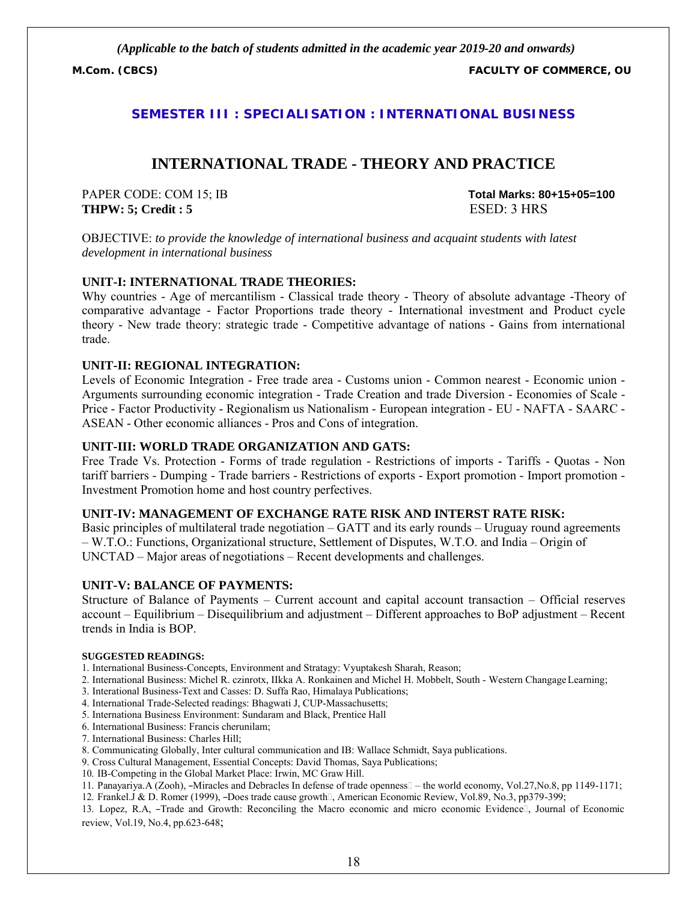*(Applicable to the batch of students admitted in the academic year 2019-20 and onwards)*

**M.Com. (CBCS)** **FACULTY OF COMMERCE, OU**

## SEMESTER III : SPECIALISATION : INTERNATIONAL BUSINESS

# INTERNATIONAL TRADE - THEORY AND PRACTICE

PAPER CODE: COM 15; IB **Total Marks: 80+15+05=100**
**THPW: 5; Credit : 5** ESED: 3 HRS

OBJECTIVE: *to provide the knowledge of international business and acquaint students with latest development in international business*

### UNIT-I: INTERNATIONAL TRADE THEORIES:

Why countries - Age of mercantilism - Classical trade theory - Theory of absolute advantage -Theory of comparative advantage - Factor Proportions trade theory - International investment and Product cycle theory - New trade theory: strategic trade - Competitive advantage of nations - Gains from international trade.

### UNIT-II: REGIONAL INTEGRATION:

Levels of Economic Integration - Free trade area - Customs union - Common nearest - Economic union - Arguments surrounding economic integration - Trade Creation and trade Diversion - Economies of Scale - Price - Factor Productivity - Regionalism us Nationalism - European integration - EU - NAFTA - SAARC - ASEAN - Other economic alliances - Pros and Cons of integration.

### UNIT-III: WORLD TRADE ORGANIZATION AND GATS:

Free Trade Vs. Protection - Forms of trade regulation - Restrictions of imports - Tariffs - Quotas - Non tariff barriers - Dumping - Trade barriers - Restrictions of exports - Export promotion - Import promotion - Investment Promotion home and host country perfectives.

### UNIT-IV: MANAGEMENT OF EXCHANGE RATE RISK AND INTERST RATE RISK:

Basic principles of multilateral trade negotiation – GATT and its early rounds – Uruguay round agreements – W.T.O.: Functions, Organizational structure, Settlement of Disputes, W.T.O. and India – Origin of UNCTAD – Major areas of negotiations – Recent developments and challenges.

### UNIT-V: BALANCE OF PAYMENTS:

Structure of Balance of Payments – Current account and capital account transaction – Official reserves account – Equilibrium – Disequilibrium and adjustment – Different approaches to BoP adjustment – Recent trends in India is BOP.

**SUGGESTED READINGS:**

1. International Business-Concepts, Environment and Stratagy: Vyuptakesh Sharah, Reason;
2. International Business: Michel R. czinrotx, IIkka A. Ronkainen and Michel H. Mobbelt, South - Western Changage Learning;
3. Interational Business-Text and Casses: D. Suffa Rao, Himalaya Publications;
4. International Trade-Selected readings: Bhagwati J, CUP-Massachusetts;
5. Internationa Business Environment: Sundaram and Black, Prentice Hall
6. International Business: Francis cherunilam;
7. International Business: Charles Hill;
8. Communicating Globally, Inter cultural communication and IB: Wallace Schmidt, Saya publications.
9. Cross Cultural Management, Essential Concepts: David Thomas, Saya Publications;
10. IB-Competing in the Global Market Place: Irwin, MC Graw Hill.
11. Panayariya.A (Zooh), –Miracles and Debracles In defense of trade openness – the world economy, Vol.27,No.8, pp 1149-1171;
12. Frankel.J & D. Romer (1999), –Does trade cause growth, American Economic Review, Vol.89, No.3, pp379-399;
13. Lopez, R.A, –Trade and Growth: Reconciling the Macro economic and micro economic Evidence, Journal of Economic review, Vol.19, No.4, pp.623-648;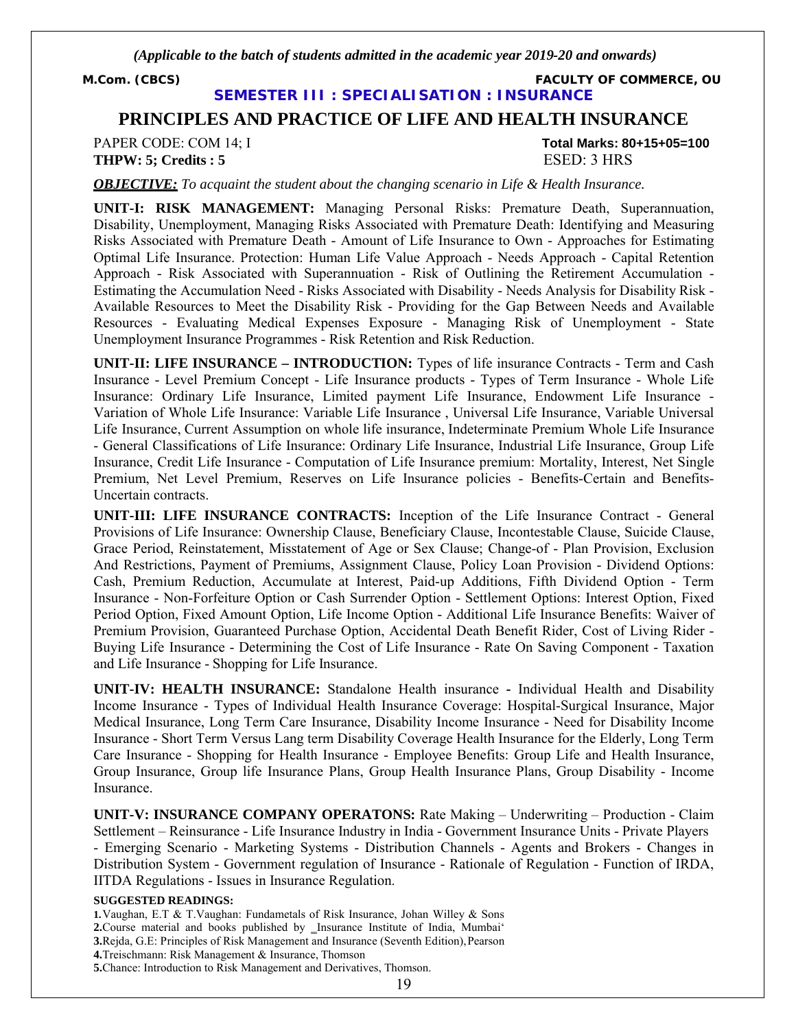*(Applicable to the batch of students admitted in the academic year 2019-20 and onwards)*

**M.Com. (CBCS)** **FACULTY OF COMMERCE, OU**

**SEMESTER III : SPECIALISATION : INSURANCE**

# PRINCIPLES AND PRACTICE OF LIFE AND HEALTH INSURANCE

PAPER CODE: COM 14; I **Total Marks: 80+15+05=100**
**THPW: 5; Credits : 5** ESED: 3 HRS

***OBJECTIVE:*** *To acquaint the student about the changing scenario in Life & Health Insurance.*

**UNIT-I: RISK MANAGEMENT:** Managing Personal Risks: Premature Death, Superannuation, Disability, Unemployment, Managing Risks Associated with Premature Death: Identifying and Measuring Risks Associated with Premature Death - Amount of Life Insurance to Own - Approaches for Estimating Optimal Life Insurance. Protection: Human Life Value Approach - Needs Approach - Capital Retention Approach - Risk Associated with Superannuation - Risk of Outlining the Retirement Accumulation - Estimating the Accumulation Need - Risks Associated with Disability - Needs Analysis for Disability Risk - Available Resources to Meet the Disability Risk - Providing for the Gap Between Needs and Available Resources - Evaluating Medical Expenses Exposure - Managing Risk of Unemployment - State Unemployment Insurance Programmes - Risk Retention and Risk Reduction.

**UNIT-II: LIFE INSURANCE – INTRODUCTION:** Types of life insurance Contracts - Term and Cash Insurance - Level Premium Concept - Life Insurance products - Types of Term Insurance - Whole Life Insurance: Ordinary Life Insurance, Limited payment Life Insurance, Endowment Life Insurance - Variation of Whole Life Insurance: Variable Life Insurance , Universal Life Insurance, Variable Universal Life Insurance, Current Assumption on whole life insurance, Indeterminate Premium Whole Life Insurance - General Classifications of Life Insurance: Ordinary Life Insurance, Industrial Life Insurance, Group Life Insurance, Credit Life Insurance - Computation of Life Insurance premium: Mortality, Interest, Net Single Premium, Net Level Premium, Reserves on Life Insurance policies - Benefits-Certain and Benefits-Uncertain contracts.

**UNIT-III: LIFE INSURANCE CONTRACTS:** Inception of the Life Insurance Contract - General Provisions of Life Insurance: Ownership Clause, Beneficiary Clause, Incontestable Clause, Suicide Clause, Grace Period, Reinstatement, Misstatement of Age or Sex Clause; Change-of - Plan Provision, Exclusion And Restrictions, Payment of Premiums, Assignment Clause, Policy Loan Provision - Dividend Options: Cash, Premium Reduction, Accumulate at Interest, Paid-up Additions, Fifth Dividend Option - Term Insurance - Non-Forfeiture Option or Cash Surrender Option - Settlement Options: Interest Option, Fixed Period Option, Fixed Amount Option, Life Income Option - Additional Life Insurance Benefits: Waiver of Premium Provision, Guaranteed Purchase Option, Accidental Death Benefit Rider, Cost of Living Rider - Buying Life Insurance - Determining the Cost of Life Insurance - Rate On Saving Component - Taxation and Life Insurance - Shopping for Life Insurance.

**UNIT-IV: HEALTH INSURANCE:** Standalone Health insurance - Individual Health and Disability Income Insurance - Types of Individual Health Insurance Coverage: Hospital-Surgical Insurance, Major Medical Insurance, Long Term Care Insurance, Disability Income Insurance - Need for Disability Income Insurance - Short Term Versus Lang term Disability Coverage Health Insurance for the Elderly, Long Term Care Insurance - Shopping for Health Insurance - Employee Benefits: Group Life and Health Insurance, Group Insurance, Group life Insurance Plans, Group Health Insurance Plans, Group Disability - Income Insurance.

**UNIT-V: INSURANCE COMPANY OPERATONS:** Rate Making – Underwriting – Production - Claim Settlement – Reinsurance - Life Insurance Industry in India - Government Insurance Units - Private Players - Emerging Scenario - Marketing Systems - Distribution Channels - Agents and Brokers - Changes in Distribution System - Government regulation of Insurance - Rationale of Regulation - Function of IRDA, IITDA Regulations - Issues in Insurance Regulation.

**SUGGESTED READINGS:**

1. Vaughan, E.T & T.Vaughan: Fundametals of Risk Insurance, Johan Willey & Sons
2. Course material and books published by ‗Insurance Institute of India, Mumbai'
3. Rejda, G.E: Principles of Risk Management and Insurance (Seventh Edition), Pearson
4. Treischmann: Risk Management & Insurance, Thomson
5. Chance: Introduction to Risk Management and Derivatives, Thomson.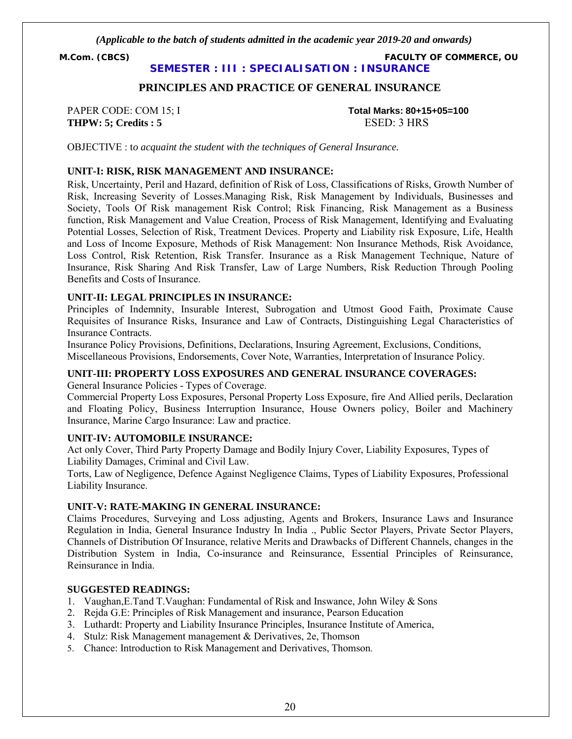*(Applicable to the batch of students admitted in the academic year 2019-20 and onwards)*

**M.Com. (CBCS)** **FACULTY OF COMMERCE, OU**

## SEMESTER : III : SPECIALISATION : INSURANCE

# PRINCIPLES AND PRACTICE OF GENERAL INSURANCE

PAPER CODE: COM 15; I **Total Marks: 80+15+05=100**

**THPW: 5; Credits : 5** ESED: 3 HRS

OBJECTIVE : t*o acquaint the student with the techniques of General Insurance.*

### UNIT-I: RISK, RISK MANAGEMENT AND INSURANCE:

Risk, Uncertainty, Peril and Hazard, definition of Risk of Loss, Classifications of Risks, Growth Number of Risk, Increasing Severity of Losses.Managing Risk, Risk Management by Individuals, Businesses and Society, Tools Of Risk management Risk Control; Risk Financing, Risk Management as a Business function, Risk Management and Value Creation, Process of Risk Management, Identifying and Evaluating Potential Losses, Selection of Risk, Treatment Devices. Property and Liability risk Exposure, Life, Health and Loss of Income Exposure, Methods of Risk Management: Non Insurance Methods, Risk Avoidance, Loss Control, Risk Retention, Risk Transfer. Insurance as a Risk Management Technique, Nature of Insurance, Risk Sharing And Risk Transfer, Law of Large Numbers, Risk Reduction Through Pooling Benefits and Costs of Insurance.

### UNIT-II: LEGAL PRINCIPLES IN INSURANCE:

Principles of Indemnity, Insurable Interest, Subrogation and Utmost Good Faith, Proximate Cause Requisites of Insurance Risks, Insurance and Law of Contracts, Distinguishing Legal Characteristics of Insurance Contracts.

Insurance Policy Provisions, Definitions, Declarations, Insuring Agreement, Exclusions, Conditions, Miscellaneous Provisions, Endorsements, Cover Note, Warranties, Interpretation of Insurance Policy.

### UNIT-III: PROPERTY LOSS EXPOSURES AND GENERAL INSURANCE COVERAGES:

General Insurance Policies - Types of Coverage.

Commercial Property Loss Exposures, Personal Property Loss Exposure, fire And Allied perils, Declaration and Floating Policy, Business Interruption Insurance, House Owners policy, Boiler and Machinery Insurance, Marine Cargo Insurance: Law and practice.

### UNIT-IV: AUTOMOBILE INSURANCE:

Act only Cover, Third Party Property Damage and Bodily Injury Cover, Liability Exposures, Types of Liability Damages, Criminal and Civil Law.

Torts, Law of Negligence, Defence Against Negligence Claims, Types of Liability Exposures, Professional Liability Insurance.

### UNIT-V: RATE-MAKING IN GENERAL INSURANCE:

Claims Procedures, Surveying and Loss adjusting, Agents and Brokers, Insurance Laws and Insurance Regulation in India, General Insurance Industry In India ., Public Sector Players, Private Sector Players, Channels of Distribution Of Insurance, relative Merits and Drawbacks of Different Channels, changes in the Distribution System in India, Co-insurance and Reinsurance, Essential Principles of Reinsurance, Reinsurance in India.

### SUGGESTED READINGS:

1. Vaughan,E.Tand T.Vaughan: Fundamental of Risk and Inswance, John Wiley & Sons
2. Rejda G.E: Principles of Risk Management and insurance, Pearson Education
3. Luthardt: Property and Liability Insurance Principles, Insurance Institute of America,
4. Stulz: Risk Management management & Derivatives, 2e, Thomson
5. Chance: Introduction to Risk Management and Derivatives, Thomson.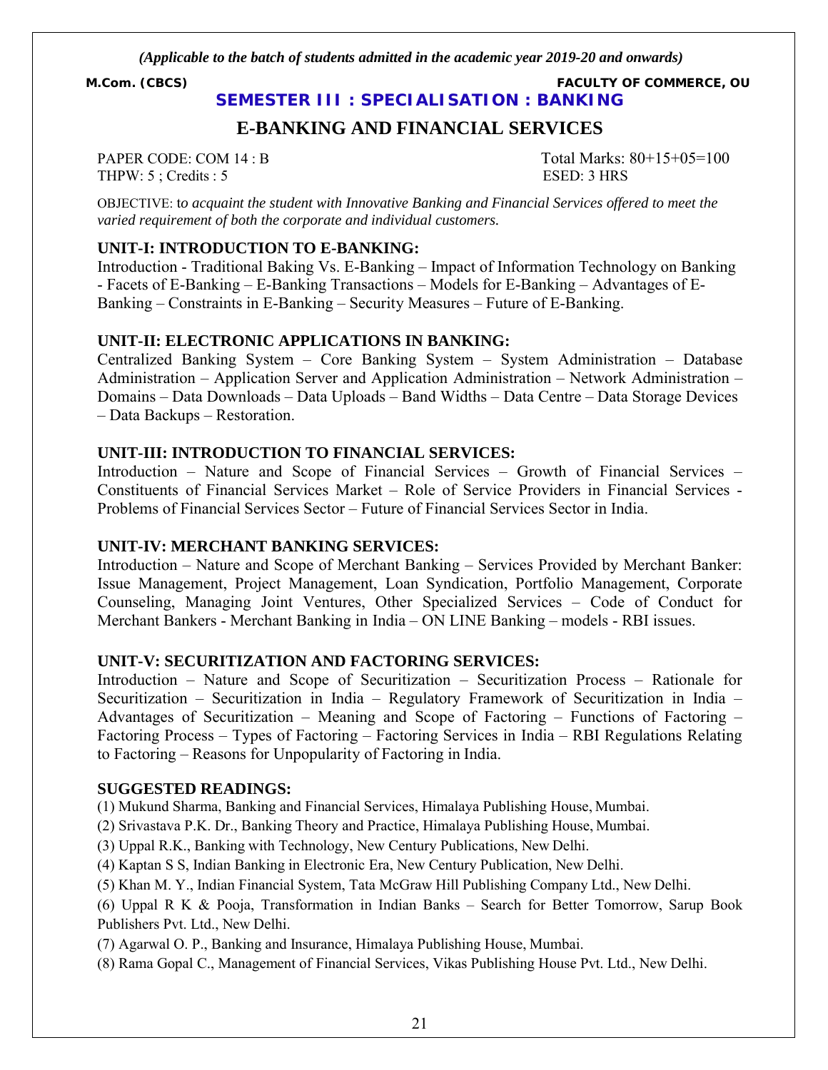*(Applicable to the batch of students admitted in the academic year 2019-20 and onwards)*

**M.Com. (CBCS)** **FACULTY OF COMMERCE, OU**

## SEMESTER III : SPECIALISATION : BANKING

# E-BANKING AND FINANCIAL SERVICES

PAPER CODE: COM 14 : B Total Marks: 80+15+05=100
THPW: 5 ; Credits : 5 ESED: 3 HRS

OBJECTIVE: t*o acquaint the student with Innovative Banking and Financial Services offered to meet the varied requirement of both the corporate and individual customers.*

### UNIT-I: INTRODUCTION TO E-BANKING:

Introduction - Traditional Baking Vs. E-Banking – Impact of Information Technology on Banking - Facets of E-Banking – E-Banking Transactions – Models for E-Banking – Advantages of E-Banking – Constraints in E-Banking – Security Measures – Future of E-Banking.

### UNIT-II: ELECTRONIC APPLICATIONS IN BANKING:

Centralized Banking System – Core Banking System – System Administration – Database Administration – Application Server and Application Administration – Network Administration – Domains – Data Downloads – Data Uploads – Band Widths – Data Centre – Data Storage Devices – Data Backups – Restoration.

### UNIT-III: INTRODUCTION TO FINANCIAL SERVICES:

Introduction – Nature and Scope of Financial Services – Growth of Financial Services – Constituents of Financial Services Market – Role of Service Providers in Financial Services - Problems of Financial Services Sector – Future of Financial Services Sector in India.

### UNIT-IV: MERCHANT BANKING SERVICES:

Introduction – Nature and Scope of Merchant Banking – Services Provided by Merchant Banker: Issue Management, Project Management, Loan Syndication, Portfolio Management, Corporate Counseling, Managing Joint Ventures, Other Specialized Services – Code of Conduct for Merchant Bankers - Merchant Banking in India – ON LINE Banking – models - RBI issues.

### UNIT-V: SECURITIZATION AND FACTORING SERVICES:

Introduction – Nature and Scope of Securitization – Securitization Process – Rationale for Securitization – Securitization in India – Regulatory Framework of Securitization in India – Advantages of Securitization – Meaning and Scope of Factoring – Functions of Factoring – Factoring Process – Types of Factoring – Factoring Services in India – RBI Regulations Relating to Factoring – Reasons for Unpopularity of Factoring in India.

### SUGGESTED READINGS:

(1) Mukund Sharma, Banking and Financial Services, Himalaya Publishing House, Mumbai.

(2) Srivastava P.K. Dr., Banking Theory and Practice, Himalaya Publishing House, Mumbai.

(3) Uppal R.K., Banking with Technology, New Century Publications, New Delhi.

(4) Kaptan S S, Indian Banking in Electronic Era, New Century Publication, New Delhi.

(5) Khan M. Y., Indian Financial System, Tata McGraw Hill Publishing Company Ltd., New Delhi.

(6) Uppal R K & Pooja, Transformation in Indian Banks – Search for Better Tomorrow, Sarup Book Publishers Pvt. Ltd., New Delhi.

(7) Agarwal O. P., Banking and Insurance, Himalaya Publishing House, Mumbai.

(8) Rama Gopal C., Management of Financial Services, Vikas Publishing House Pvt. Ltd., New Delhi.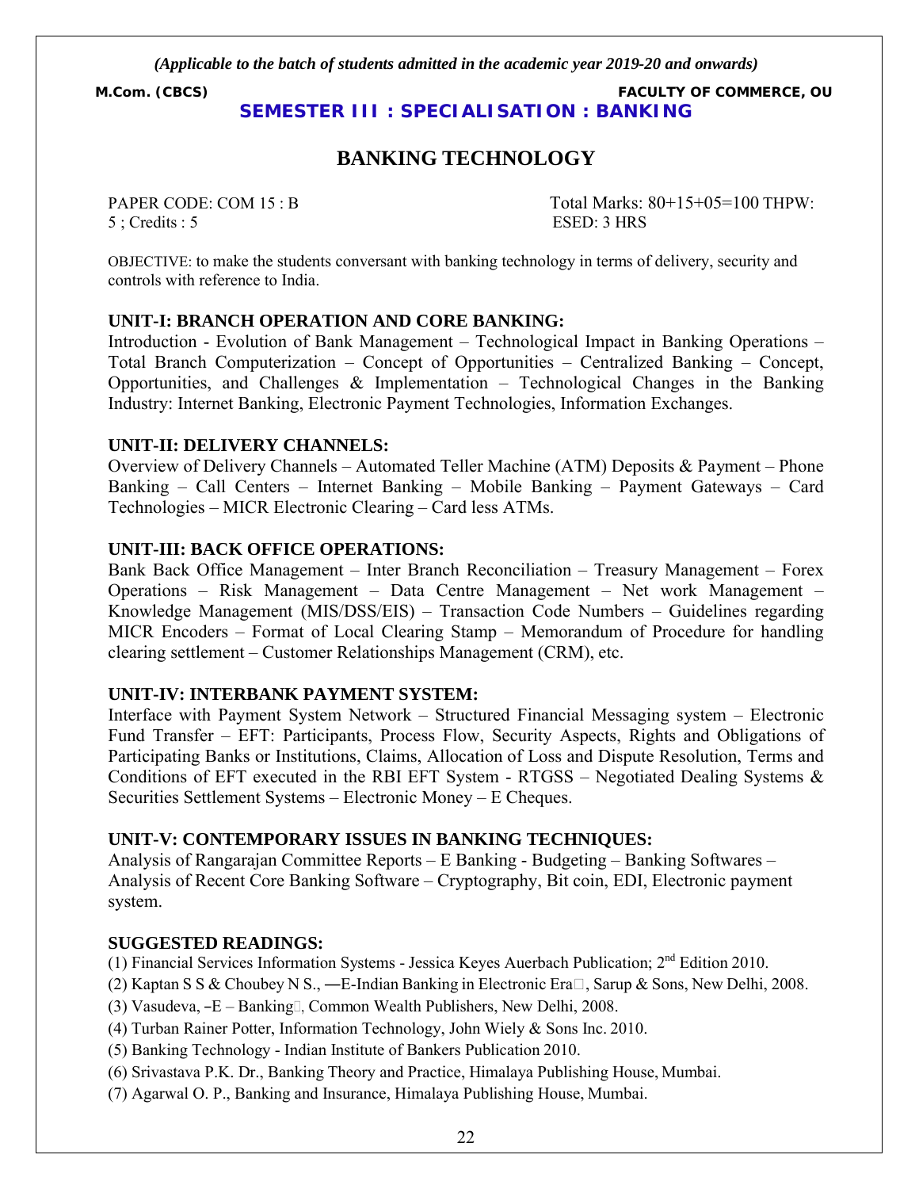*(Applicable to the batch of students admitted in the academic year 2019-20 and onwards)*

**M.Com. (CBCS)** **FACULTY OF COMMERCE, OU**

**SEMESTER III : SPECIALISATION : BANKING**

# BANKING TECHNOLOGY

PAPER CODE: COM 15 : B Total Marks: 80+15+05=100 THPW: 5 ; Credits : 5 ESED: 3 HRS

OBJECTIVE: to make the students conversant with banking technology in terms of delivery, security and controls with reference to India.

### UNIT-I: BRANCH OPERATION AND CORE BANKING:

Introduction - Evolution of Bank Management – Technological Impact in Banking Operations – Total Branch Computerization – Concept of Opportunities – Centralized Banking – Concept, Opportunities, and Challenges & Implementation – Technological Changes in the Banking Industry: Internet Banking, Electronic Payment Technologies, Information Exchanges.

### UNIT-II: DELIVERY CHANNELS:

Overview of Delivery Channels – Automated Teller Machine (ATM) Deposits & Payment – Phone Banking – Call Centers – Internet Banking – Mobile Banking – Payment Gateways – Card Technologies – MICR Electronic Clearing – Card less ATMs.

### UNIT-III: BACK OFFICE OPERATIONS:

Bank Back Office Management – Inter Branch Reconciliation – Treasury Management – Forex Operations – Risk Management – Data Centre Management – Net work Management – Knowledge Management (MIS/DSS/EIS) – Transaction Code Numbers – Guidelines regarding MICR Encoders – Format of Local Clearing Stamp – Memorandum of Procedure for handling clearing settlement – Customer Relationships Management (CRM), etc.

### UNIT-IV: INTERBANK PAYMENT SYSTEM:

Interface with Payment System Network – Structured Financial Messaging system – Electronic Fund Transfer – EFT: Participants, Process Flow, Security Aspects, Rights and Obligations of Participating Banks or Institutions, Claims, Allocation of Loss and Dispute Resolution, Terms and Conditions of EFT executed in the RBI EFT System - RTGSS – Negotiated Dealing Systems & Securities Settlement Systems – Electronic Money – E Cheques.

### UNIT-V: CONTEMPORARY ISSUES IN BANKING TECHNIQUES:

Analysis of Rangarajan Committee Reports – E Banking - Budgeting – Banking Softwares – Analysis of Recent Core Banking Software – Cryptography, Bit coin, EDI, Electronic payment system.

### SUGGESTED READINGS:

(1) Financial Services Information Systems - Jessica Keyes Auerbach Publication; 2nd Edition 2010.
(2) Kaptan S S & Choubey N S., ―E-Indian Banking in Electronic Era‖, Sarup & Sons, New Delhi, 2008.
(3) Vasudeva, ‒E – Banking‖, Common Wealth Publishers, New Delhi, 2008.
(4) Turban Rainer Potter, Information Technology, John Wiely & Sons Inc. 2010.
(5) Banking Technology - Indian Institute of Bankers Publication 2010.
(6) Srivastava P.K. Dr., Banking Theory and Practice, Himalaya Publishing House, Mumbai.
(7) Agarwal O. P., Banking and Insurance, Himalaya Publishing House, Mumbai.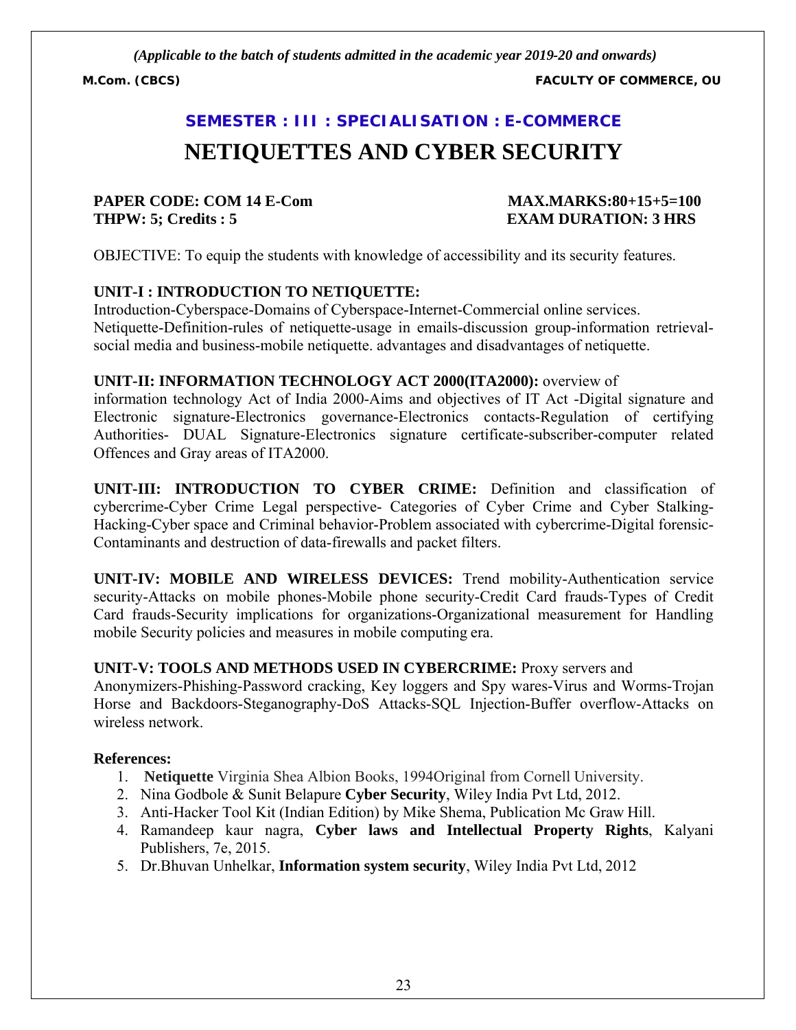*(Applicable to the batch of students admitted in the academic year 2019-20 and onwards)*

**M.Com. (CBCS)** **FACULTY OF COMMERCE, OU**

## SEMESTER : III : SPECIALISATION : E-COMMERCE

# NETIQUETTES AND CYBER SECURITY

**PAPER CODE: COM 14 E-Com** **MAX.MARKS:80+15+5=100**
**THPW: 5; Credits : 5** **EXAM DURATION: 3 HRS**

OBJECTIVE: To equip the students with knowledge of accessibility and its security features.

**UNIT-I : INTRODUCTION TO NETIQUETTE:**
Introduction-Cyberspace-Domains of Cyberspace-Internet-Commercial online services. Netiquette-Definition-rules of netiquette-usage in emails-discussion group-information retrieval-social media and business-mobile netiquette. advantages and disadvantages of netiquette.

**UNIT-II: INFORMATION TECHNOLOGY ACT 2000(ITA2000):** overview of information technology Act of India 2000-Aims and objectives of IT Act -Digital signature and Electronic signature-Electronics governance-Electronics contacts-Regulation of certifying Authorities- DUAL Signature-Electronics signature certificate-subscriber-computer related Offences and Gray areas of ITA2000.

**UNIT-III: INTRODUCTION TO CYBER CRIME:** Definition and classification of cybercrime-Cyber Crime Legal perspective- Categories of Cyber Crime and Cyber Stalking-Hacking-Cyber space and Criminal behavior-Problem associated with cybercrime-Digital forensic-Contaminants and destruction of data-firewalls and packet filters.

**UNIT-IV: MOBILE AND WIRELESS DEVICES:** Trend mobility-Authentication service security-Attacks on mobile phones-Mobile phone security-Credit Card frauds-Types of Credit Card frauds-Security implications for organizations-Organizational measurement for Handling mobile Security policies and measures in mobile computing era.

**UNIT-V: TOOLS AND METHODS USED IN CYBERCRIME:** Proxy servers and Anonymizers-Phishing-Password cracking, Key loggers and Spy wares-Virus and Worms-Trojan Horse and Backdoors-Steganography-DoS Attacks-SQL Injection-Buffer overflow-Attacks on wireless network.

**References:**

1. **Netiquette** Virginia Shea Albion Books, 1994Original from Cornell University.
2. Nina Godbole & Sunit Belapure **Cyber Security**, Wiley India Pvt Ltd, 2012.
3. Anti-Hacker Tool Kit (Indian Edition) by Mike Shema, Publication Mc Graw Hill.
4. Ramandeep kaur nagra, **Cyber laws and Intellectual Property Rights**, Kalyani Publishers, 7e, 2015.
5. Dr.Bhuvan Unhelkar, **Information system security**, Wiley India Pvt Ltd, 2012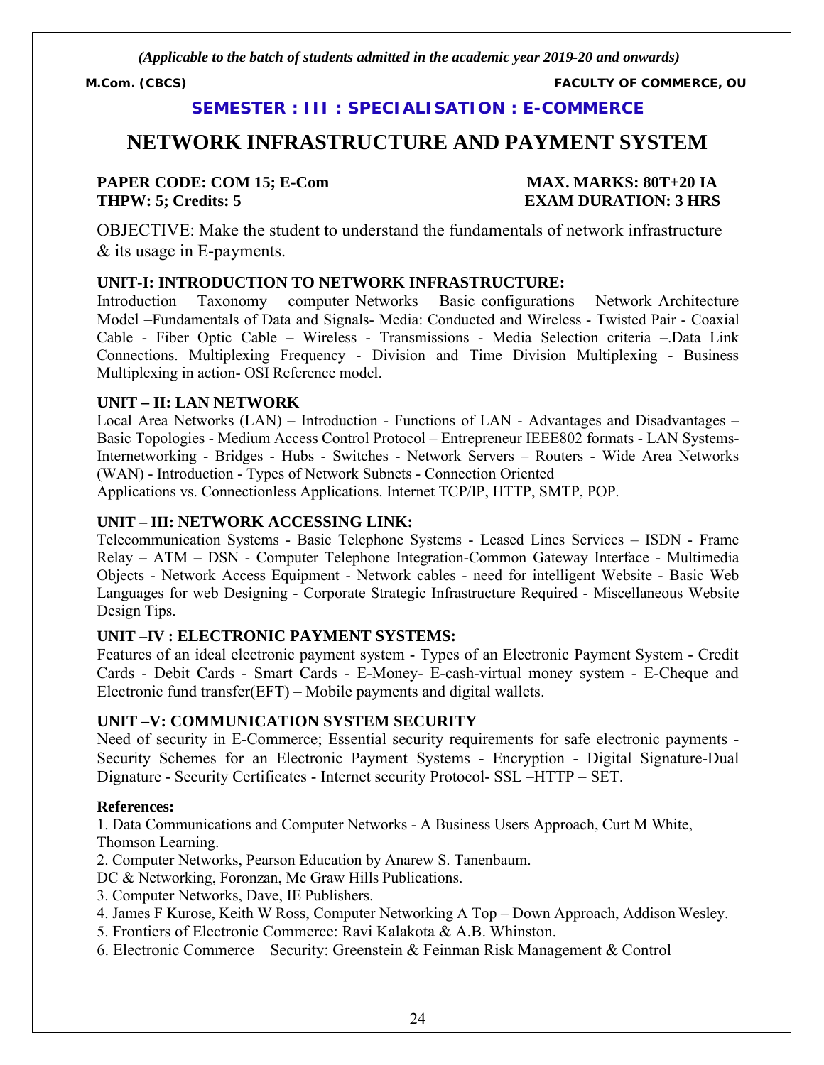*(Applicable to the batch of students admitted in the academic year 2019-20 and onwards)*

**M.Com. (CBCS)** **FACULTY OF COMMERCE, OU**

## SEMESTER : III : SPECIALISATION : E-COMMERCE

# NETWORK INFRASTRUCTURE AND PAYMENT SYSTEM

**PAPER CODE: COM 15; E-Com** **MAX. MARKS: 80T+20 IA**
**THPW: 5; Credits: 5** **EXAM DURATION: 3 HRS**

OBJECTIVE: Make the student to understand the fundamentals of network infrastructure & its usage in E-payments.

### UNIT-I: INTRODUCTION TO NETWORK INFRASTRUCTURE:

Introduction – Taxonomy – computer Networks – Basic configurations – Network Architecture Model –Fundamentals of Data and Signals- Media: Conducted and Wireless - Twisted Pair - Coaxial Cable - Fiber Optic Cable – Wireless - Transmissions - Media Selection criteria –.Data Link Connections. Multiplexing Frequency - Division and Time Division Multiplexing - Business Multiplexing in action- OSI Reference model.

### UNIT – II: LAN NETWORK

Local Area Networks (LAN) – Introduction - Functions of LAN - Advantages and Disadvantages – Basic Topologies - Medium Access Control Protocol – Entrepreneur IEEE802 formats - LAN Systems-Internetworking - Bridges - Hubs - Switches - Network Servers – Routers - Wide Area Networks (WAN) - Introduction - Types of Network Subnets - Connection Oriented
Applications vs. Connectionless Applications. Internet TCP/IP, HTTP, SMTP, POP.

### UNIT – III: NETWORK ACCESSING LINK:

Telecommunication Systems - Basic Telephone Systems - Leased Lines Services – ISDN - Frame Relay – ATM – DSN - Computer Telephone Integration-Common Gateway Interface - Multimedia Objects - Network Access Equipment - Network cables - need for intelligent Website - Basic Web Languages for web Designing - Corporate Strategic Infrastructure Required - Miscellaneous Website Design Tips.

### UNIT –IV : ELECTRONIC PAYMENT SYSTEMS:

Features of an ideal electronic payment system - Types of an Electronic Payment System - Credit Cards - Debit Cards - Smart Cards - E-Money- E-cash-virtual money system - E-Cheque and Electronic fund transfer(EFT) – Mobile payments and digital wallets.

### UNIT –V: COMMUNICATION SYSTEM SECURITY

Need of security in E-Commerce; Essential security requirements for safe electronic payments - Security Schemes for an Electronic Payment Systems - Encryption - Digital Signature-Dual Dignature - Security Certificates - Internet security Protocol- SSL –HTTP – SET.

**References:**

1. Data Communications and Computer Networks - A Business Users Approach, Curt M White, Thomson Learning.
2. Computer Networks, Pearson Education by Anarew S. Tanenbaum.
DC & Networking, Foronzan, Mc Graw Hills Publications.
3. Computer Networks, Dave, IE Publishers.
4. James F Kurose, Keith W Ross, Computer Networking A Top – Down Approach, Addison Wesley.
5. Frontiers of Electronic Commerce: Ravi Kalakota & A.B. Whinston.
6. Electronic Commerce – Security: Greenstein & Feinman Risk Management & Control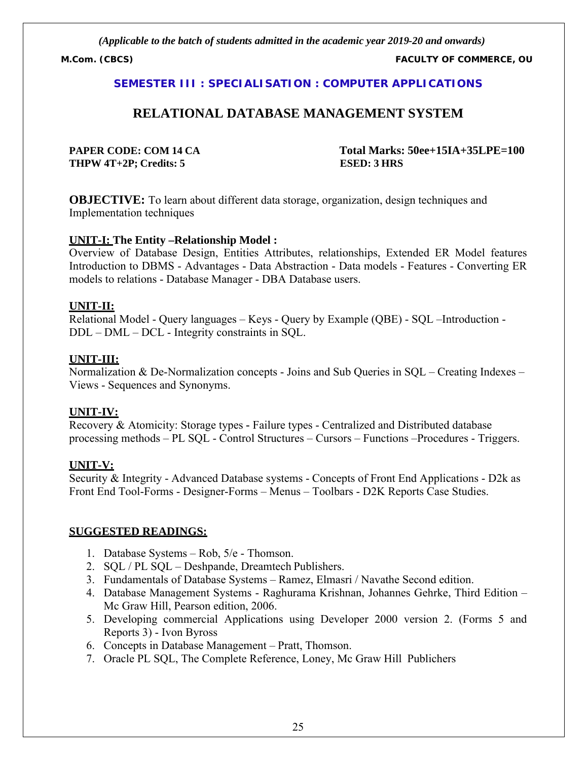*(Applicable to the batch of students admitted in the academic year 2019-20 and onwards)*

**M.Com. (CBCS)** **FACULTY OF COMMERCE, OU**

**SEMESTER III : SPECIALISATION : COMPUTER APPLICATIONS**

# RELATIONAL DATABASE MANAGEMENT SYSTEM

**PAPER CODE: COM 14 CA** **Total Marks: 50ee+15IA+35LPE=100**
**THPW 4T+2P; Credits: 5** **ESED: 3 HRS**

**OBJECTIVE:** To learn about different data storage, organization, design techniques and Implementation techniques

**UNIT-I: The Entity –Relationship Model :**
Overview of Database Design, Entities Attributes, relationships, Extended ER Model features Introduction to DBMS - Advantages - Data Abstraction - Data models - Features - Converting ER models to relations - Database Manager - DBA Database users.

**UNIT-II:**
Relational Model - Query languages – Keys - Query by Example (QBE) - SQL –Introduction - DDL – DML – DCL - Integrity constraints in SQL.

**UNIT-III:**
Normalization & De-Normalization concepts - Joins and Sub Queries in SQL – Creating Indexes – Views - Sequences and Synonyms.

**UNIT-IV:**
Recovery & Atomicity: Storage types - Failure types - Centralized and Distributed database processing methods – PL SQL - Control Structures – Cursors – Functions –Procedures - Triggers.

**UNIT-V:**
Security & Integrity - Advanced Database systems - Concepts of Front End Applications - D2k as Front End Tool-Forms - Designer-Forms – Menus – Toolbars - D2K Reports Case Studies.

**SUGGESTED READINGS:**

1. Database Systems – Rob, 5/e - Thomson.
2. SQL / PL SQL – Deshpande, Dreamtech Publishers.
3. Fundamentals of Database Systems – Ramez, Elmasri / Navathe Second edition.
4. Database Management Systems - Raghurama Krishnan, Johannes Gehrke, Third Edition – Mc Graw Hill, Pearson edition, 2006.
5. Developing commercial Applications using Developer 2000 version 2. (Forms 5 and Reports 3) - Ivon Byross
6. Concepts in Database Management – Pratt, Thomson.
7. Oracle PL SQL, The Complete Reference, Loney, Mc Graw Hill Publichers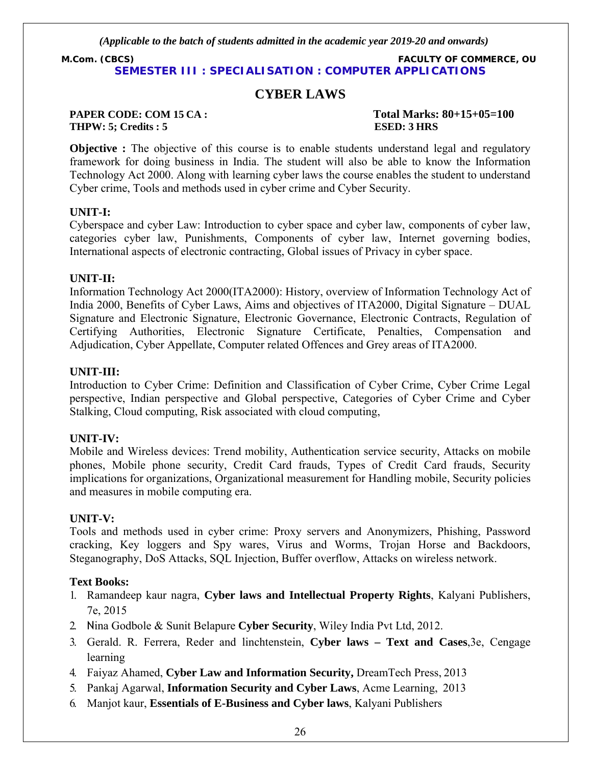*(Applicable to the batch of students admitted in the academic year 2019-20 and onwards)*

**M.Com. (CBCS)** **FACULTY OF COMMERCE, OU**

**SEMESTER III : SPECIALISATION : COMPUTER APPLICATIONS**

# CYBER LAWS

**PAPER CODE: COM 15 CA :** **Total Marks: 80+15+05=100**
**THPW: 5; Credits : 5** **ESED: 3 HRS**

**Objective :** The objective of this course is to enable students understand legal and regulatory framework for doing business in India. The student will also be able to know the Information Technology Act 2000. Along with learning cyber laws the course enables the student to understand Cyber crime, Tools and methods used in cyber crime and Cyber Security.

**UNIT-I:**
Cyberspace and cyber Law: Introduction to cyber space and cyber law, components of cyber law, categories cyber law, Punishments, Components of cyber law, Internet governing bodies, International aspects of electronic contracting, Global issues of Privacy in cyber space.

**UNIT-II:**
Information Technology Act 2000(ITA2000): History, overview of Information Technology Act of India 2000, Benefits of Cyber Laws, Aims and objectives of ITA2000, Digital Signature – DUAL Signature and Electronic Signature, Electronic Governance, Electronic Contracts, Regulation of Certifying Authorities, Electronic Signature Certificate, Penalties, Compensation and Adjudication, Cyber Appellate, Computer related Offences and Grey areas of ITA2000.

**UNIT-III:**
Introduction to Cyber Crime: Definition and Classification of Cyber Crime, Cyber Crime Legal perspective, Indian perspective and Global perspective, Categories of Cyber Crime and Cyber Stalking, Cloud computing, Risk associated with cloud computing,

**UNIT-IV:**
Mobile and Wireless devices: Trend mobility, Authentication service security, Attacks on mobile phones, Mobile phone security, Credit Card frauds, Types of Credit Card frauds, Security implications for organizations, Organizational measurement for Handling mobile, Security policies and measures in mobile computing era.

**UNIT-V:**
Tools and methods used in cyber crime: Proxy servers and Anonymizers, Phishing, Password cracking, Key loggers and Spy wares, Virus and Worms, Trojan Horse and Backdoors, Steganography, DoS Attacks, SQL Injection, Buffer overflow, Attacks on wireless network.

**Text Books:**

1. Ramandeep kaur nagra, **Cyber laws and Intellectual Property Rights**, Kalyani Publishers, 7e, 2015
2. Nina Godbole & Sunit Belapure **Cyber Security**, Wiley India Pvt Ltd, 2012.
3. Gerald. R. Ferrera, Reder and linchtenstein, **Cyber laws – Text and Cases**,3e, Cengage learning
4. Faiyaz Ahamed, **Cyber Law and Information Security,** DreamTech Press, 2013
5. Pankaj Agarwal, **Information Security and Cyber Laws**, Acme Learning, 2013
6. Manjot kaur, **Essentials of E-Business and Cyber laws**, Kalyani Publishers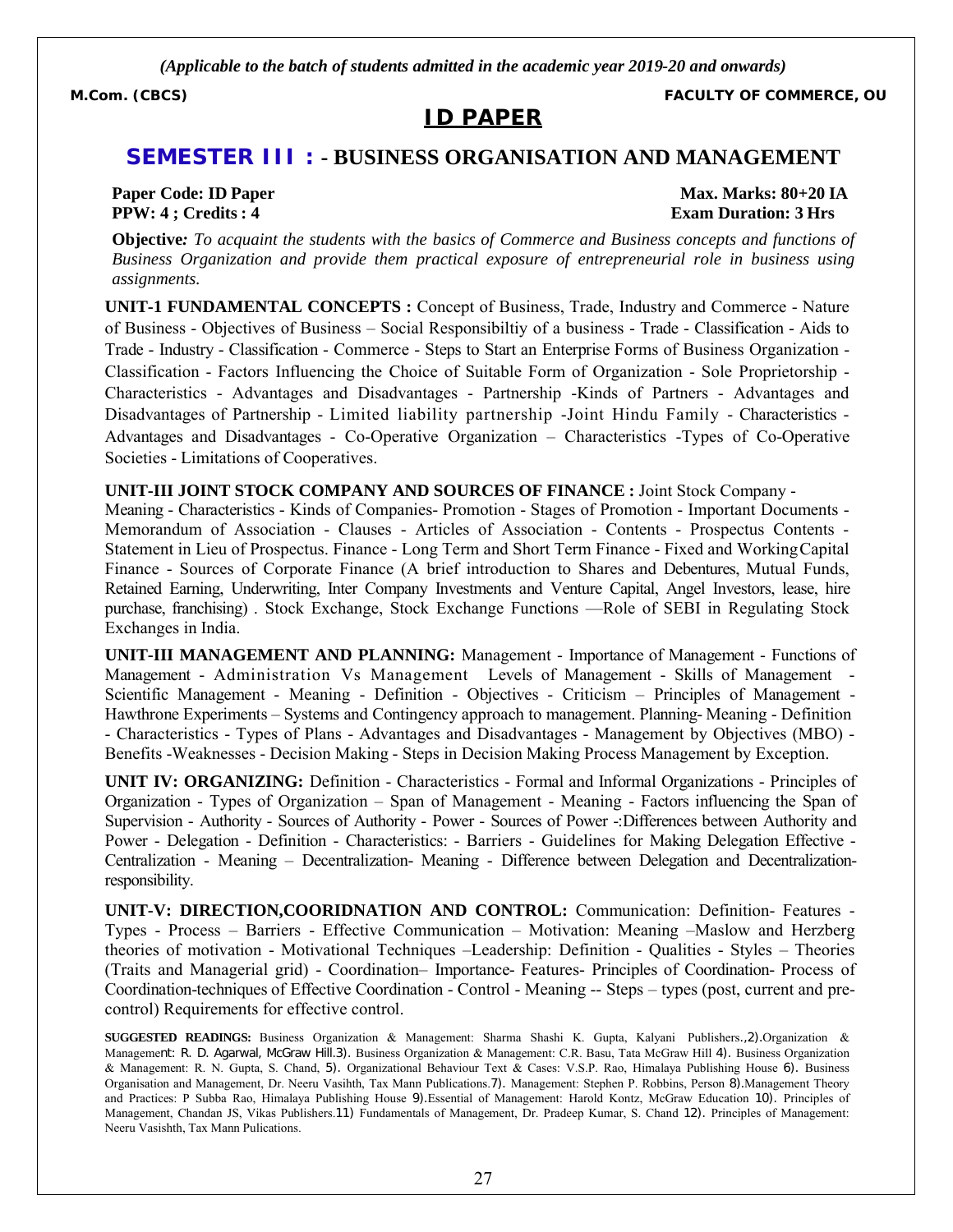*(Applicable to the batch of students admitted in the academic year 2019-20 and onwards)*

**M.Com. (CBCS)** **FACULTY OF COMMERCE, OU**

# ID PAPER

## SEMESTER III : - BUSINESS ORGANISATION AND MANAGEMENT

**Paper Code: ID Paper** **Max. Marks: 80+20 IA**
**PPW: 4 ; Credits : 4** **Exam Duration: 3 Hrs**

**Objective***: To acquaint the students with the basics of Commerce and Business concepts and functions of Business Organization and provide them practical exposure of entrepreneurial role in business using assignments.*

**UNIT-1 FUNDAMENTAL CONCEPTS :** Concept of Business, Trade, Industry and Commerce - Nature of Business - Objectives of Business – Social Responsibiltiy of a business - Trade - Classification - Aids to Trade - Industry - Classification - Commerce - Steps to Start an Enterprise Forms of Business Organization - Classification - Factors Influencing the Choice of Suitable Form of Organization - Sole Proprietorship - Characteristics - Advantages and Disadvantages - Partnership -Kinds of Partners - Advantages and Disadvantages of Partnership - Limited liability partnership -Joint Hindu Family - Characteristics - Advantages and Disadvantages - Co-Operative Organization – Characteristics -Types of Co-Operative Societies - Limitations of Cooperatives.

**UNIT-III JOINT STOCK COMPANY AND SOURCES OF FINANCE :** Joint Stock Company - Meaning - Characteristics - Kinds of Companies- Promotion - Stages of Promotion - Important Documents - Memorandum of Association - Clauses - Articles of Association - Contents - Prospectus Contents - Statement in Lieu of Prospectus. Finance - Long Term and Short Term Finance - Fixed and Working Capital Finance - Sources of Corporate Finance (A brief introduction to Shares and Debentures, Mutual Funds, Retained Earning, Underwriting, Inter Company Investments and Venture Capital, Angel Investors, lease, hire purchase, franchising) . Stock Exchange, Stock Exchange Functions —Role of SEBI in Regulating Stock Exchanges in India.

**UNIT-III MANAGEMENT AND PLANNING:** Management - Importance of Management - Functions of Management - Administration Vs Management Levels of Management - Skills of Management - Scientific Management - Meaning - Definition - Objectives - Criticism – Principles of Management - Hawthrone Experiments – Systems and Contingency approach to management. Planning- Meaning - Definition - Characteristics - Types of Plans - Advantages and Disadvantages - Management by Objectives (MBO) - Benefits -Weaknesses - Decision Making - Steps in Decision Making Process Management by Exception.

**UNIT IV: ORGANIZING:** Definition - Characteristics - Formal and Informal Organizations - Principles of Organization - Types of Organization – Span of Management - Meaning - Factors influencing the Span of Supervision - Authority - Sources of Authority - Power - Sources of Power -:Differences between Authority and Power - Delegation - Definition - Characteristics: - Barriers - Guidelines for Making Delegation Effective - Centralization - Meaning – Decentralization- Meaning - Difference between Delegation and Decentralization-responsibility.

**UNIT-V: DIRECTION,COORIDNATION AND CONTROL:** Communication: Definition- Features - Types - Process – Barriers - Effective Communication – Motivation: Meaning –Maslow and Herzberg theories of motivation - Motivational Techniques –Leadership: Definition - Qualities - Styles – Theories (Traits and Managerial grid) - Coordination– Importance- Features- Principles of Coordination- Process of Coordination-techniques of Effective Coordination - Control - Meaning -- Steps – types (post, current and pre-control) Requirements for effective control.

**SUGGESTED READINGS:** Business Organization & Management: Sharma Shashi K. Gupta, Kalyani Publishers.,2).Organization & Management: R. D. Agarwal, McGraw Hill.3). Business Organization & Management: C.R. Basu, Tata McGraw Hill 4). Business Organization & Management: R. N. Gupta, S. Chand, 5). Organizational Behaviour Text & Cases: V.S.P. Rao, Himalaya Publishing House 6). Business Organisation and Management, Dr. Neeru Vasihth, Tax Mann Publications.7). Management: Stephen P. Robbins, Person 8).Management Theory and Practices: P Subba Rao, Himalaya Publishing House 9).Essential of Management: Harold Kontz, McGraw Education 10). Principles of Management, Chandan JS, Vikas Publishers.11) Fundamentals of Management, Dr. Pradeep Kumar, S. Chand 12). Principles of Management: Neeru Vasishth, Tax Mann Pulications.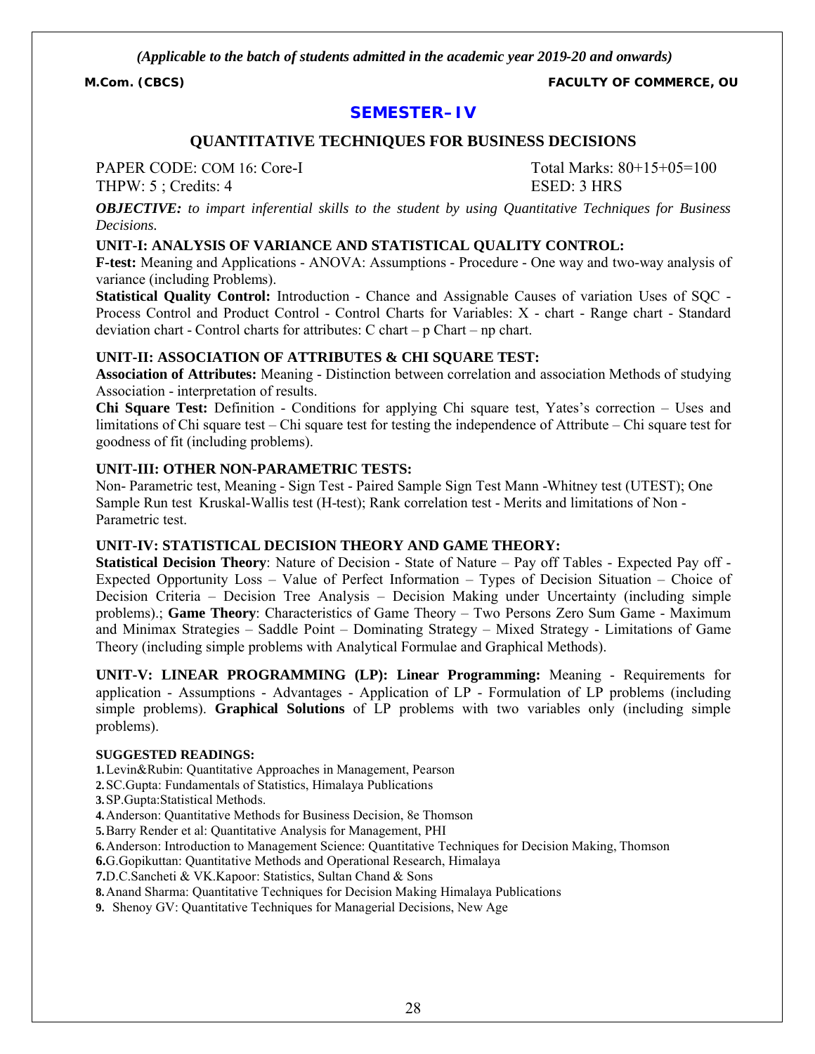*(Applicable to the batch of students admitted in the academic year 2019-20 and onwards)*

**M.Com. (CBCS)** **FACULTY OF COMMERCE, OU**

## SEMESTER–IV

### QUANTITATIVE TECHNIQUES FOR BUSINESS DECISIONS

PAPER CODE: COM 16: Core-I Total Marks: 80+15+05=100
THPW: 5 ; Credits: 4 ESED: 3 HRS

***OBJECTIVE:*** *to impart inferential skills to the student by using Quantitative Techniques for Business Decisions.*

**UNIT-I: ANALYSIS OF VARIANCE AND STATISTICAL QUALITY CONTROL:**
**F-test:** Meaning and Applications - ANOVA: Assumptions - Procedure - One way and two-way analysis of variance (including Problems).
**Statistical Quality Control:** Introduction - Chance and Assignable Causes of variation Uses of SQC - Process Control and Product Control - Control Charts for Variables: X - chart - Range chart - Standard deviation chart - Control charts for attributes: C chart – p Chart – np chart.

**UNIT-II: ASSOCIATION OF ATTRIBUTES & CHI SQUARE TEST:**
**Association of Attributes:** Meaning - Distinction between correlation and association Methods of studying Association - interpretation of results.
**Chi Square Test:** Definition - Conditions for applying Chi square test, Yates's correction – Uses and limitations of Chi square test – Chi square test for testing the independence of Attribute – Chi square test for goodness of fit (including problems).

**UNIT-III: OTHER NON-PARAMETRIC TESTS:**
Non- Parametric test, Meaning - Sign Test - Paired Sample Sign Test Mann -Whitney test (UTEST); One Sample Run test Kruskal-Wallis test (H-test); Rank correlation test - Merits and limitations of Non - Parametric test.

**UNIT-IV: STATISTICAL DECISION THEORY AND GAME THEORY:**
**Statistical Decision Theory**: Nature of Decision - State of Nature – Pay off Tables - Expected Pay off - Expected Opportunity Loss – Value of Perfect Information – Types of Decision Situation – Choice of Decision Criteria – Decision Tree Analysis – Decision Making under Uncertainty (including simple problems).; **Game Theory**: Characteristics of Game Theory – Two Persons Zero Sum Game - Maximum and Minimax Strategies – Saddle Point – Dominating Strategy – Mixed Strategy - Limitations of Game Theory (including simple problems with Analytical Formulae and Graphical Methods).

**UNIT-V: LINEAR PROGRAMMING (LP): Linear Programming:** Meaning - Requirements for application - Assumptions - Advantages - Application of LP - Formulation of LP problems (including simple problems). **Graphical Solutions** of LP problems with two variables only (including simple problems).

**SUGGESTED READINGS:**

1. Levin&Rubin: Quantitative Approaches in Management, Pearson
2. SC.Gupta: Fundamentals of Statistics, Himalaya Publications
3. SP.Gupta:Statistical Methods.
4. Anderson: Quantitative Methods for Business Decision, 8e Thomson
5. Barry Render et al: Quantitative Analysis for Management, PHI
6. Anderson: Introduction to Management Science: Quantitative Techniques for Decision Making, Thomson
6. G.Gopikuttan: Quantitative Methods and Operational Research, Himalaya
7. D.C.Sancheti & VK.Kapoor: Statistics, Sultan Chand & Sons
8. Anand Sharma: Quantitative Techniques for Decision Making Himalaya Publications
9. Shenoy GV: Quantitative Techniques for Managerial Decisions, New Age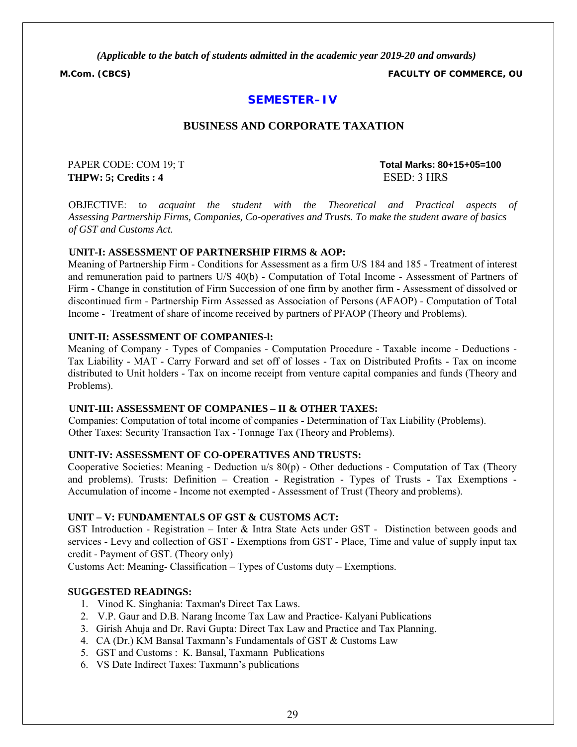*(Applicable to the batch of students admitted in the academic year 2019-20 and onwards)*

**M.Com. (CBCS)** **FACULTY OF COMMERCE, OU**

## SEMESTER–IV

## BUSINESS AND CORPORATE TAXATION

PAPER CODE: COM 19; T **Total Marks: 80+15+05=100**
**THPW: 5; Credits : 4** ESED: 3 HRS

OBJECTIVE: t*o acquaint the student with the Theoretical and Practical aspects of Assessing Partnership Firms, Companies, Co-operatives and Trusts. To make the student aware of basics of GST and Customs Act.*

**UNIT-I: ASSESSMENT OF PARTNERSHIP FIRMS & AOP:**
Meaning of Partnership Firm - Conditions for Assessment as a firm U/S 184 and 185 - Treatment of interest and remuneration paid to partners U/S 40(b) - Computation of Total Income - Assessment of Partners of Firm - Change in constitution of Firm Succession of one firm by another firm - Assessment of dissolved or discontinued firm - Partnership Firm Assessed as Association of Persons (AFAOP) - Computation of Total Income - Treatment of share of income received by partners of PFAOP (Theory and Problems).

**UNIT-II: ASSESSMENT OF COMPANIES-l:**
Meaning of Company - Types of Companies - Computation Procedure - Taxable income - Deductions - Tax Liability - MAT - Carry Forward and set off of losses - Tax on Distributed Profits - Tax on income distributed to Unit holders - Tax on income receipt from venture capital companies and funds (Theory and Problems).

**UNIT-III: ASSESSMENT OF COMPANIES – II & OTHER TAXES:**
Companies: Computation of total income of companies - Determination of Tax Liability (Problems).
Other Taxes: Security Transaction Tax - Tonnage Tax (Theory and Problems).

**UNIT-IV: ASSESSMENT OF CO-OPERATIVES AND TRUSTS:**
Cooperative Societies: Meaning - Deduction u/s 80(p) - Other deductions - Computation of Tax (Theory and problems). Trusts: Definition – Creation - Registration - Types of Trusts - Tax Exemptions - Accumulation of income - Income not exempted - Assessment of Trust (Theory and problems).

**UNIT – V: FUNDAMENTALS OF GST & CUSTOMS ACT:**
GST Introduction - Registration – Inter & Intra State Acts under GST - Distinction between goods and services - Levy and collection of GST - Exemptions from GST - Place, Time and value of supply input tax credit - Payment of GST. (Theory only)
Customs Act: Meaning- Classification – Types of Customs duty – Exemptions.

**SUGGESTED READINGS:**

1. Vinod K. Singhania: Taxman's Direct Tax Laws.
2. V.P. Gaur and D.B. Narang Income Tax Law and Practice- Kalyani Publications
3. Girish Ahuja and Dr. Ravi Gupta: Direct Tax Law and Practice and Tax Planning.
4. CA (Dr.) KM Bansal Taxmann's Fundamentals of GST & Customs Law
5. GST and Customs : K. Bansal, Taxmann Publications
6. VS Date Indirect Taxes: Taxmann's publications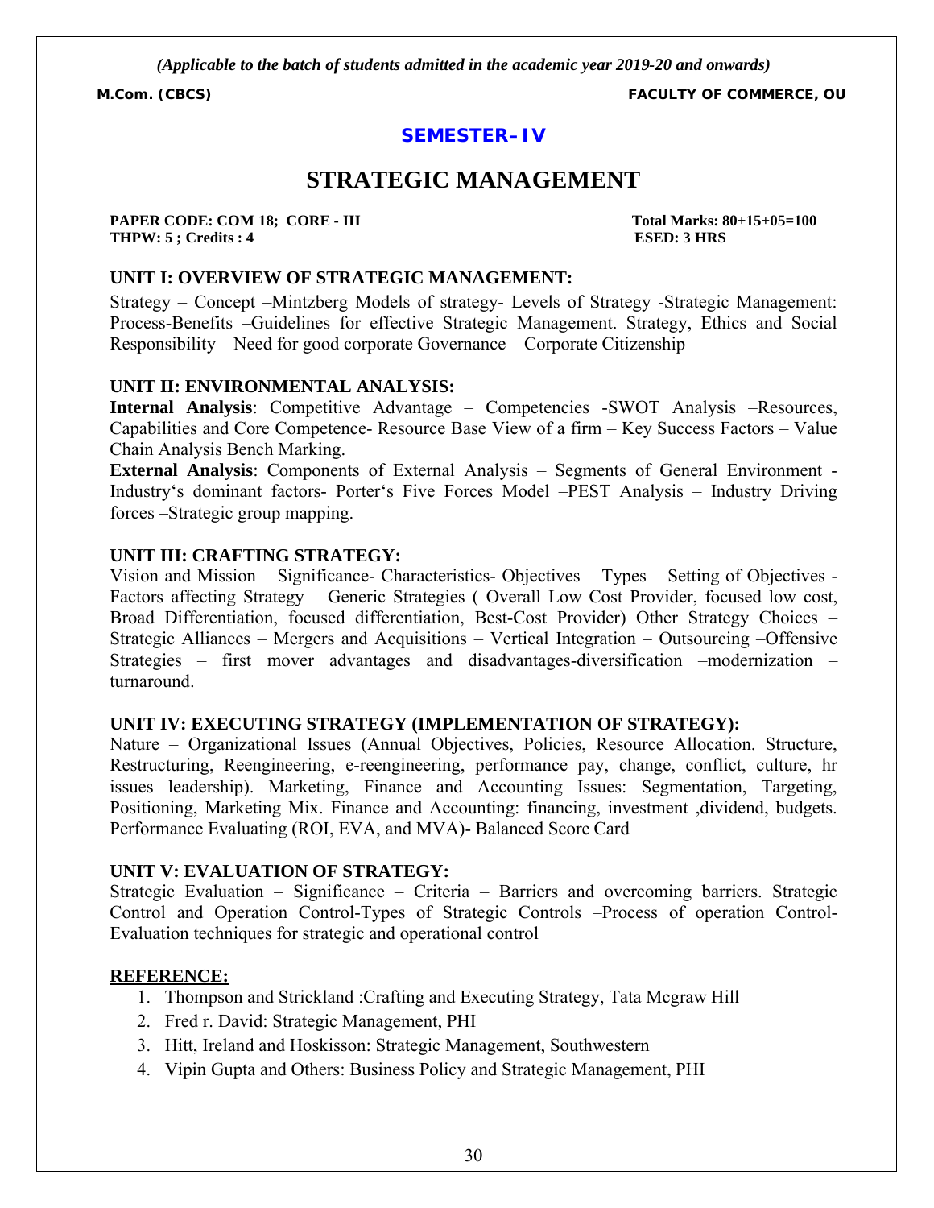*(Applicable to the batch of students admitted in the academic year 2019-20 and onwards)*

**M.Com. (CBCS)** **FACULTY OF COMMERCE, OU**

## SEMESTER–IV

# STRATEGIC MANAGEMENT

**PAPER CODE: COM 18; CORE - III** **Total Marks: 80+15+05=100**
**THPW: 5 ; Credits : 4** **ESED: 3 HRS**

### UNIT I: OVERVIEW OF STRATEGIC MANAGEMENT:

Strategy – Concept –Mintzberg Models of strategy- Levels of Strategy -Strategic Management: Process-Benefits –Guidelines for effective Strategic Management. Strategy, Ethics and Social Responsibility – Need for good corporate Governance – Corporate Citizenship

### UNIT II: ENVIRONMENTAL ANALYSIS:

**Internal Analysis**: Competitive Advantage – Competencies -SWOT Analysis –Resources, Capabilities and Core Competence- Resource Base View of a firm – Key Success Factors – Value Chain Analysis Bench Marking.

**External Analysis**: Components of External Analysis – Segments of General Environment - Industry's dominant factors- Porter's Five Forces Model –PEST Analysis – Industry Driving forces –Strategic group mapping.

### UNIT III: CRAFTING STRATEGY:

Vision and Mission – Significance- Characteristics- Objectives – Types – Setting of Objectives - Factors affecting Strategy – Generic Strategies ( Overall Low Cost Provider, focused low cost, Broad Differentiation, focused differentiation, Best-Cost Provider) Other Strategy Choices – Strategic Alliances – Mergers and Acquisitions – Vertical Integration – Outsourcing –Offensive Strategies – first mover advantages and disadvantages-diversification –modernization – turnaround.

### UNIT IV: EXECUTING STRATEGY (IMPLEMENTATION OF STRATEGY):

Nature – Organizational Issues (Annual Objectives, Policies, Resource Allocation. Structure, Restructuring, Reengineering, e-reengineering, performance pay, change, conflict, culture, hr issues leadership). Marketing, Finance and Accounting Issues: Segmentation, Targeting, Positioning, Marketing Mix. Finance and Accounting: financing, investment ,dividend, budgets. Performance Evaluating (ROI, EVA, and MVA)- Balanced Score Card

### UNIT V: EVALUATION OF STRATEGY:

Strategic Evaluation – Significance – Criteria – Barriers and overcoming barriers. Strategic Control and Operation Control-Types of Strategic Controls –Process of operation Control-Evaluation techniques for strategic and operational control

### REFERENCE:

1. Thompson and Strickland :Crafting and Executing Strategy, Tata Mcgraw Hill
2. Fred r. David: Strategic Management, PHI
3. Hitt, Ireland and Hoskisson: Strategic Management, Southwestern
4. Vipin Gupta and Others: Business Policy and Strategic Management, PHI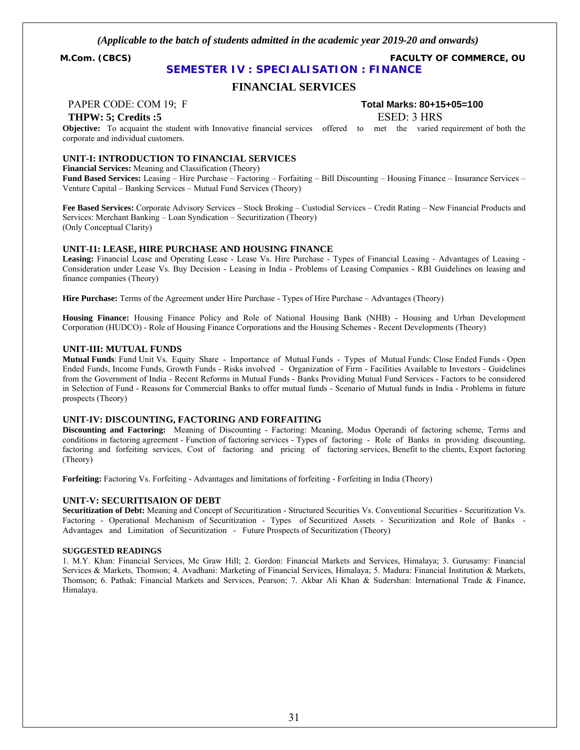*(Applicable to the batch of students admitted in the academic year 2019-20 and onwards)*

**M.Com. (CBCS)** **FACULTY OF COMMERCE, OU**

## SEMESTER IV : SPECIALISATION : FINANCE

# FINANCIAL SERVICES

PAPER CODE: COM 19; F **Total Marks: 80+15+05=100**

**THPW: 5; Credits :5** ESED: 3 HRS

**Objective:** To acquaint the student with Innovative financial services offered to met the varied requirement of both the corporate and individual customers.

### UNIT-I: INTRODUCTION TO FINANCIAL SERVICES

**Financial Services:** Meaning and Classification (Theory)

**Fund Based Services:** Leasing – Hire Purchase – Factoring – Forfaiting – Bill Discounting – Housing Finance – Insurance Services – Venture Capital – Banking Services – Mutual Fund Services (Theory)

**Fee Based Services:** Corporate Advisory Services – Stock Broking – Custodial Services – Credit Rating – New Financial Products and Services: Merchant Banking – Loan Syndication – Securitization (Theory)
(Only Conceptual Clarity)

### UNIT-I1: LEASE, HIRE PURCHASE AND HOUSING FINANCE

**Leasing:** Financial Lease and Operating Lease - Lease Vs. Hire Purchase - Types of Financial Leasing - Advantages of Leasing - Consideration under Lease Vs. Buy Decision - Leasing in India - Problems of Leasing Companies - RBI Guidelines on leasing and finance companies (Theory)

**Hire Purchase:** Terms of the Agreement under Hire Purchase - Types of Hire Purchase – Advantages (Theory)

**Housing Finance:** Housing Finance Policy and Role of National Housing Bank (NHB) - Housing and Urban Development Corporation (HUDCO) - Role of Housing Finance Corporations and the Housing Schemes - Recent Developments (Theory)

### UNIT-III: MUTUAL FUNDS

**Mutual Funds**: Fund Unit Vs. Equity Share - Importance of Mutual Funds - Types of Mutual Funds: Close Ended Funds - Open Ended Funds, Income Funds, Growth Funds - Risks involved - Organization of Firm - Facilities Available to Investors - Guidelines from the Government of India - Recent Reforms in Mutual Funds - Banks Providing Mutual Fund Services - Factors to be considered in Selection of Fund - Reasons for Commercial Banks to offer mutual funds - Scenario of Mutual funds in India - Problems in future prospects (Theory)

### UNIT-IV: DISCOUNTING, FACTORING AND FORFAITING

**Discounting and Factoring:** Meaning of Discounting - Factoring: Meaning, Modus Operandi of factoring scheme, Terms and conditions in factoring agreement - Function of factoring services - Types of factoring - Role of Banks in providing discounting, factoring and forfeiting services, Cost of factoring and pricing of factoring services, Benefit to the clients, Export factoring (Theory)

**Forfeiting:** Factoring Vs. Forfeiting - Advantages and limitations of forfeiting - Forfeiting in India (Theory)

### UNIT-V: SECURITISAION OF DEBT

**Securitization of Debt:** Meaning and Concept of Securitization - Structured Securities Vs. Conventional Securities - Securitization Vs. Factoring - Operational Mechanism of Securitization - Types of Securitized Assets - Securitization and Role of Banks - Advantages and Limitation of Securitization - Future Prospects of Securitization (Theory)

#### SUGGESTED READINGS

1. M.Y. Khan: Financial Services, Mc Graw Hill; 2. Gordon: Financial Markets and Services, Himalaya; 3. Gurusamy: Financial Services & Markets, Thomson; 4. Avadhani: Marketing of Financial Services, Himalaya; 5. Madura: Financial Institution & Markets, Thomson; 6. Pathak: Financial Markets and Services, Pearson; 7. Akbar Ali Khan & Sudershan: International Trade & Finance, Himalaya.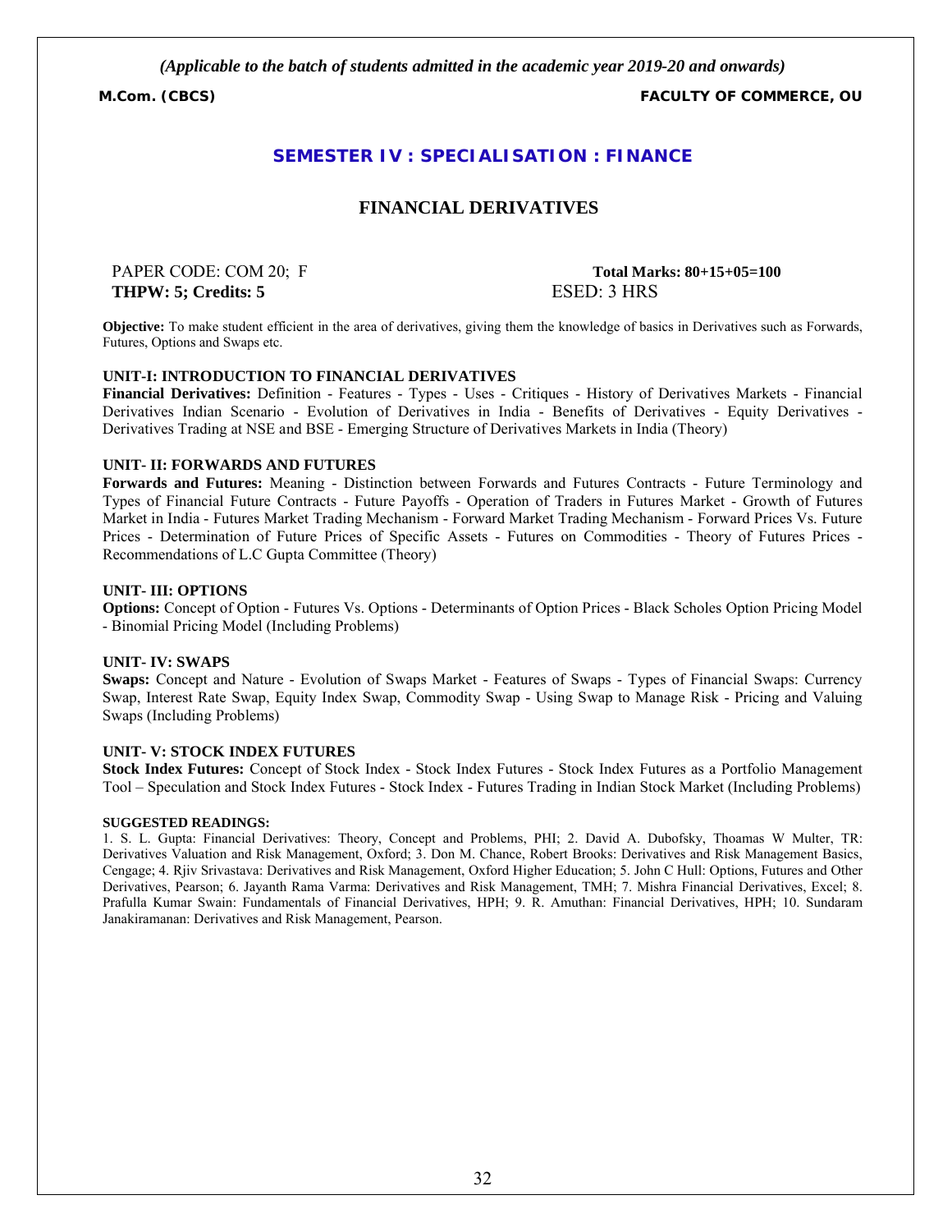*(Applicable to the batch of students admitted in the academic year 2019-20 and onwards)*

**M.Com. (CBCS)** **FACULTY OF COMMERCE, OU**

## SEMESTER IV : SPECIALISATION : FINANCE

# FINANCIAL DERIVATIVES

PAPER CODE: COM 20; F **Total Marks: 80+15+05=100**
**THPW: 5; Credits: 5** ESED: 3 HRS

**Objective:** To make student efficient in the area of derivatives, giving them the knowledge of basics in Derivatives such as Forwards, Futures, Options and Swaps etc.

### UNIT-I: INTRODUCTION TO FINANCIAL DERIVATIVES

**Financial Derivatives:** Definition - Features - Types - Uses - Critiques - History of Derivatives Markets - Financial Derivatives Indian Scenario - Evolution of Derivatives in India - Benefits of Derivatives - Equity Derivatives - Derivatives Trading at NSE and BSE - Emerging Structure of Derivatives Markets in India (Theory)

### UNIT- II: FORWARDS AND FUTURES

**Forwards and Futures:** Meaning - Distinction between Forwards and Futures Contracts - Future Terminology and Types of Financial Future Contracts - Future Payoffs - Operation of Traders in Futures Market - Growth of Futures Market in India - Futures Market Trading Mechanism - Forward Market Trading Mechanism - Forward Prices Vs. Future Prices - Determination of Future Prices of Specific Assets - Futures on Commodities - Theory of Futures Prices - Recommendations of L.C Gupta Committee (Theory)

### UNIT- III: OPTIONS

**Options:** Concept of Option - Futures Vs. Options - Determinants of Option Prices - Black Scholes Option Pricing Model - Binomial Pricing Model (Including Problems)

### UNIT- IV: SWAPS

**Swaps:** Concept and Nature - Evolution of Swaps Market - Features of Swaps - Types of Financial Swaps: Currency Swap, Interest Rate Swap, Equity Index Swap, Commodity Swap - Using Swap to Manage Risk - Pricing and Valuing Swaps (Including Problems)

### UNIT- V: STOCK INDEX FUTURES

**Stock Index Futures:** Concept of Stock Index - Stock Index Futures - Stock Index Futures as a Portfolio Management Tool – Speculation and Stock Index Futures - Stock Index - Futures Trading in Indian Stock Market (Including Problems)

#### SUGGESTED READINGS:

1. S. L. Gupta: Financial Derivatives: Theory, Concept and Problems, PHI; 2. David A. Dubofsky, Thoamas W Multer, TR: Derivatives Valuation and Risk Management, Oxford; 3. Don M. Chance, Robert Brooks: Derivatives and Risk Management Basics, Cengage; 4. Rjiv Srivastava: Derivatives and Risk Management, Oxford Higher Education; 5. John C Hull: Options, Futures and Other Derivatives, Pearson; 6. Jayanth Rama Varma: Derivatives and Risk Management, TMH; 7. Mishra Financial Derivatives, Excel; 8. Prafulla Kumar Swain: Fundamentals of Financial Derivatives, HPH; 9. R. Amuthan: Financial Derivatives, HPH; 10. Sundaram Janakiramanan: Derivatives and Risk Management, Pearson.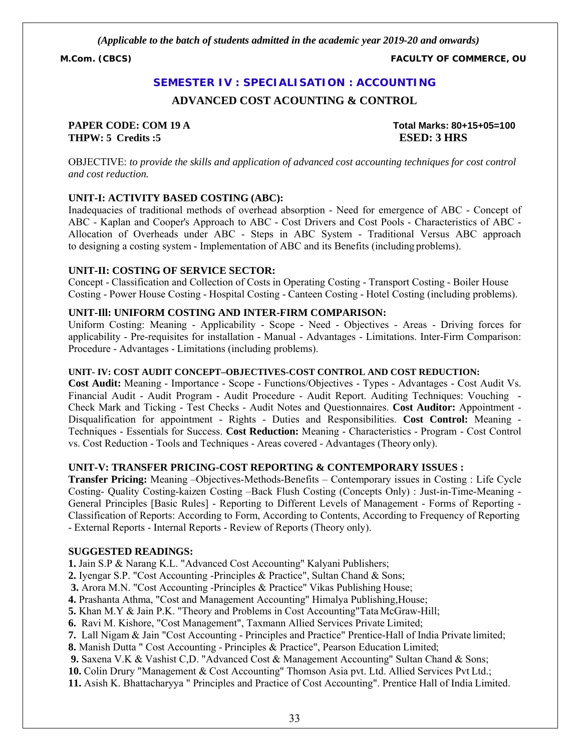*(Applicable to the batch of students admitted in the academic year 2019-20 and onwards)*

**M.Com. (CBCS)** **FACULTY OF COMMERCE, OU**

## SEMESTER IV : SPECIALISATION : ACCOUNTING

## ADVANCED COST ACOUNTING & CONTROL

**PAPER CODE: COM 19 A** **Total Marks: 80+15+05=100**
**THPW: 5 Credits :5** **ESED: 3 HRS**

OBJECTIVE: *to provide the skills and application of advanced cost accounting techniques for cost control and cost reduction.*

### UNIT-I: ACTIVITY BASED COSTING (ABC):

Inadequacies of traditional methods of overhead absorption - Need for emergence of ABC - Concept of ABC - Kaplan and Cooper's Approach to ABC - Cost Drivers and Cost Pools - Characteristics of ABC - Allocation of Overheads under ABC - Steps in ABC System - Traditional Versus ABC approach to designing a costing system - Implementation of ABC and its Benefits (including problems).

### UNIT-II: COSTING OF SERVICE SECTOR:

Concept - Classification and Collection of Costs in Operating Costing - Transport Costing - Boiler House Costing - Power House Costing - Hospital Costing - Canteen Costing - Hotel Costing (including problems).

### UNIT-Ill: UNIFORM COSTING AND INTER-FIRM COMPARISON:

Uniform Costing: Meaning - Applicability - Scope - Need - Objectives - Areas - Driving forces for applicability - Pre-requisites for installation - Manual - Advantages - Limitations. Inter-Firm Comparison: Procedure - Advantages - Limitations (including problems).

### UNIT- IV: COST AUDIT CONCEPT–OBJECTIVES-COST CONTROL AND COST REDUCTION:

**Cost Audit:** Meaning - Importance - Scope - Functions/Objectives - Types - Advantages - Cost Audit Vs. Financial Audit - Audit Program - Audit Procedure - Audit Report. Auditing Techniques: Vouching - Check Mark and Ticking - Test Checks - Audit Notes and Questionnaires. **Cost Auditor:** Appointment - Disqualification for appointment - Rights - Duties and Responsibilities. **Cost Control:** Meaning - Techniques - Essentials for Success. **Cost Reduction:** Meaning - Characteristics - Program - Cost Control vs. Cost Reduction - Tools and Techniques - Areas covered - Advantages (Theory only).

### UNIT-V: TRANSFER PRICING-COST REPORTING & CONTEMPORARY ISSUES :

**Transfer Pricing:** Meaning –Objectives-Methods-Benefits – Contemporary issues in Costing : Life Cycle Costing- Quality Costing-kaizen Costing –Back Flush Costing (Concepts Only) : Just-in-Time-Meaning - General Principles [Basic Rules] - Reporting to Different Levels of Management - Forms of Reporting - Classification of Reports: According to Form, According to Contents, According to Frequency of Reporting - External Reports - Internal Reports - Review of Reports (Theory only).

### SUGGESTED READINGS:

**1.** Jain S.P & Narang K.L. "Advanced Cost Accounting" Kalyani Publishers;
**2.** Iyengar S.P. "Cost Accounting -Principles & Practice", Sultan Chand & Sons;
**3.** Arora M.N. "Cost Accounting -Principles & Practice" Vikas Publishing House;
**4.** Prashanta Athma, "Cost and Management Accounting" Himalya Publishing,House;
**5.** Khan M.Y & Jain P.K. "Theory and Problems in Cost Accounting"Tata McGraw-Hill;
**6.** Ravi M. Kishore, "Cost Management", Taxmann Allied Services Private Limited;
**7.** Lall Nigam & Jain "Cost Accounting - Principles and Practice" Prentice-Hall of India Private limited;
**8.** Manish Dutta " Cost Accounting - Principles & Practice", Pearson Education Limited;
**9.** Saxena V.K & Vashist C,D. "Advanced Cost & Management Accounting" Sultan Chand & Sons;
**10.** Colin Drury "Management & Cost Accounting" Thomson Asia pvt. Ltd. Allied Services Pvt Ltd.;
**11.** Asish K. Bhattacharyya " Principles and Practice of Cost Accounting". Prentice Hall of India Limited.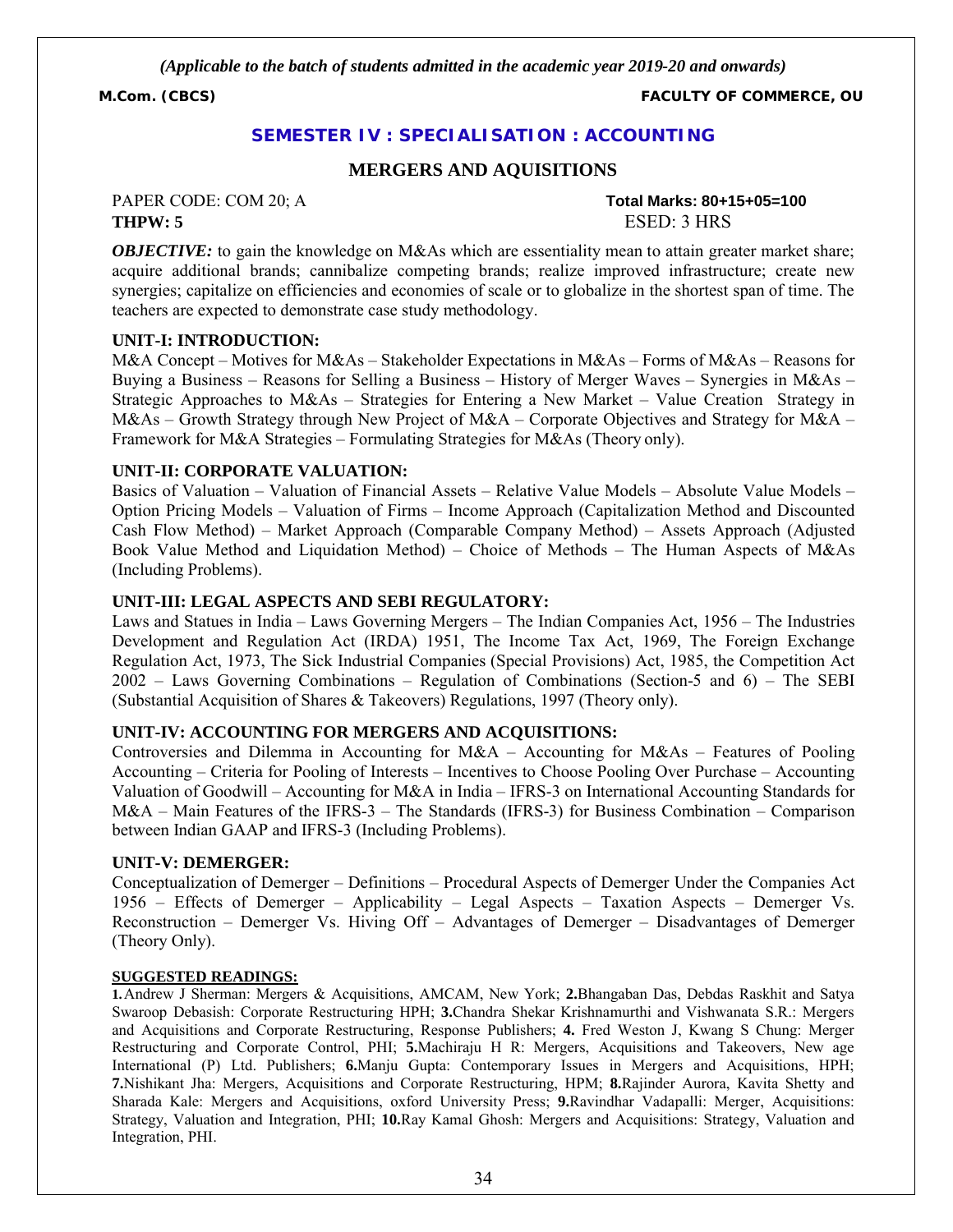*(Applicable to the batch of students admitted in the academic year 2019-20 and onwards)*

**M.Com. (CBCS)** **FACULTY OF COMMERCE, OU**

## SEMESTER IV : SPECIALISATION : ACCOUNTING

### MERGERS AND AQUISITIONS

PAPER CODE: COM 20; A **Total Marks: 80+15+05=100**
**THPW: 5** ESED: 3 HRS

***OBJECTIVE:*** to gain the knowledge on M&As which are essentiality mean to attain greater market share; acquire additional brands; cannibalize competing brands; realize improved infrastructure; create new synergies; capitalize on efficiencies and economies of scale or to globalize in the shortest span of time. The teachers are expected to demonstrate case study methodology.

**UNIT-I: INTRODUCTION:**
M&A Concept – Motives for M&As – Stakeholder Expectations in M&As – Forms of M&As – Reasons for Buying a Business – Reasons for Selling a Business – History of Merger Waves – Synergies in M&As – Strategic Approaches to M&As – Strategies for Entering a New Market – Value Creation Strategy in M&As – Growth Strategy through New Project of M&A – Corporate Objectives and Strategy for M&A – Framework for M&A Strategies – Formulating Strategies for M&As (Theory only).

**UNIT-II: CORPORATE VALUATION:**
Basics of Valuation – Valuation of Financial Assets – Relative Value Models – Absolute Value Models – Option Pricing Models – Valuation of Firms – Income Approach (Capitalization Method and Discounted Cash Flow Method) – Market Approach (Comparable Company Method) – Assets Approach (Adjusted Book Value Method and Liquidation Method) – Choice of Methods – The Human Aspects of M&As (Including Problems).

**UNIT-III: LEGAL ASPECTS AND SEBI REGULATORY:**
Laws and Statues in India – Laws Governing Mergers – The Indian Companies Act, 1956 – The Industries Development and Regulation Act (IRDA) 1951, The Income Tax Act, 1969, The Foreign Exchange Regulation Act, 1973, The Sick Industrial Companies (Special Provisions) Act, 1985, the Competition Act 2002 – Laws Governing Combinations – Regulation of Combinations (Section-5 and 6) – The SEBI (Substantial Acquisition of Shares & Takeovers) Regulations, 1997 (Theory only).

**UNIT-IV: ACCOUNTING FOR MERGERS AND ACQUISITIONS:**
Controversies and Dilemma in Accounting for M&A – Accounting for M&As – Features of Pooling Accounting – Criteria for Pooling of Interests – Incentives to Choose Pooling Over Purchase – Accounting Valuation of Goodwill – Accounting for M&A in India – IFRS-3 on International Accounting Standards for M&A – Main Features of the IFRS-3 – The Standards (IFRS-3) for Business Combination – Comparison between Indian GAAP and IFRS-3 (Including Problems).

**UNIT-V: DEMERGER:**
Conceptualization of Demerger – Definitions – Procedural Aspects of Demerger Under the Companies Act 1956 – Effects of Demerger – Applicability – Legal Aspects – Taxation Aspects – Demerger Vs. Reconstruction – Demerger Vs. Hiving Off – Advantages of Demerger – Disadvantages of Demerger (Theory Only).

**SUGGESTED READINGS:**
**1.** Andrew J Sherman: Mergers & Acquisitions, AMCAM, New York; **2.**Bhangaban Das, Debdas Raskhit and Satya Swaroop Debasish: Corporate Restructuring HPH; **3.**Chandra Shekar Krishnamurthi and Vishwanata S.R.: Mergers and Acquisitions and Corporate Restructuring, Response Publishers; **4.** Fred Weston J, Kwang S Chung: Merger Restructuring and Corporate Control, PHI; **5.**Machiraju H R: Mergers, Acquisitions and Takeovers, New age International (P) Ltd. Publishers; **6.**Manju Gupta: Contemporary Issues in Mergers and Acquisitions, HPH; **7.**Nishikant Jha: Mergers, Acquisitions and Corporate Restructuring, HPM; **8.**Rajinder Aurora, Kavita Shetty and Sharada Kale: Mergers and Acquisitions, oxford University Press; **9.**Ravindhar Vadapalli: Merger, Acquisitions: Strategy, Valuation and Integration, PHI; **10.**Ray Kamal Ghosh: Mergers and Acquisitions: Strategy, Valuation and Integration, PHI.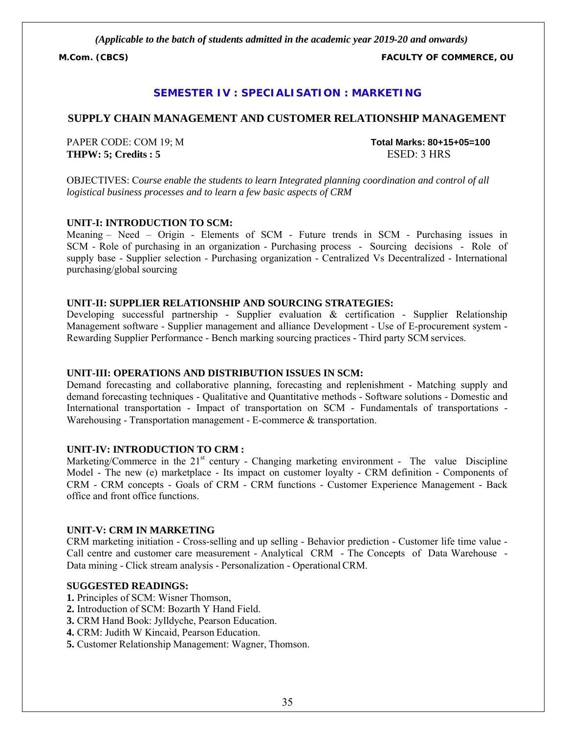*(Applicable to the batch of students admitted in the academic year 2019-20 and onwards)*

**M.Com. (CBCS)** **FACULTY OF COMMERCE, OU**

## SEMESTER IV : SPECIALISATION : MARKETING

## SUPPLY CHAIN MANAGEMENT AND CUSTOMER RELATIONSHIP MANAGEMENT

PAPER CODE: COM 19; M **Total Marks: 80+15+05=100**
**THPW: 5; Credits : 5** ESED: 3 HRS

OBJECTIVES: *Course enable the students to learn Integrated planning coordination and control of all logistical business processes and to learn a few basic aspects of CRM*

### UNIT-I: INTRODUCTION TO SCM:

Meaning – Need – Origin - Elements of SCM - Future trends in SCM - Purchasing issues in SCM - Role of purchasing in an organization - Purchasing process - Sourcing decisions - Role of supply base - Supplier selection - Purchasing organization - Centralized Vs Decentralized - International purchasing/global sourcing

### UNIT-II: SUPPLIER RELATIONSHIP AND SOURCING STRATEGIES:

Developing successful partnership - Supplier evaluation & certification - Supplier Relationship Management software - Supplier management and alliance Development - Use of E-procurement system - Rewarding Supplier Performance - Bench marking sourcing practices - Third party SCM services.

### UNIT-III: OPERATIONS AND DISTRIBUTION ISSUES IN SCM:

Demand forecasting and collaborative planning, forecasting and replenishment - Matching supply and demand forecasting techniques - Qualitative and Quantitative methods - Software solutions - Domestic and International transportation - Impact of transportation on SCM - Fundamentals of transportations - Warehousing - Transportation management - E-commerce & transportation.

### UNIT-IV: INTRODUCTION TO CRM :

Marketing/Commerce in the 21st century - Changing marketing environment - The value Discipline Model - The new (e) marketplace - Its impact on customer loyalty - CRM definition - Components of CRM - CRM concepts - Goals of CRM - CRM functions - Customer Experience Management - Back office and front office functions.

### UNIT-V: CRM IN MARKETING

CRM marketing initiation - Cross-selling and up selling - Behavior prediction - Customer life time value - Call centre and customer care measurement - Analytical CRM - The Concepts of Data Warehouse - Data mining - Click stream analysis - Personalization - Operational CRM.

### SUGGESTED READINGS:

1. Principles of SCM: Wisner Thomson,
2. Introduction of SCM: Bozarth Y Hand Field.
3. CRM Hand Book: Jylldyche, Pearson Education.
4. CRM: Judith W Kincaid, Pearson Education.
5. Customer Relationship Management: Wagner, Thomson.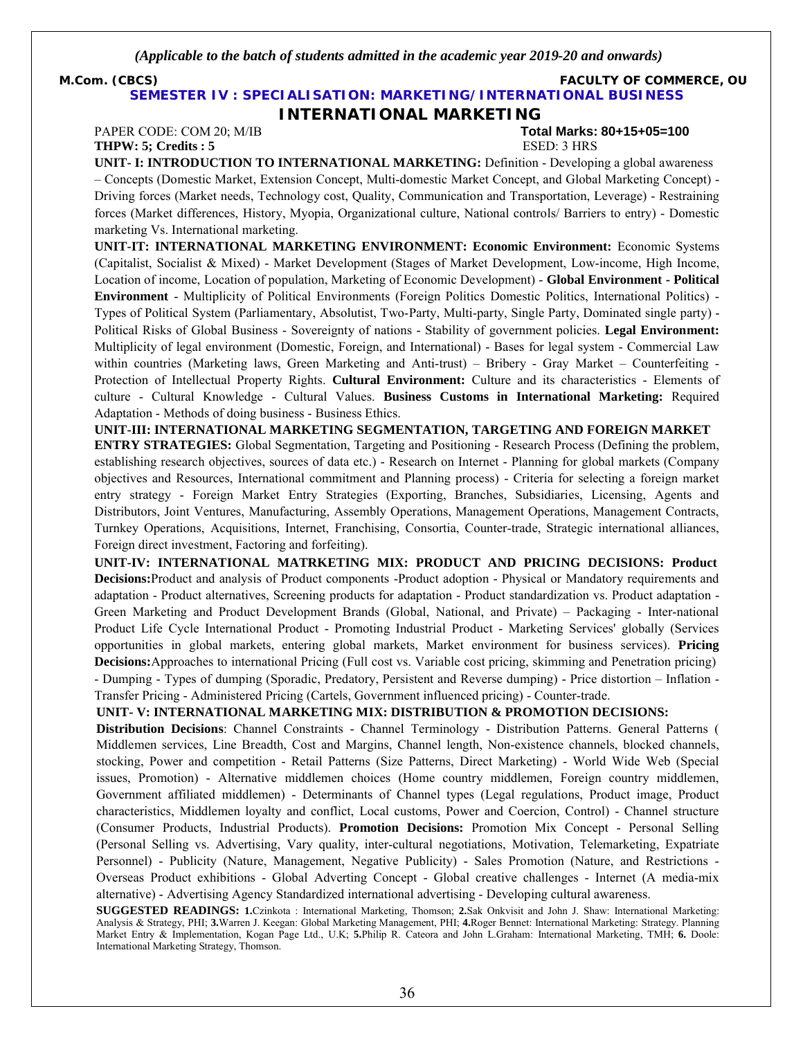*(Applicable to the batch of students admitted in the academic year 2019-20 and onwards)*

**M.Com. (CBCS)** **FACULTY OF COMMERCE, OU**

## SEMESTER IV : SPECIALISATION: MARKETING/INTERNATIONAL BUSINESS

# INTERNATIONAL MARKETING

PAPER CODE: COM 20; M/IB **Total Marks: 80+15+05=100**

**THPW: 5; Credits : 5** ESED: 3 HRS

**UNIT- I: INTRODUCTION TO INTERNATIONAL MARKETING:** Definition - Developing a global awareness – Concepts (Domestic Market, Extension Concept, Multi-domestic Market Concept, and Global Marketing Concept) - Driving forces (Market needs, Technology cost, Quality, Communication and Transportation, Leverage) - Restraining forces (Market differences, History, Myopia, Organizational culture, National controls/ Barriers to entry) - Domestic marketing Vs. International marketing.

**UNIT-IT: INTERNATIONAL MARKETING ENVIRONMENT: Economic Environment:** Economic Systems (Capitalist, Socialist & Mixed) - Market Development (Stages of Market Development, Low-income, High Income, Location of income, Location of population, Marketing of Economic Development) - **Global Environment - Political Environment** - Multiplicity of Political Environments (Foreign Politics Domestic Politics, International Politics) - Types of Political System (Parliamentary, Absolutist, Two-Party, Multi-party, Single Party, Dominated single party) - Political Risks of Global Business - Sovereignty of nations - Stability of government policies. **Legal Environment:** Multiplicity of legal environment (Domestic, Foreign, and International) - Bases for legal system - Commercial Law within countries (Marketing laws, Green Marketing and Anti-trust) – Bribery - Gray Market – Counterfeiting - Protection of Intellectual Property Rights. **Cultural Environment:** Culture and its characteristics - Elements of culture - Cultural Knowledge - Cultural Values. **Business Customs in International Marketing:** Required Adaptation - Methods of doing business - Business Ethics.

**UNIT-III: INTERNATIONAL MARKETING SEGMENTATION, TARGETING AND FOREIGN MARKET ENTRY STRATEGIES:** Global Segmentation, Targeting and Positioning - Research Process (Defining the problem, establishing research objectives, sources of data etc.) - Research on Internet - Planning for global markets (Company objectives and Resources, International commitment and Planning process) - Criteria for selecting a foreign market entry strategy - Foreign Market Entry Strategies (Exporting, Branches, Subsidiaries, Licensing, Agents and Distributors, Joint Ventures, Manufacturing, Assembly Operations, Management Operations, Management Contracts, Turnkey Operations, Acquisitions, Internet, Franchising, Consortia, Counter-trade, Strategic international alliances, Foreign direct investment, Factoring and forfeiting).

**UNIT-IV: INTERNATIONAL MATRKETING MIX: PRODUCT AND PRICING DECISIONS: Product Decisions:**Product and analysis of Product components -Product adoption - Physical or Mandatory requirements and adaptation - Product alternatives, Screening products for adaptation - Product standardization vs. Product adaptation - Green Marketing and Product Development Brands (Global, National, and Private) – Packaging - Inter-national Product Life Cycle International Product - Promoting Industrial Product - Marketing Services' globally (Services opportunities in global markets, entering global markets, Market environment for business services). **Pricing Decisions:**Approaches to international Pricing (Full cost vs. Variable cost pricing, skimming and Penetration pricing) - Dumping - Types of dumping (Sporadic, Predatory, Persistent and Reverse dumping) - Price distortion – Inflation - Transfer Pricing - Administered Pricing (Cartels, Government influenced pricing) - Counter-trade.

**UNIT- V: INTERNATIONAL MARKETING MIX: DISTRIBUTION & PROMOTION DECISIONS:**

**Distribution Decisions**: Channel Constraints - Channel Terminology - Distribution Patterns. General Patterns ( Middlemen services, Line Breadth, Cost and Margins, Channel length, Non-existence channels, blocked channels, stocking, Power and competition - Retail Patterns (Size Patterns, Direct Marketing) - World Wide Web (Special issues, Promotion) - Alternative middlemen choices (Home country middlemen, Foreign country middlemen, Government affiliated middlemen) - Determinants of Channel types (Legal regulations, Product image, Product characteristics, Middlemen loyalty and conflict, Local customs, Power and Coercion, Control) - Channel structure (Consumer Products, Industrial Products). **Promotion Decisions:** Promotion Mix Concept - Personal Selling (Personal Selling vs. Advertising, Vary quality, inter-cultural negotiations, Motivation, Telemarketing, Expatriate Personnel) - Publicity (Nature, Management, Negative Publicity) - Sales Promotion (Nature, and Restrictions - Overseas Product exhibitions - Global Adverting Concept - Global creative challenges - Internet (A media-mix alternative) - Advertising Agency Standardized international advertising - Developing cultural awareness.

**SUGGESTED READINGS: 1.**Czinkota : International Marketing, Thomson; **2.**Sak Onkvisit and John J. Shaw: International Marketing: Analysis & Strategy, PHI; **3.**Warren J. Keegan: Global Marketing Management, PHI; **4.**Roger Bennet: International Marketing: Strategy. Planning Market Entry & Implementation, Kogan Page Ltd., U.K; **5.**Philip R. Cateora and John L.Graham: International Marketing, TMH; **6.** Doole: International Marketing Strategy, Thomson.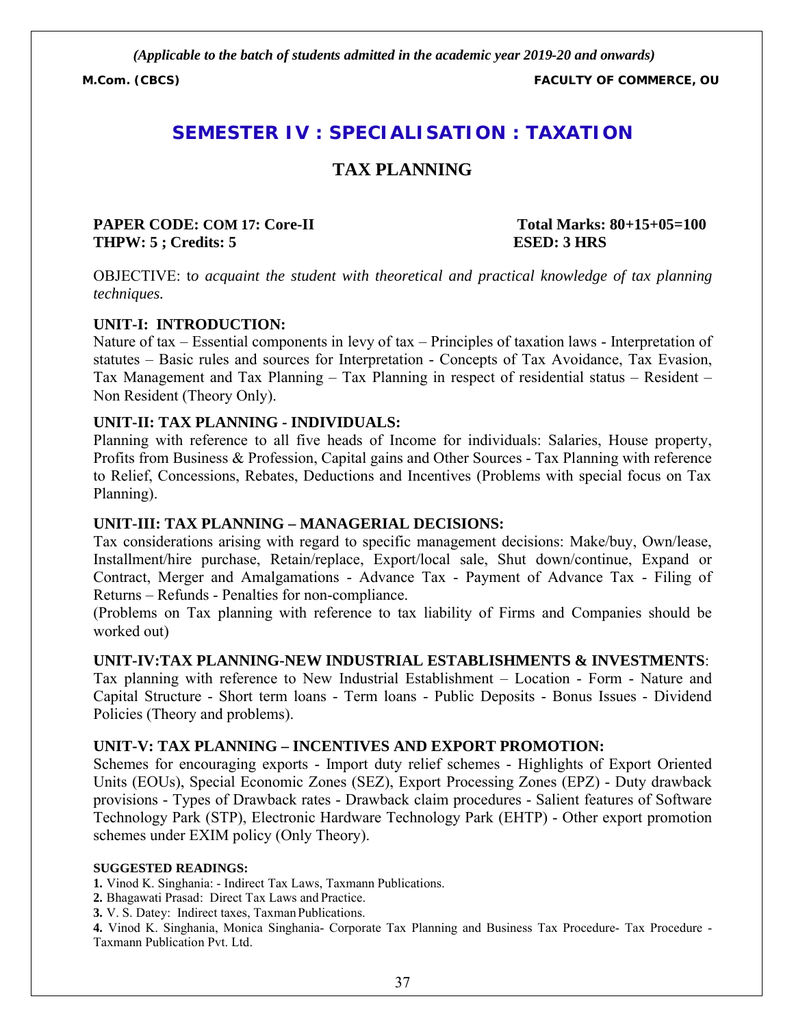*(Applicable to the batch of students admitted in the academic year 2019-20 and onwards)*

**M.Com. (CBCS)** **FACULTY OF COMMERCE, OU**

# SEMESTER IV : SPECIALISATION : TAXATION

## TAX PLANNING

**PAPER CODE: COM 17: Core-II** **Total Marks: 80+15+05=100**
**THPW: 5 ; Credits: 5** **ESED: 3 HRS**

OBJECTIVE: t*o acquaint the student with theoretical and practical knowledge of tax planning techniques.*

**UNIT-I: INTRODUCTION:**
Nature of tax – Essential components in levy of tax – Principles of taxation laws - Interpretation of statutes – Basic rules and sources for Interpretation - Concepts of Tax Avoidance, Tax Evasion, Tax Management and Tax Planning – Tax Planning in respect of residential status – Resident – Non Resident (Theory Only).

**UNIT-II: TAX PLANNING - INDIVIDUALS:**
Planning with reference to all five heads of Income for individuals: Salaries, House property, Profits from Business & Profession, Capital gains and Other Sources - Tax Planning with reference to Relief, Concessions, Rebates, Deductions and Incentives (Problems with special focus on Tax Planning).

**UNIT-III: TAX PLANNING – MANAGERIAL DECISIONS:**
Tax considerations arising with regard to specific management decisions: Make/buy, Own/lease, Installment/hire purchase, Retain/replace, Export/local sale, Shut down/continue, Expand or Contract, Merger and Amalgamations - Advance Tax - Payment of Advance Tax - Filing of Returns – Refunds - Penalties for non-compliance.
(Problems on Tax planning with reference to tax liability of Firms and Companies should be worked out)

**UNIT-IV:TAX PLANNING-NEW INDUSTRIAL ESTABLISHMENTS & INVESTMENTS**:
Tax planning with reference to New Industrial Establishment – Location - Form - Nature and Capital Structure - Short term loans - Term loans - Public Deposits - Bonus Issues - Dividend Policies (Theory and problems).

**UNIT-V: TAX PLANNING – INCENTIVES AND EXPORT PROMOTION:**
Schemes for encouraging exports - Import duty relief schemes - Highlights of Export Oriented Units (EOUs), Special Economic Zones (SEZ), Export Processing Zones (EPZ) - Duty drawback provisions - Types of Drawback rates - Drawback claim procedures - Salient features of Software Technology Park (STP), Electronic Hardware Technology Park (EHTP) - Other export promotion schemes under EXIM policy (Only Theory).

**SUGGESTED READINGS:**

**1.** Vinod K. Singhania: - Indirect Tax Laws, Taxmann Publications.
**2.** Bhagawati Prasad: Direct Tax Laws and Practice.
**3.** V. S. Datey: Indirect taxes, Taxman Publications.
**4.** Vinod K. Singhania, Monica Singhania- Corporate Tax Planning and Business Tax Procedure- Tax Procedure - Taxmann Publication Pvt. Ltd.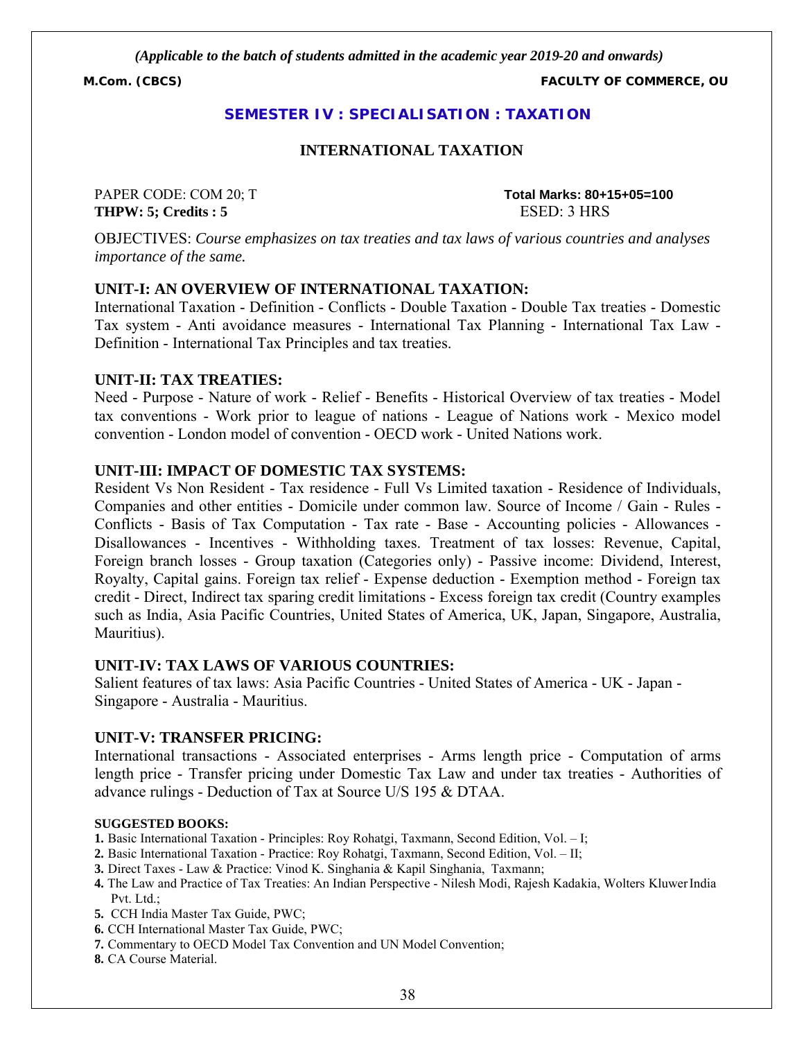*(Applicable to the batch of students admitted in the academic year 2019-20 and onwards)*

**M.Com. (CBCS)** **FACULTY OF COMMERCE, OU**

## SEMESTER IV : SPECIALISATION : TAXATION

# INTERNATIONAL TAXATION

PAPER CODE: COM 20; T **Total Marks: 80+15+05=100**
**THPW: 5; Credits : 5** ESED: 3 HRS

OBJECTIVES: *Course emphasizes on tax treaties and tax laws of various countries and analyses importance of the same.*

### UNIT-I: AN OVERVIEW OF INTERNATIONAL TAXATION:

International Taxation - Definition - Conflicts - Double Taxation - Double Tax treaties - Domestic Tax system - Anti avoidance measures - International Tax Planning - International Tax Law - Definition - International Tax Principles and tax treaties.

### UNIT-II: TAX TREATIES:

Need - Purpose - Nature of work - Relief - Benefits - Historical Overview of tax treaties - Model tax conventions - Work prior to league of nations - League of Nations work - Mexico model convention - London model of convention - OECD work - United Nations work.

### UNIT-III: IMPACT OF DOMESTIC TAX SYSTEMS:

Resident Vs Non Resident - Tax residence - Full Vs Limited taxation - Residence of Individuals, Companies and other entities - Domicile under common law. Source of Income / Gain - Rules - Conflicts - Basis of Tax Computation - Tax rate - Base - Accounting policies - Allowances - Disallowances - Incentives - Withholding taxes. Treatment of tax losses: Revenue, Capital, Foreign branch losses - Group taxation (Categories only) - Passive income: Dividend, Interest, Royalty, Capital gains. Foreign tax relief - Expense deduction - Exemption method - Foreign tax credit - Direct, Indirect tax sparing credit limitations - Excess foreign tax credit (Country examples such as India, Asia Pacific Countries, United States of America, UK, Japan, Singapore, Australia, Mauritius).

### UNIT-IV: TAX LAWS OF VARIOUS COUNTRIES:

Salient features of tax laws: Asia Pacific Countries - United States of America - UK - Japan - Singapore - Australia - Mauritius.

### UNIT-V: TRANSFER PRICING:

International transactions - Associated enterprises - Arms length price - Computation of arms length price - Transfer pricing under Domestic Tax Law and under tax treaties - Authorities of advance rulings - Deduction of Tax at Source U/S 195 & DTAA.

**SUGGESTED BOOKS:**

1. Basic International Taxation - Principles: Roy Rohatgi, Taxmann, Second Edition, Vol. – I;
2. Basic International Taxation - Practice: Roy Rohatgi, Taxmann, Second Edition, Vol. – II;
3. Direct Taxes - Law & Practice: Vinod K. Singhania & Kapil Singhania, Taxmann;
4. The Law and Practice of Tax Treaties: An Indian Perspective - Nilesh Modi, Rajesh Kadakia, Wolters Kluwer India Pvt. Ltd.;
5. CCH India Master Tax Guide, PWC;
6. CCH International Master Tax Guide, PWC;
7. Commentary to OECD Model Tax Convention and UN Model Convention;
8. CA Course Material.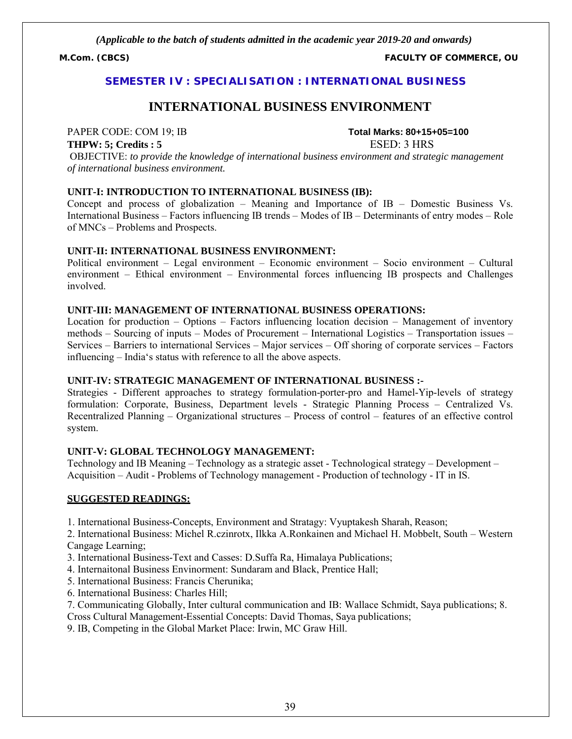*(Applicable to the batch of students admitted in the academic year 2019-20 and onwards)*

**M.Com. (CBCS)** **FACULTY OF COMMERCE, OU**

## SEMESTER IV : SPECIALISATION : INTERNATIONAL BUSINESS

# INTERNATIONAL BUSINESS ENVIRONMENT

PAPER CODE: COM 19; IB **Total Marks: 80+15+05=100**

**THPW: 5; Credits : 5** ESED: 3 HRS

OBJECTIVE: *to provide the knowledge of international business environment and strategic management of international business environment.*

### UNIT-I: INTRODUCTION TO INTERNATIONAL BUSINESS (IB):

Concept and process of globalization – Meaning and Importance of IB – Domestic Business Vs. International Business – Factors influencing IB trends – Modes of IB – Determinants of entry modes – Role of MNCs – Problems and Prospects.

### UNIT-II: INTERNATIONAL BUSINESS ENVIRONMENT:

Political environment – Legal environment – Economic environment – Socio environment – Cultural environment – Ethical environment – Environmental forces influencing IB prospects and Challenges involved.

### UNIT-III: MANAGEMENT OF INTERNATIONAL BUSINESS OPERATIONS:

Location for production – Options – Factors influencing location decision – Management of inventory methods – Sourcing of inputs – Modes of Procurement – International Logistics – Transportation issues – Services – Barriers to international Services – Major services – Off shoring of corporate services – Factors influencing – India's status with reference to all the above aspects.

### UNIT-IV: STRATEGIC MANAGEMENT OF INTERNATIONAL BUSINESS :-

Strategies - Different approaches to strategy formulation-porter-pro and Hamel-Yip-levels of strategy formulation: Corporate, Business, Department levels - Strategic Planning Process – Centralized Vs. Recentralized Planning – Organizational structures – Process of control – features of an effective control system.

### UNIT-V: GLOBAL TECHNOLOGY MANAGEMENT:

Technology and IB Meaning – Technology as a strategic asset - Technological strategy – Development – Acquisition – Audit - Problems of Technology management - Production of technology - IT in IS.

### SUGGESTED READINGS:

1. International Business-Concepts, Environment and Stratagy: Vyuptakesh Sharah, Reason;
2. International Business: Michel R.czinrotx, Ilkka A.Ronkainen and Michael H. Mobbelt, South – Western Cangage Learning;
3. International Business-Text and Casses: D.Suffa Ra, Himalaya Publications;
4. Internaitonal Business Envinorment: Sundaram and Black, Prentice Hall;
5. International Business: Francis Cherunika;
6. International Business: Charles Hill;
7. Communicating Globally, Inter cultural communication and IB: Wallace Schmidt, Saya publications;
8. Cross Cultural Management-Essential Concepts: David Thomas, Saya publications;
9. IB, Competing in the Global Market Place: Irwin, MC Graw Hill.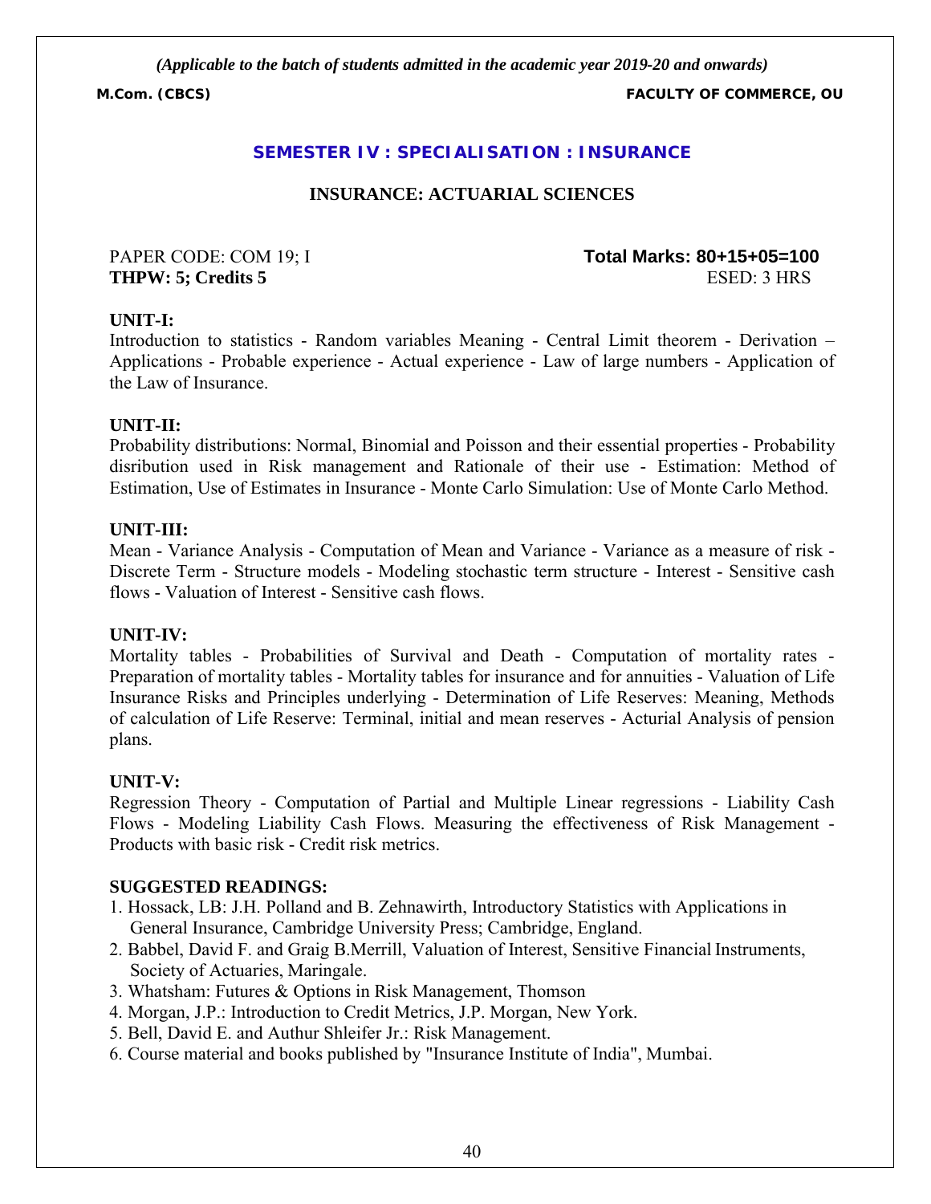*(Applicable to the batch of students admitted in the academic year 2019-20 and onwards)*

**M.Com. (CBCS)** **FACULTY OF COMMERCE, OU**

## SEMESTER IV : SPECIALISATION : INSURANCE

### INSURANCE: ACTUARIAL SCIENCES

PAPER CODE: COM 19; I **Total Marks: 80+15+05=100**
**THPW: 5; Credits 5** ESED: 3 HRS

**UNIT-I:**
Introduction to statistics - Random variables Meaning - Central Limit theorem - Derivation – Applications - Probable experience - Actual experience - Law of large numbers - Application of the Law of Insurance.

**UNIT-II:**
Probability distributions: Normal, Binomial and Poisson and their essential properties - Probability disribution used in Risk management and Rationale of their use - Estimation: Method of Estimation, Use of Estimates in Insurance - Monte Carlo Simulation: Use of Monte Carlo Method.

**UNIT-III:**
Mean - Variance Analysis - Computation of Mean and Variance - Variance as a measure of risk - Discrete Term - Structure models - Modeling stochastic term structure - Interest - Sensitive cash flows - Valuation of Interest - Sensitive cash flows.

**UNIT-IV:**
Mortality tables - Probabilities of Survival and Death - Computation of mortality rates - Preparation of mortality tables - Mortality tables for insurance and for annuities - Valuation of Life Insurance Risks and Principles underlying - Determination of Life Reserves: Meaning, Methods of calculation of Life Reserve: Terminal, initial and mean reserves - Acturial Analysis of pension plans.

**UNIT-V:**
Regression Theory - Computation of Partial and Multiple Linear regressions - Liability Cash Flows - Modeling Liability Cash Flows. Measuring the effectiveness of Risk Management - Products with basic risk - Credit risk metrics.

**SUGGESTED READINGS:**

1. Hossack, LB: J.H. Polland and B. Zehnawirth, Introductory Statistics with Applications in General Insurance, Cambridge University Press; Cambridge, England.
2. Babbel, David F. and Graig B.Merrill, Valuation of Interest, Sensitive Financial Instruments, Society of Actuaries, Maringale.
3. Whatsham: Futures & Options in Risk Management, Thomson
4. Morgan, J.P.: Introduction to Credit Metrics, J.P. Morgan, New York.
5. Bell, David E. and Authur Shleifer Jr.: Risk Management.
6. Course material and books published by "Insurance Institute of India", Mumbai.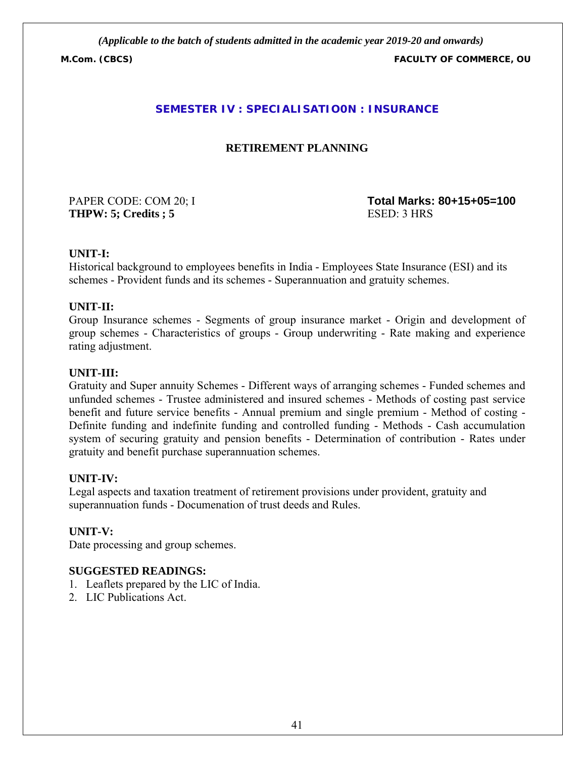*(Applicable to the batch of students admitted in the academic year 2019-20 and onwards)*

**M.Com. (CBCS)** **FACULTY OF COMMERCE, OU**

## SEMESTER IV : SPECIALISATIO0N : INSURANCE

### RETIREMENT PLANNING

PAPER CODE: COM 20; I **Total Marks: 80+15+05=100**
**THPW: 5; Credits ; 5** ESED: 3 HRS

**UNIT-I:**
Historical background to employees benefits in India - Employees State Insurance (ESI) and its schemes - Provident funds and its schemes - Superannuation and gratuity schemes.

**UNIT-II:**
Group Insurance schemes - Segments of group insurance market - Origin and development of group schemes - Characteristics of groups - Group underwriting - Rate making and experience rating adjustment.

**UNIT-III:**
Gratuity and Super annuity Schemes - Different ways of arranging schemes - Funded schemes and unfunded schemes - Trustee administered and insured schemes - Methods of costing past service benefit and future service benefits - Annual premium and single premium - Method of costing - Definite funding and indefinite funding and controlled funding - Methods - Cash accumulation system of securing gratuity and pension benefits - Determination of contribution - Rates under gratuity and benefit purchase superannuation schemes.

**UNIT-IV:**
Legal aspects and taxation treatment of retirement provisions under provident, gratuity and superannuation funds - Documenation of trust deeds and Rules.

**UNIT-V:**
Date processing and group schemes.

**SUGGESTED READINGS:**
1. Leaflets prepared by the LIC of India.
2. LIC Publications Act.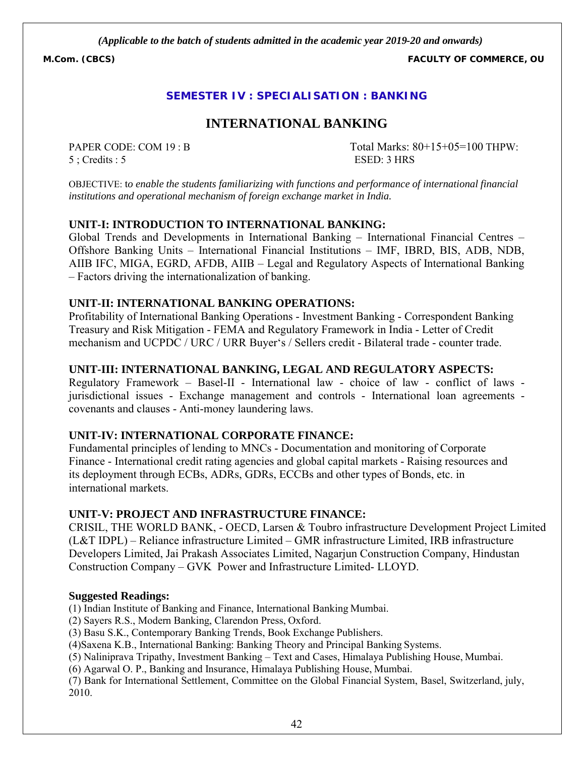*(Applicable to the batch of students admitted in the academic year 2019-20 and onwards)*

**M.Com. (CBCS)** **FACULTY OF COMMERCE, OU**

## SEMESTER IV : SPECIALISATION : BANKING

# INTERNATIONAL BANKING

PAPER CODE: COM 19 : B Total Marks: 80+15+05=100 THPW: 5 ; Credits : 5 ESED: 3 HRS

OBJECTIVE: t*o enable the students familiarizing with functions and performance of international financial institutions and operational mechanism of foreign exchange market in India.*

### UNIT-I: INTRODUCTION TO INTERNATIONAL BANKING:

Global Trends and Developments in International Banking – International Financial Centres – Offshore Banking Units – International Financial Institutions – IMF, IBRD, BIS, ADB, NDB, AIIB IFC, MIGA, EGRD, AFDB, AIIB – Legal and Regulatory Aspects of International Banking – Factors driving the internationalization of banking.

### UNIT-II: INTERNATIONAL BANKING OPERATIONS:

Profitability of International Banking Operations - Investment Banking - Correspondent Banking Treasury and Risk Mitigation - FEMA and Regulatory Framework in India - Letter of Credit mechanism and UCPDC / URC / URR Buyer's / Sellers credit - Bilateral trade - counter trade.

### UNIT-III: INTERNATIONAL BANKING, LEGAL AND REGULATORY ASPECTS:

Regulatory Framework – Basel-II - International law - choice of law - conflict of laws - jurisdictional issues - Exchange management and controls - International loan agreements - covenants and clauses - Anti-money laundering laws.

### UNIT-IV: INTERNATIONAL CORPORATE FINANCE:

Fundamental principles of lending to MNCs - Documentation and monitoring of Corporate Finance - International credit rating agencies and global capital markets - Raising resources and its deployment through ECBs, ADRs, GDRs, ECCBs and other types of Bonds, etc. in international markets.

### UNIT-V: PROJECT AND INFRASTRUCTURE FINANCE:

CRISIL, THE WORLD BANK, - OECD, Larsen & Toubro infrastructure Development Project Limited (L&T IDPL) – Reliance infrastructure Limited – GMR infrastructure Limited, IRB infrastructure Developers Limited, Jai Prakash Associates Limited, Nagarjun Construction Company, Hindustan Construction Company – GVK Power and Infrastructure Limited- LLOYD.

**Suggested Readings:**

(1) Indian Institute of Banking and Finance, International Banking Mumbai.
(2) Sayers R.S., Modern Banking, Clarendon Press, Oxford.
(3) Basu S.K., Contemporary Banking Trends, Book Exchange Publishers.
(4)Saxena K.B., International Banking: Banking Theory and Principal Banking Systems.
(5) Naliniprava Tripathy, Investment Banking – Text and Cases, Himalaya Publishing House, Mumbai.
(6) Agarwal O. P., Banking and Insurance, Himalaya Publishing House, Mumbai.
(7) Bank for International Settlement, Committee on the Global Financial System, Basel, Switzerland, july, 2010.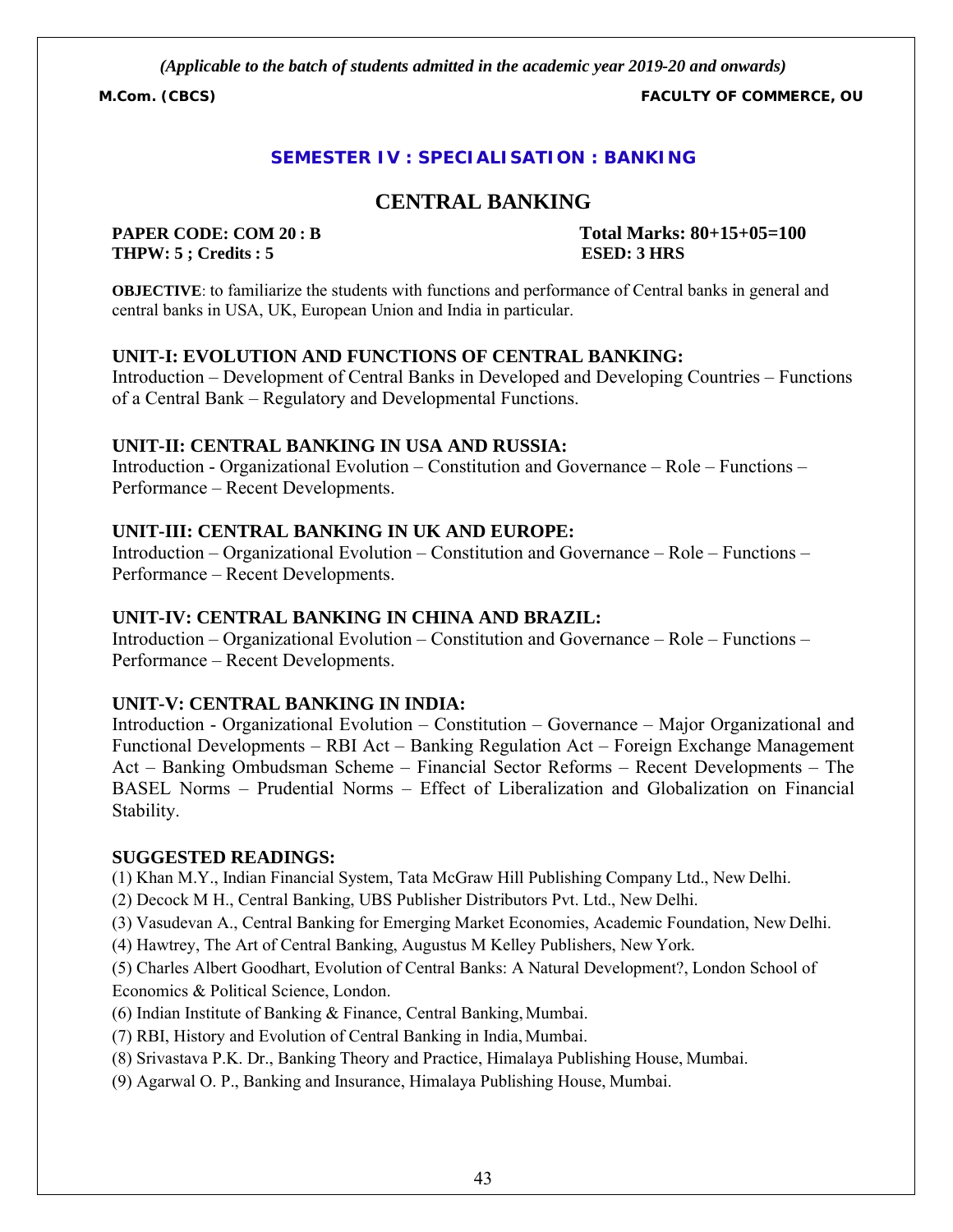*(Applicable to the batch of students admitted in the academic year 2019-20 and onwards)*

**M.Com. (CBCS)** **FACULTY OF COMMERCE, OU**

## SEMESTER IV : SPECIALISATION : BANKING

# CENTRAL BANKING

**PAPER CODE: COM 20 : B** **Total Marks: 80+15+05=100**
**THPW: 5 ; Credits : 5** **ESED: 3 HRS**

**OBJECTIVE**: to familiarize the students with functions and performance of Central banks in general and central banks in USA, UK, European Union and India in particular.

### UNIT-I: EVOLUTION AND FUNCTIONS OF CENTRAL BANKING:

Introduction – Development of Central Banks in Developed and Developing Countries – Functions of a Central Bank – Regulatory and Developmental Functions.

### UNIT-II: CENTRAL BANKING IN USA AND RUSSIA:

Introduction - Organizational Evolution – Constitution and Governance – Role – Functions – Performance – Recent Developments.

### UNIT-III: CENTRAL BANKING IN UK AND EUROPE:

Introduction – Organizational Evolution – Constitution and Governance – Role – Functions – Performance – Recent Developments.

### UNIT-IV: CENTRAL BANKING IN CHINA AND BRAZIL:

Introduction – Organizational Evolution – Constitution and Governance – Role – Functions – Performance – Recent Developments.

### UNIT-V: CENTRAL BANKING IN INDIA:

Introduction - Organizational Evolution – Constitution – Governance – Major Organizational and Functional Developments – RBI Act – Banking Regulation Act – Foreign Exchange Management Act – Banking Ombudsman Scheme – Financial Sector Reforms – Recent Developments – The BASEL Norms – Prudential Norms – Effect of Liberalization and Globalization on Financial Stability.

### SUGGESTED READINGS:

(1) Khan M.Y., Indian Financial System, Tata McGraw Hill Publishing Company Ltd., New Delhi.
(2) Decock M H., Central Banking, UBS Publisher Distributors Pvt. Ltd., New Delhi.
(3) Vasudevan A., Central Banking for Emerging Market Economies, Academic Foundation, New Delhi.
(4) Hawtrey, The Art of Central Banking, Augustus M Kelley Publishers, New York.
(5) Charles Albert Goodhart, Evolution of Central Banks: A Natural Development?, London School of Economics & Political Science, London.
(6) Indian Institute of Banking & Finance, Central Banking, Mumbai.
(7) RBI, History and Evolution of Central Banking in India, Mumbai.
(8) Srivastava P.K. Dr., Banking Theory and Practice, Himalaya Publishing House, Mumbai.
(9) Agarwal O. P., Banking and Insurance, Himalaya Publishing House, Mumbai.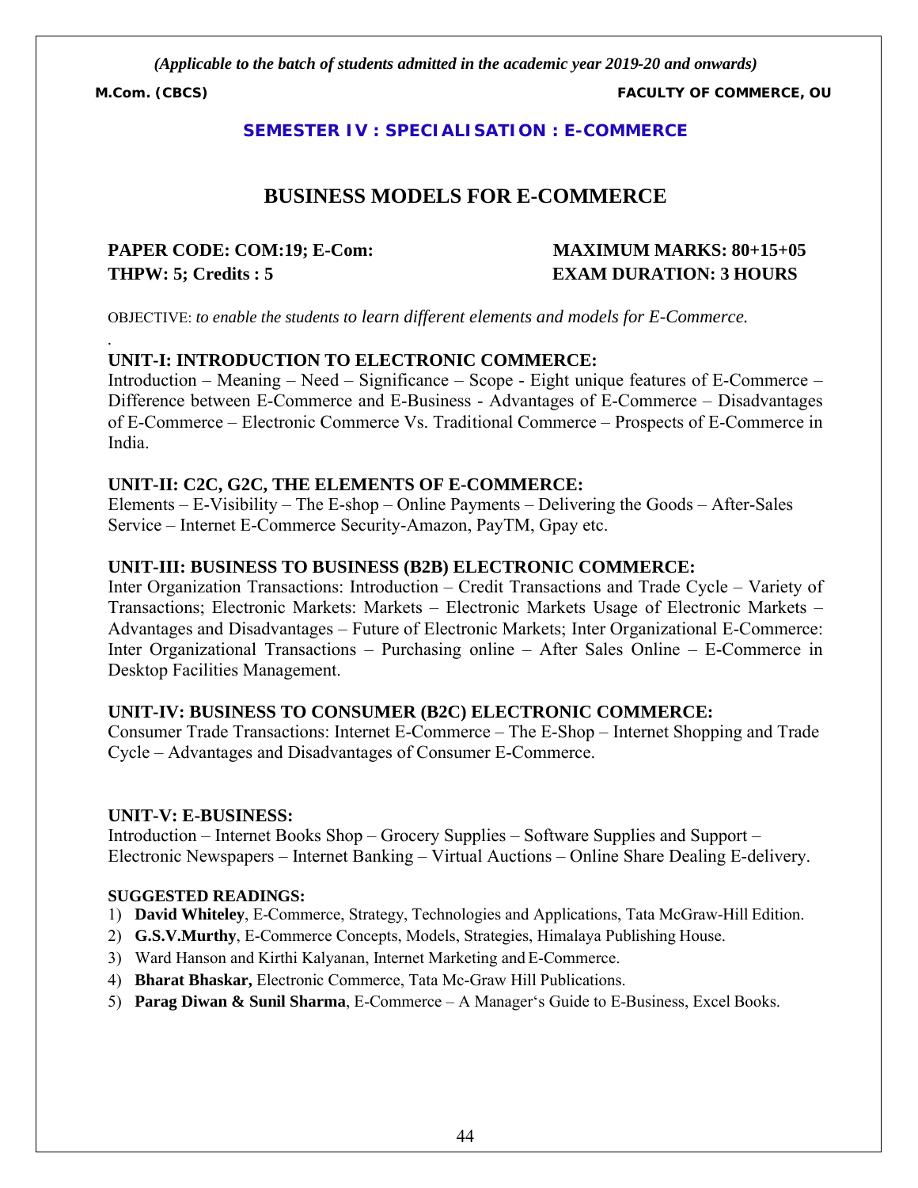*(Applicable to the batch of students admitted in the academic year 2019-20 and onwards)*

**M.Com. (CBCS)** **FACULTY OF COMMERCE, OU**

**SEMESTER IV : SPECIALISATION : E-COMMERCE**

# BUSINESS MODELS FOR E-COMMERCE

**PAPER CODE: COM:19; E-Com:** **MAXIMUM MARKS: 80+15+05**
**THPW: 5; Credits : 5** **EXAM DURATION: 3 HOURS**

OBJECTIVE: *to enable the students to learn different elements and models for E-Commerce.*

### UNIT-I: INTRODUCTION TO ELECTRONIC COMMERCE:

Introduction – Meaning – Need – Significance – Scope - Eight unique features of E-Commerce – Difference between E-Commerce and E-Business - Advantages of E-Commerce – Disadvantages of E-Commerce – Electronic Commerce Vs. Traditional Commerce – Prospects of E-Commerce in India.

### UNIT-II: C2C, G2C, THE ELEMENTS OF E-COMMERCE:

Elements – E-Visibility – The E-shop – Online Payments – Delivering the Goods – After-Sales Service – Internet E-Commerce Security-Amazon, PayTM, Gpay etc.

### UNIT-III: BUSINESS TO BUSINESS (B2B) ELECTRONIC COMMERCE:

Inter Organization Transactions: Introduction – Credit Transactions and Trade Cycle – Variety of Transactions; Electronic Markets: Markets – Electronic Markets Usage of Electronic Markets – Advantages and Disadvantages – Future of Electronic Markets; Inter Organizational E-Commerce: Inter Organizational Transactions – Purchasing online – After Sales Online – E-Commerce in Desktop Facilities Management.

### UNIT-IV: BUSINESS TO CONSUMER (B2C) ELECTRONIC COMMERCE:

Consumer Trade Transactions: Internet E-Commerce – The E-Shop – Internet Shopping and Trade Cycle – Advantages and Disadvantages of Consumer E-Commerce.

### UNIT-V: E-BUSINESS:

Introduction – Internet Books Shop – Grocery Supplies – Software Supplies and Support – Electronic Newspapers – Internet Banking – Virtual Auctions – Online Share Dealing E-delivery.

**SUGGESTED READINGS:**

1) **David Whiteley**, E-Commerce, Strategy, Technologies and Applications, Tata McGraw-Hill Edition.
2) **G.S.V.Murthy**, E-Commerce Concepts, Models, Strategies, Himalaya Publishing House.
3) Ward Hanson and Kirthi Kalyanan, Internet Marketing and E-Commerce.
4) **Bharat Bhaskar,** Electronic Commerce, Tata Mc-Graw Hill Publications.
5) **Parag Diwan & Sunil Sharma**, E-Commerce – A Manager's Guide to E-Business, Excel Books.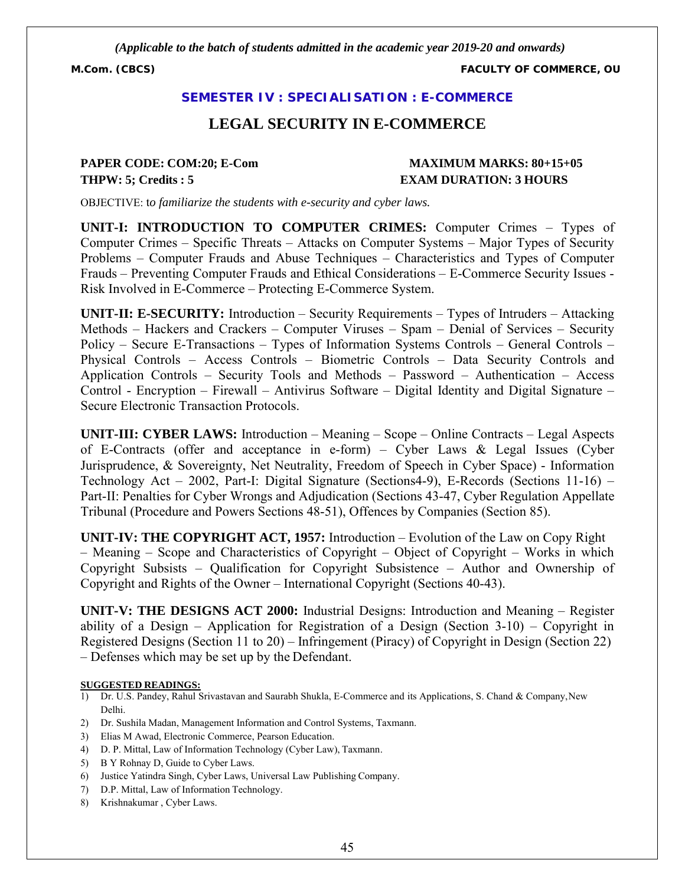*(Applicable to the batch of students admitted in the academic year 2019-20 and onwards)*

**M.Com. (CBCS)** **FACULTY OF COMMERCE, OU**

## SEMESTER IV : SPECIALISATION : E-COMMERCE

# LEGAL SECURITY IN E-COMMERCE

**PAPER CODE: COM:20; E-Com** **MAXIMUM MARKS: 80+15+05**
**THPW: 5; Credits : 5** **EXAM DURATION: 3 HOURS**

OBJECTIVE: t*o familiarize the students with e-security and cyber laws.*

**UNIT-I: INTRODUCTION TO COMPUTER CRIMES:** Computer Crimes – Types of Computer Crimes – Specific Threats – Attacks on Computer Systems – Major Types of Security Problems – Computer Frauds and Abuse Techniques – Characteristics and Types of Computer Frauds – Preventing Computer Frauds and Ethical Considerations – E-Commerce Security Issues - Risk Involved in E-Commerce – Protecting E-Commerce System.

**UNIT-II: E-SECURITY:** Introduction – Security Requirements – Types of Intruders – Attacking Methods – Hackers and Crackers – Computer Viruses – Spam – Denial of Services – Security Policy – Secure E-Transactions – Types of Information Systems Controls – General Controls – Physical Controls – Access Controls – Biometric Controls – Data Security Controls and Application Controls – Security Tools and Methods – Password – Authentication – Access Control - Encryption – Firewall – Antivirus Software – Digital Identity and Digital Signature – Secure Electronic Transaction Protocols.

**UNIT-III: CYBER LAWS:** Introduction – Meaning – Scope – Online Contracts – Legal Aspects of E-Contracts (offer and acceptance in e-form) – Cyber Laws & Legal Issues (Cyber Jurisprudence, & Sovereignty, Net Neutrality, Freedom of Speech in Cyber Space) - Information Technology Act – 2002, Part-I: Digital Signature (Sections4-9), E-Records (Sections 11-16) – Part-II: Penalties for Cyber Wrongs and Adjudication (Sections 43-47, Cyber Regulation Appellate Tribunal (Procedure and Powers Sections 48-51), Offences by Companies (Section 85).

**UNIT-IV: THE COPYRIGHT ACT, 1957:** Introduction – Evolution of the Law on Copy Right – Meaning – Scope and Characteristics of Copyright – Object of Copyright – Works in which Copyright Subsists – Qualification for Copyright Subsistence – Author and Ownership of Copyright and Rights of the Owner – International Copyright (Sections 40-43).

**UNIT-V: THE DESIGNS ACT 2000:** Industrial Designs: Introduction and Meaning – Register ability of a Design – Application for Registration of a Design (Section 3-10) – Copyright in Registered Designs (Section 11 to 20) – Infringement (Piracy) of Copyright in Design (Section 22) – Defenses which may be set up by the Defendant.

**SUGGESTED READINGS:**

1) Dr. U.S. Pandey, Rahul Srivastavan and Saurabh Shukla, E-Commerce and its Applications, S. Chand & Company,New Delhi.
2) Dr. Sushila Madan, Management Information and Control Systems, Taxmann.
3) Elias M Awad, Electronic Commerce, Pearson Education.
4) D. P. Mittal, Law of Information Technology (Cyber Law), Taxmann.
5) B Y Rohnay D, Guide to Cyber Laws.
6) Justice Yatindra Singh, Cyber Laws, Universal Law Publishing Company.
7) D.P. Mittal, Law of Information Technology.
8) Krishnakumar , Cyber Laws.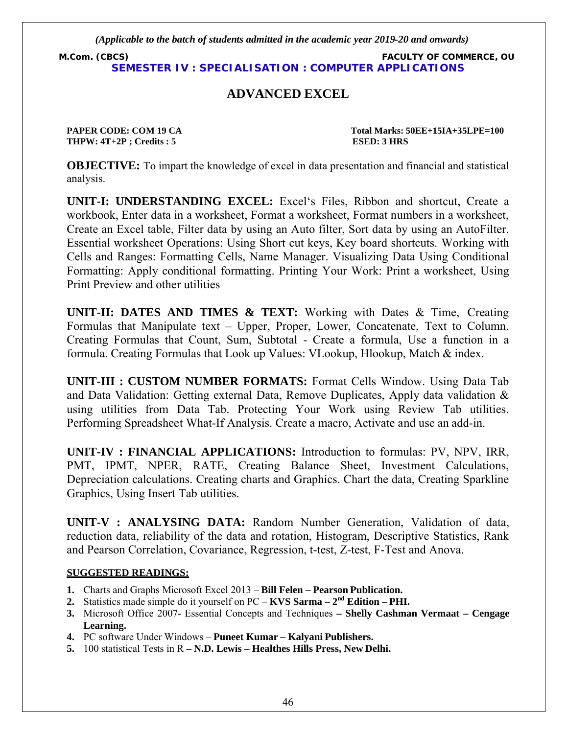*(Applicable to the batch of students admitted in the academic year 2019-20 and onwards)*

**M.Com. (CBCS)** **FACULTY OF COMMERCE, OU**

**SEMESTER IV : SPECIALISATION : COMPUTER APPLICATIONS**

# ADVANCED EXCEL

**PAPER CODE: COM 19 CA** **Total Marks: 50EE+15IA+35LPE=100**
**THPW: 4T+2P ; Credits : 5** **ESED: 3 HRS**

**OBJECTIVE:** To impart the knowledge of excel in data presentation and financial and statistical analysis.

**UNIT-I: UNDERSTANDING EXCEL:** Excel's Files, Ribbon and shortcut, Create a workbook, Enter data in a worksheet, Format a worksheet, Format numbers in a worksheet, Create an Excel table, Filter data by using an Auto filter, Sort data by using an AutoFilter. Essential worksheet Operations: Using Short cut keys, Key board shortcuts. Working with Cells and Ranges: Formatting Cells, Name Manager. Visualizing Data Using Conditional Formatting: Apply conditional formatting. Printing Your Work: Print a worksheet, Using Print Preview and other utilities

**UNIT-II: DATES AND TIMES & TEXT:** Working with Dates & Time, Creating Formulas that Manipulate text – Upper, Proper, Lower, Concatenate, Text to Column. Creating Formulas that Count, Sum, Subtotal - Create a formula, Use a function in a formula. Creating Formulas that Look up Values: VLookup, Hlookup, Match & index.

**UNIT-III : CUSTOM NUMBER FORMATS:** Format Cells Window. Using Data Tab and Data Validation: Getting external Data, Remove Duplicates, Apply data validation & using utilities from Data Tab. Protecting Your Work using Review Tab utilities. Performing Spreadsheet What-If Analysis. Create a macro, Activate and use an add-in.

**UNIT-IV : FINANCIAL APPLICATIONS:** Introduction to formulas: PV, NPV, IRR, PMT, IPMT, NPER, RATE, Creating Balance Sheet, Investment Calculations, Depreciation calculations. Creating charts and Graphics. Chart the data, Creating Sparkline Graphics, Using Insert Tab utilities.

**UNIT-V : ANALYSING DATA:** Random Number Generation, Validation of data, reduction data, reliability of the data and rotation, Histogram, Descriptive Statistics, Rank and Pearson Correlation, Covariance, Regression, t-test, Z-test, F-Test and Anova.

**SUGGESTED READINGS:**

1. Charts and Graphs Microsoft Excel 2013 – **Bill Felen – Pearson Publication.**
2. Statistics made simple do it yourself on PC – **KVS Sarma – 2nd Edition – PHI.**
3. Microsoft Office 2007- Essential Concepts and Techniques **– Shelly Cashman Vermaat – Cengage Learning.**
4. PC software Under Windows – **Puneet Kumar – Kalyani Publishers.**
5. 100 statistical Tests in R **– N.D. Lewis – Healthes Hills Press, New Delhi.**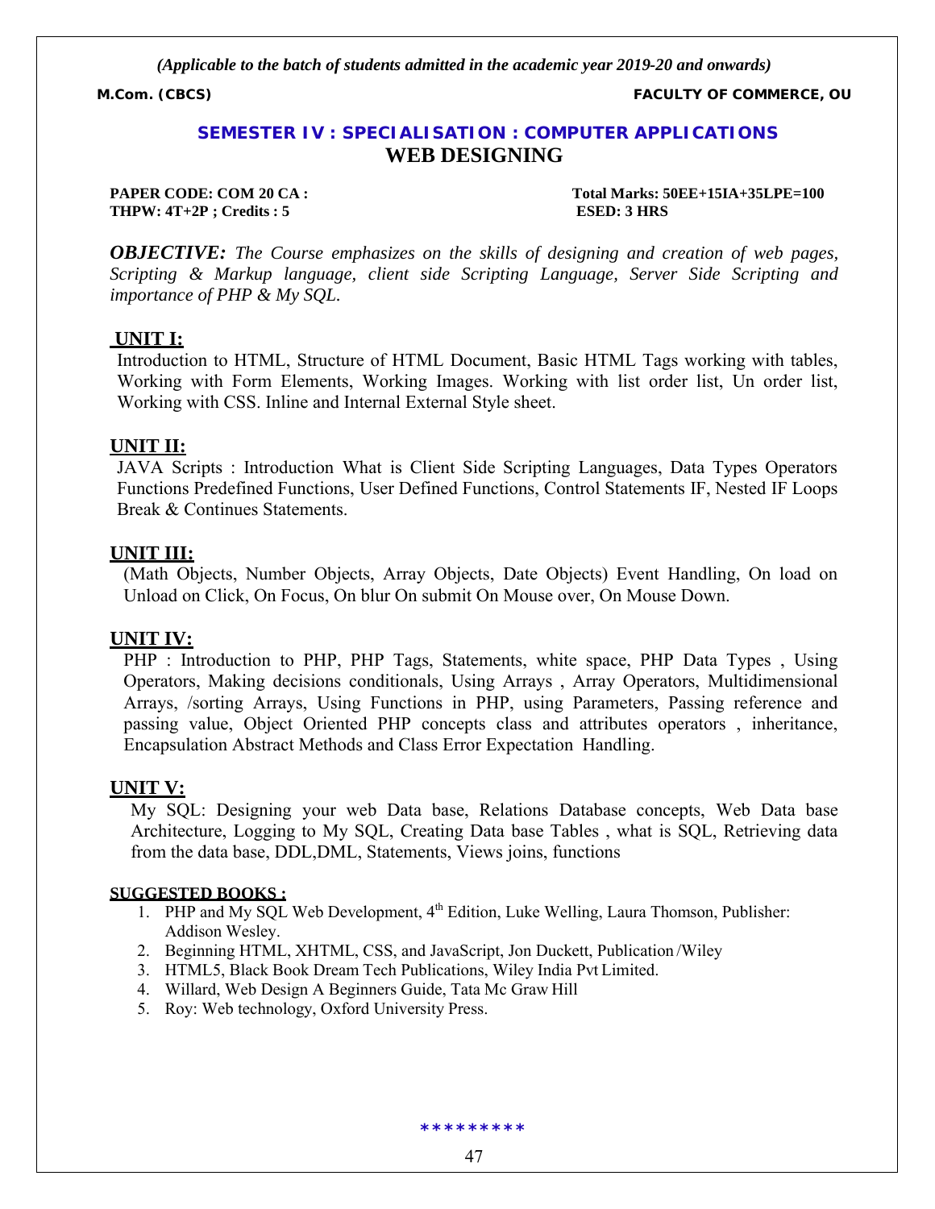*(Applicable to the batch of students admitted in the academic year 2019-20 and onwards)*

**M.Com. (CBCS)** **FACULTY OF COMMERCE, OU**

## SEMESTER IV : SPECIALISATION : COMPUTER APPLICATIONS

# WEB DESIGNING

**PAPER CODE: COM 20 CA :** **Total Marks: 50EE+15IA+35LPE=100**
**THPW: 4T+2P ; Credits : 5** **ESED: 3 HRS**

***OBJECTIVE:*** *The Course emphasizes on the skills of designing and creation of web pages, Scripting & Markup language, client side Scripting Language, Server Side Scripting and importance of PHP & My SQL.*

### UNIT I:

Introduction to HTML, Structure of HTML Document, Basic HTML Tags working with tables, Working with Form Elements, Working Images. Working with list order list, Un order list, Working with CSS. Inline and Internal External Style sheet.

### UNIT II:

JAVA Scripts : Introduction What is Client Side Scripting Languages, Data Types Operators Functions Predefined Functions, User Defined Functions, Control Statements IF, Nested IF Loops Break & Continues Statements.

### UNIT III:

(Math Objects, Number Objects, Array Objects, Date Objects) Event Handling, On load on Unload on Click, On Focus, On blur On submit On Mouse over, On Mouse Down.

### UNIT IV:

PHP : Introduction to PHP, PHP Tags, Statements, white space, PHP Data Types , Using Operators, Making decisions conditionals, Using Arrays , Array Operators, Multidimensional Arrays, /sorting Arrays, Using Functions in PHP, using Parameters, Passing reference and passing value, Object Oriented PHP concepts class and attributes operators , inheritance, Encapsulation Abstract Methods and Class Error Expectation Handling.

### UNIT V:

My SQL: Designing your web Data base, Relations Database concepts, Web Data base Architecture, Logging to My SQL, Creating Data base Tables , what is SQL, Retrieving data from the data base, DDL,DML, Statements, Views joins, functions

**SUGGESTED BOOKS :**

1. PHP and My SQL Web Development, 4th Edition, Luke Welling, Laura Thomson, Publisher: Addison Wesley.
2. Beginning HTML, XHTML, CSS, and JavaScript, Jon Duckett, Publication /Wiley
3. HTML5, Black Book Dream Tech Publications, Wiley India Pvt Limited.
4. Willard, Web Design A Beginners Guide, Tata Mc Graw Hill
5. Roy: Web technology, Oxford University Press.

*********